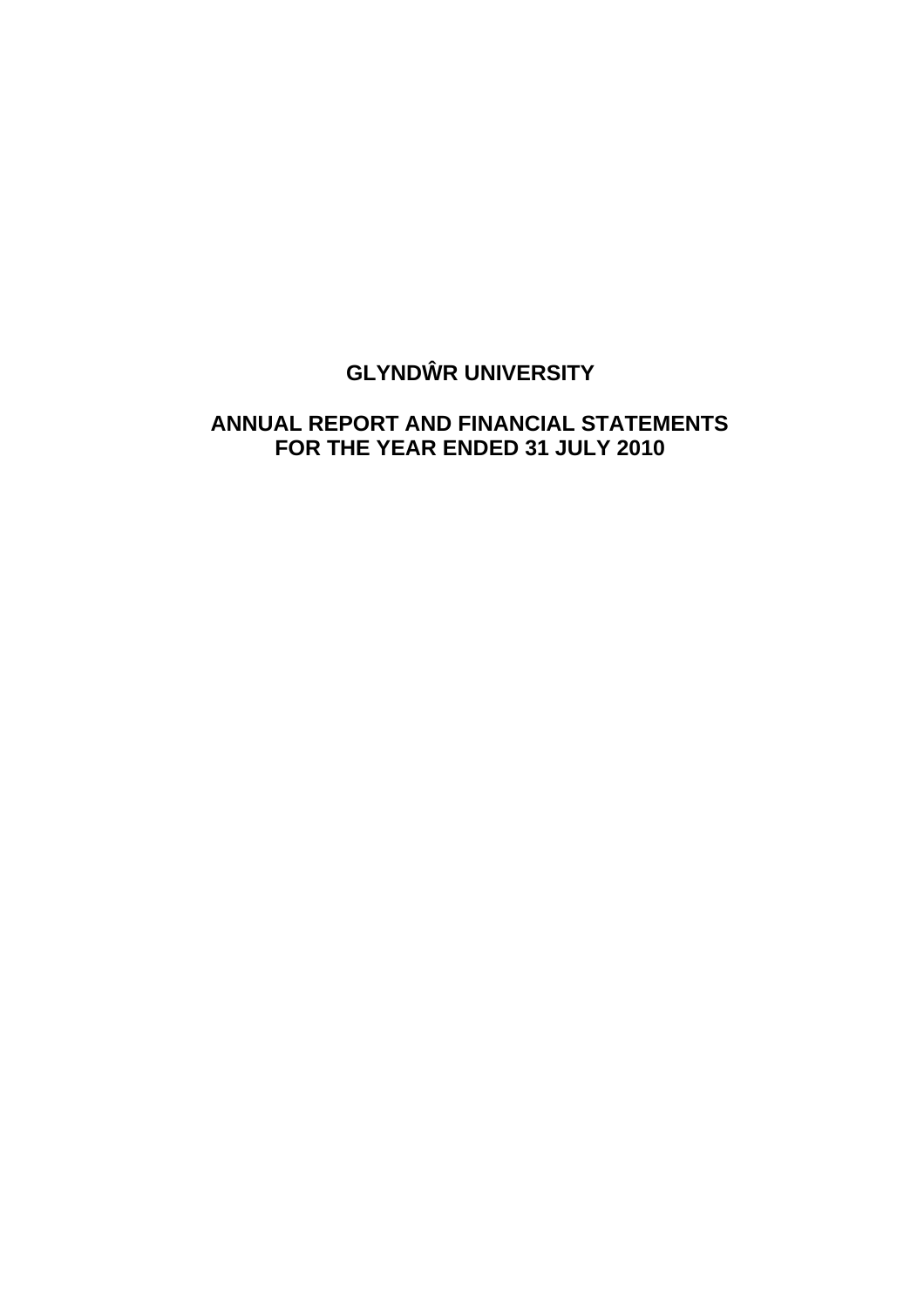# GLYNDŴR UNIVERSITY

## ANNUAL REPORT AND FINANCIAL STATEMENTS FOR THE YEAR ENDED 31 JULY 2010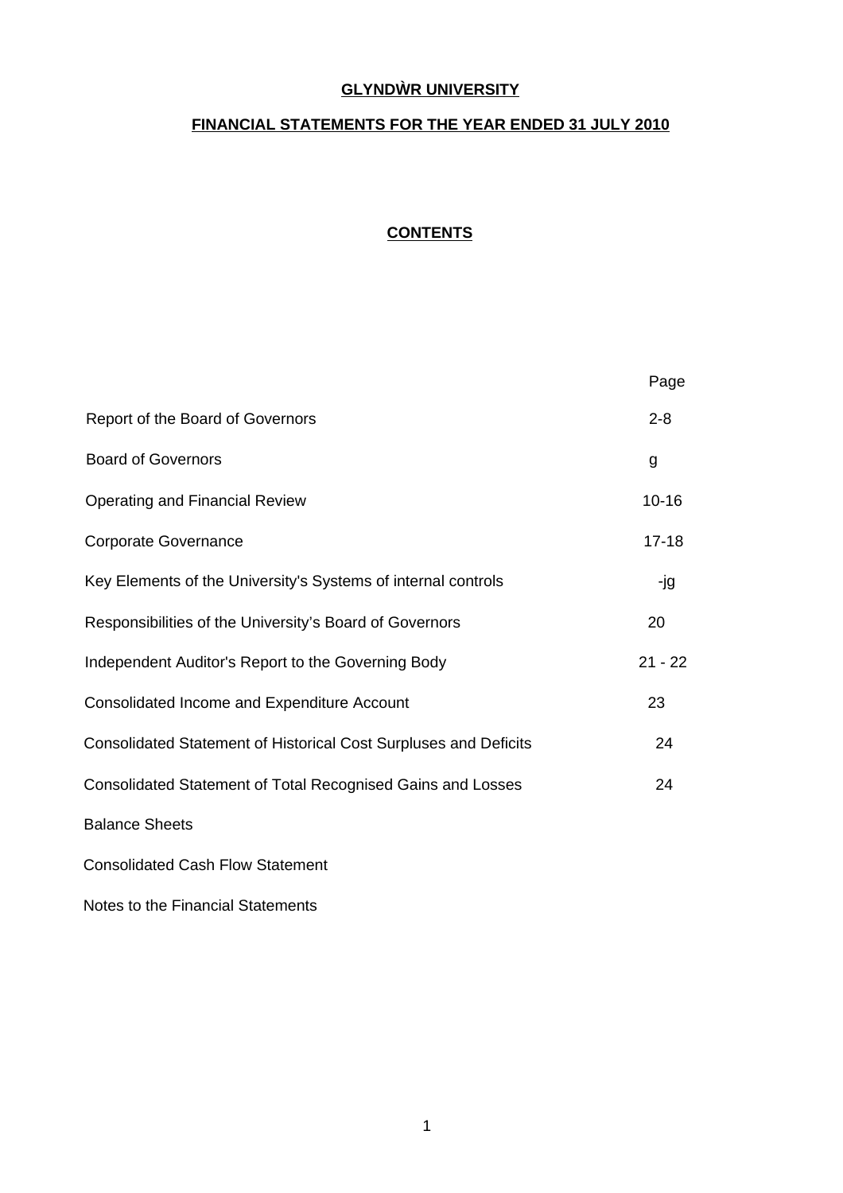# GLYNDẀR UNIVERSITY

## FINANCIAL STATEMENTS FOR THE YEAR ENDED 31 JULY 2010

### CONTENTS

| | Page |
|---|---|
| Report of the Board of Governors | 2-8 |
| Board of Governors | g |
| Operating and Financial Review | 10-16 |
| Corporate Governance | 17-18 |
| Key Elements of the University's Systems of internal controls | -jg |
| Responsibilities of the University's Board of Governors | 20 |
| Independent Auditor's Report to the Governing Body | 21 - 22 |
| Consolidated Income and Expenditure Account | 23 |
| Consolidated Statement of Historical Cost Surpluses and Deficits | 24 |
| Consolidated Statement of Total Recognised Gains and Losses | 24 |
| Balance Sheets | |
| Consolidated Cash Flow Statement | |
| Notes to the Financial Statements | |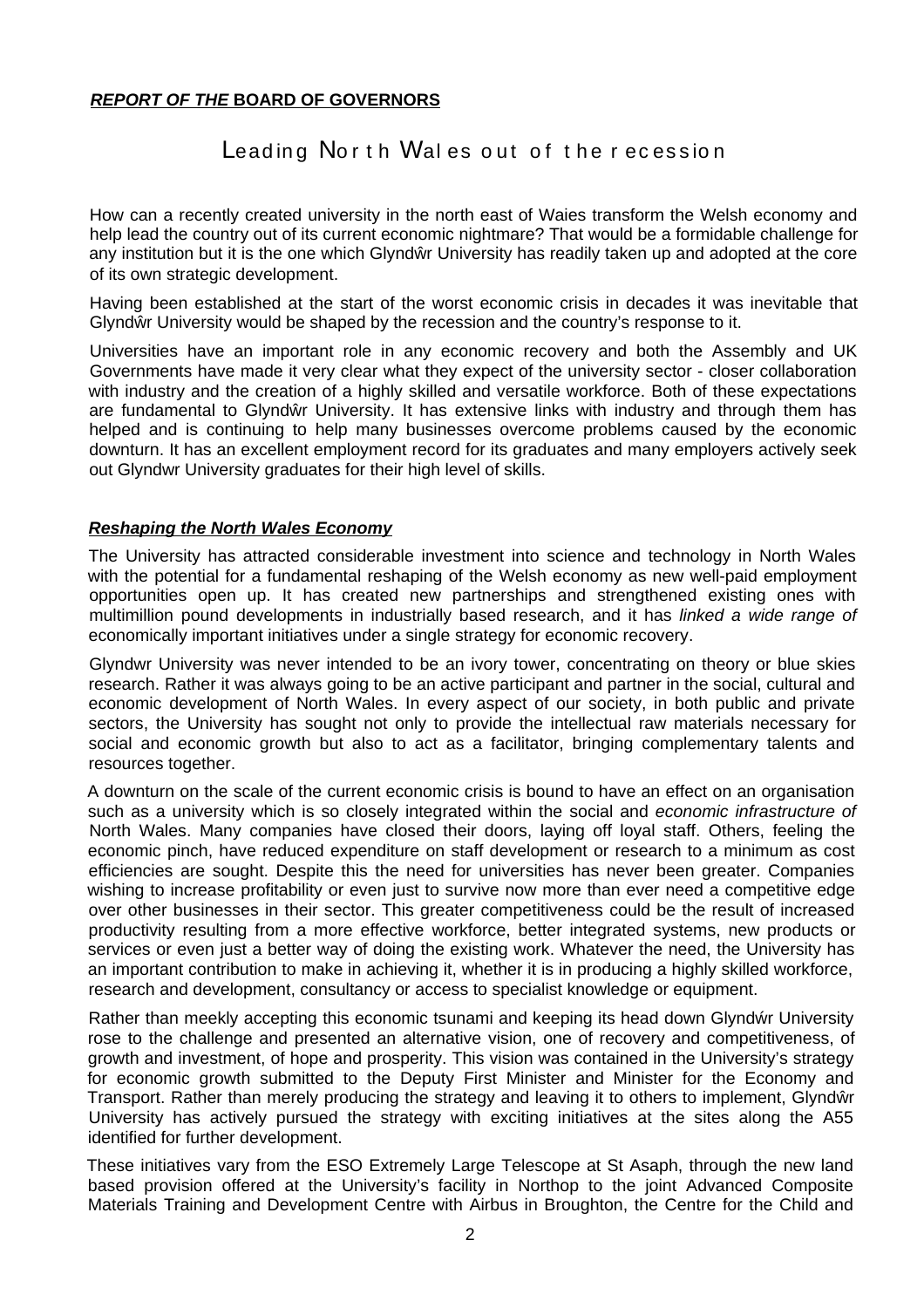***REPORT OF THE* BOARD OF GOVERNORS**

# Leading North Wales out of the recession

How can a recently created university in the north east of Waies transform the Welsh economy and help lead the country out of its current economic nightmare? That would be a formidable challenge for any institution but it is the one which Glyndŵr University has readily taken up and adopted at the core of its own strategic development.

Having been established at the start of the worst economic crisis in decades it was inevitable that Glyndŵr University would be shaped by the recession and the country's response to it.

Universities have an important role in any economic recovery and both the Assembly and UK Governments have made it very clear what they expect of the university sector - closer collaboration with industry and the creation of a highly skilled and versatile workforce. Both of these expectations are fundamental to Glyndŵr University. It has extensive links with industry and through them has helped and is continuing to help many businesses overcome problems caused by the economic downturn. It has an excellent employment record for its graduates and many employers actively seek out Glyndwr University graduates for their high level of skills.

## ***Reshaping the North Wales Economy***

The University has attracted considerable investment into science and technology in North Wales with the potential for a fundamental reshaping of the Welsh economy as new well-paid employment opportunities open up. It has created new partnerships and strengthened existing ones with multimillion pound developments in industrially based research, and it has *linked a wide range of* economically important initiatives under a single strategy for economic recovery.

Glyndwr University was never intended to be an ivory tower, concentrating on theory or blue skies research. Rather it was always going to be an active participant and partner in the social, cultural and economic development of North Wales. In every aspect of our society, in both public and private sectors, the University has sought not only to provide the intellectual raw materials necessary for social and economic growth but also to act as a facilitator, bringing complementary talents and resources together.

A downturn on the scale of the current economic crisis is bound to have an effect on an organisation such as a university which is so closely integrated within the social and *economic infrastructure of* North Wales. Many companies have closed their doors, laying off loyal staff. Others, feeling the economic pinch, have reduced expenditure on staff development or research to a minimum as cost efficiencies are sought. Despite this the need for universities has never been greater. Companies wishing to increase profitability or even just to survive now more than ever need a competitive edge over other businesses in their sector. This greater competitiveness could be the result of increased productivity resulting from a more effective workforce, better integrated systems, new products or services or even just a better way of doing the existing work. Whatever the need, the University has an important contribution to make in achieving it, whether it is in producing a highly skilled workforce, research and development, consultancy or access to specialist knowledge or equipment.

Rather than meekly accepting this economic tsunami and keeping its head down Glyndẃr University rose to the challenge and presented an alternative vision, one of recovery and competitiveness, of growth and investment, of hope and prosperity. This vision was contained in the University's strategy for economic growth submitted to the Deputy First Minister and Minister for the Economy and Transport. Rather than merely producing the strategy and leaving it to others to implement, Glyndŵr University has actively pursued the strategy with exciting initiatives at the sites along the A55 identified for further development.

These initiatives vary from the ESO Extremely Large Telescope at St Asaph, through the new land based provision offered at the University's facility in Northop to the joint Advanced Composite Materials Training and Development Centre with Airbus in Broughton, the Centre for the Child and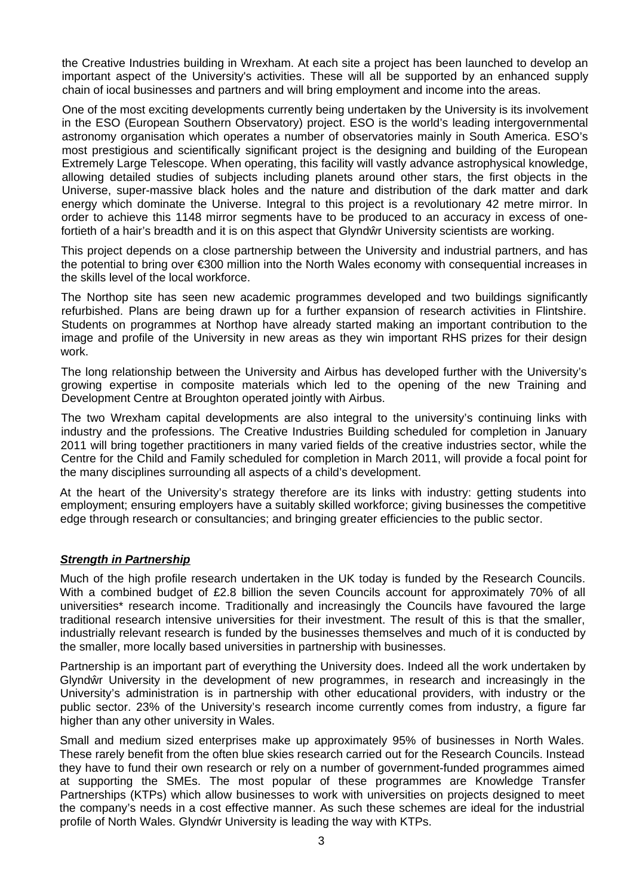the Creative Industries building in Wrexham. At each site a project has been launched to develop an important aspect of the University's activities. These will all be supported by an enhanced supply chain of iocal businesses and partners and will bring employment and income into the areas.

One of the most exciting developments currently being undertaken by the University is its involvement in the ESO (European Southern Observatory) project. ESO is the world's leading intergovernmental astronomy organisation which operates a number of observatories mainly in South America. ESO's most prestigious and scientifically significant project is the designing and building of the European Extremely Large Telescope. When operating, this facility will vastly advance astrophysical knowledge, allowing detailed studies of subjects including planets around other stars, the first objects in the Universe, super-massive black holes and the nature and distribution of the dark matter and dark energy which dominate the Universe. Integral to this project is a revolutionary 42 metre mirror. In order to achieve this 1148 mirror segments have to be produced to an accuracy in excess of one-fortieth of a hair's breadth and it is on this aspect that Glyndŵr University scientists are working.

This project depends on a close partnership between the University and industrial partners, and has the potential to bring over €300 million into the North Wales economy with consequential increases in the skills level of the local workforce.

The Northop site has seen new academic programmes developed and two buildings significantly refurbished. Plans are being drawn up for a further expansion of research activities in Flintshire. Students on programmes at Northop have already started making an important contribution to the image and profile of the University in new areas as they win important RHS prizes for their design work.

The long relationship between the University and Airbus has developed further with the University's growing expertise in composite materials which led to the opening of the new Training and Development Centre at Broughton operated jointly with Airbus.

The two Wrexham capital developments are also integral to the university's continuing links with industry and the professions. The Creative Industries Building scheduled for completion in January 2011 will bring together practitioners in many varied fields of the creative industries sector, while the Centre for the Child and Family scheduled for completion in March 2011, will provide a focal point for the many disciplines surrounding all aspects of a child's development.

At the heart of the University's strategy therefore are its links with industry: getting students into employment; ensuring employers have a suitably skilled workforce; giving businesses the competitive edge through research or consultancies; and bringing greater efficiencies to the public sector.

## ***Strength in Partnership***

Much of the high profile research undertaken in the UK today is funded by the Research Councils. With a combined budget of £2.8 billion the seven Councils account for approximately 70% of all universities* research income. Traditionally and increasingly the Councils have favoured the large traditional research intensive universities for their investment. The result of this is that the smaller, industrially relevant research is funded by the businesses themselves and much of it is conducted by the smaller, more locally based universities in partnership with businesses.

Partnership is an important part of everything the University does. Indeed all the work undertaken by Glyndŵr University in the development of new programmes, in research and increasingly in the University's administration is in partnership with other educational providers, with industry or the public sector. 23% of the University's research income currently comes from industry, a figure far higher than any other university in Wales.

Small and medium sized enterprises make up approximately 95% of businesses in North Wales. These rarely benefit from the often blue skies research carried out for the Research Councils. Instead they have to fund their own research or rely on a number of government-funded programmes aimed at supporting the SMEs. The most popular of these programmes are Knowledge Transfer Partnerships (KTPs) which allow businesses to work with universities on projects designed to meet the company's needs in a cost effective manner. As such these schemes are ideal for the industrial profile of North Wales. Glyndŵr University is leading the way with KTPs.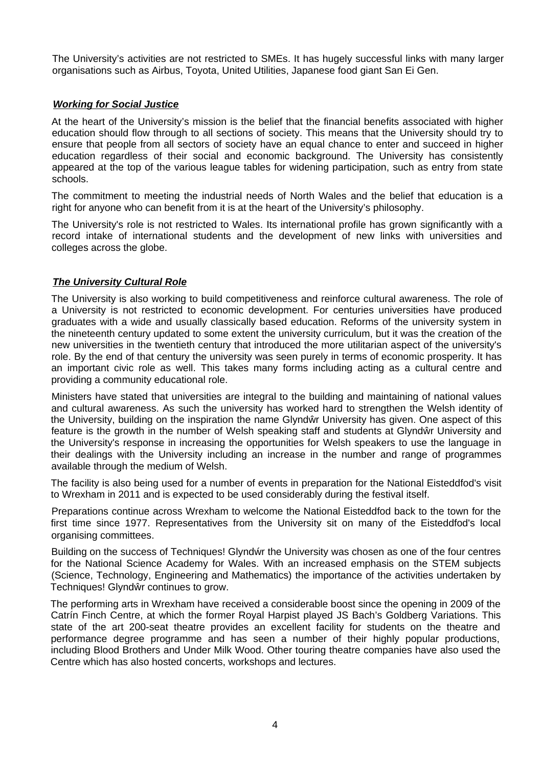The University's activities are not restricted to SMEs. It has hugely successful links with many larger organisations such as Airbus, Toyota, United Utilities, Japanese food giant San Ei Gen.

### ***Working for Social Justice***

At the heart of the University's mission is the belief that the financial benefits associated with higher education should flow through to all sections of society. This means that the University should try to ensure that people from all sectors of society have an equal chance to enter and succeed in higher education regardless of their social and economic background. The University has consistently appeared at the top of the various league tables for widening participation, such as entry from state schools.

The commitment to meeting the industrial needs of North Wales and the belief that education is a right for anyone who can benefit from it is at the heart of the University's philosophy.

The University's role is not restricted to Wales. Its international profile has grown significantly with a record intake of international students and the development of new links with universities and colleges across the globe.

### ***The University Cultural Role***

The University is also working to build competitiveness and reinforce cultural awareness. The role of a University is not restricted to economic development. For centuries universities have produced graduates with a wide and usually classically based education. Reforms of the university system in the nineteenth century updated to some extent the university curriculum, but it was the creation of the new universities in the twentieth century that introduced the more utilitarian aspect of the university's role. By the end of that century the university was seen purely in terms of economic prosperity. It has an important civic role as well. This takes many forms including acting as a cultural centre and providing a community educational role.

Ministers have stated that universities are integral to the building and maintaining of national values and cultural awareness. As such the university has worked hard to strengthen the Welsh identity of the University, building on the inspiration the name Glyndŵr University has given. One aspect of this feature is the growth in the number of Welsh speaking staff and students at Glyndŵr University and the University's response in increasing the opportunities for Welsh speakers to use the language in their dealings with the University including an increase in the number and range of programmes available through the medium of Welsh.

The facility is also being used for a number of events in preparation for the National Eisteddfod's visit to Wrexham in 2011 and is expected to be used considerably during the festival itself.

Preparations continue across Wrexham to welcome the National Eisteddfod back to the town for the first time since 1977. Representatives from the University sit on many of the Eisteddfod's local organising committees.

Building on the success of Techniques! Glyndŵr the University was chosen as one of the four centres for the National Science Academy for Wales. With an increased emphasis on the STEM subjects (Science, Technology, Engineering and Mathematics) the importance of the activities undertaken by Techniques! Glyndŵr continues to grow.

The performing arts in Wrexham have received a considerable boost since the opening in 2009 of the Catrín Finch Centre, at which the former Royal Harpist played JS Bach's Goldberg Variations. This state of the art 200-seat theatre provides an excellent facility for students on the theatre and performance degree programme and has seen a number of their highly popular productions, including Blood Brothers and Under Milk Wood. Other touring theatre companies have also used the Centre which has also hosted concerts, workshops and lectures.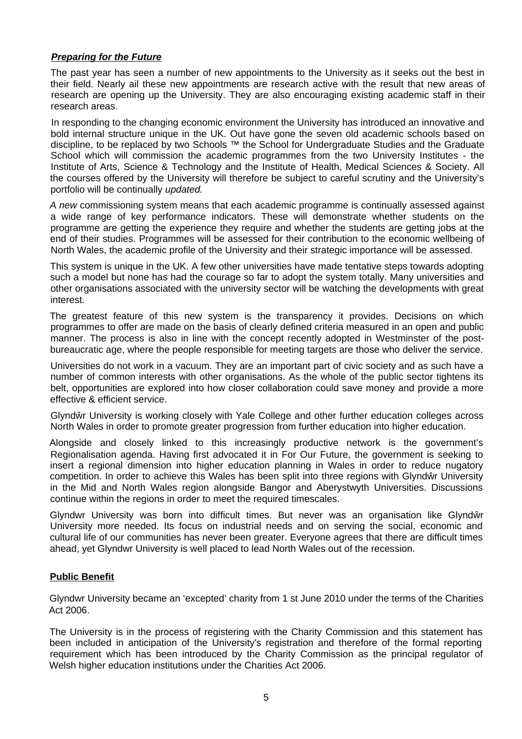***Preparing for the Future***

The past year has seen a number of new appointments to the University as it seeks out the best in their field. Nearly ail these new appointments are research active with the result that new areas of research are opening up the University. They are also encouraging existing academic staff in their research areas.

In responding to the changing economic environment the University has introduced an innovative and bold internal structure unique in the UK. Out have gone the seven old academic schools based on discipline, to be replaced by two Schools ™ the School for Undergraduate Studies and the Graduate School which will commission the academic programmes from the two University Institutes - the Institute of Arts, Science & Technology and the Institute of Health, Medical Sciences & Society. All the courses offered by the University will therefore be subject to careful scrutiny and the University's portfolio will be continually *updated.*

*A new* commissioning system means that each academic programme is continually assessed against a wide range of key performance indicators. These will demonstrate whether students on the programme are getting the experience they require and whether the students are getting jobs at the end of their studies. Programmes will be assessed for their contribution to the economic wellbeing of North Wales, the academic profile of the University and their strategic importance will be assessed.

This system is unique in the UK. A few other universities have made tentative steps towards adopting such a model but none has had the courage so far to adopt the system totally. Many universities and other organisations associated with the university sector will be watching the developments with great interest.

The greatest feature of this new system is the transparency it provides. Decisions on which programmes to offer are made on the basis of clearly defined criteria measured in an open and public manner. The process is also in line with the concept recently adopted in Westminster of the post-bureaucratic age, where the people responsible for meeting targets are those who deliver the service.

Universities do not work in a vacuum. They are an important part of civic society and as such have a number of common interests with other organisations. As the whole of the public sector tightens its belt, opportunities are explored into how closer collaboration could save money and provide a more effective & efficient service.

Glyndŵr University is working closely with Yale College and other further education colleges across North Wales in order to promote greater progression from further education into higher education.

Alongside and closely linked to this increasingly productive network is the government's Regionalisation agenda. Having first advocated it in For Our Future, the government is seeking to insert a regional dimension into higher education planning in Wales in order to reduce nugatory competition. In order to achieve this Wales has been split into three regions with Glyndŵr University in the Mid and North Wales region alongside Bangor and Aberystwyth Universities. Discussions continue within the regions in order to meet the required timescales.

Glyndwr University was born into difficult times. But never was an organisation like Glyndŵr University more needed. Its focus on industrial needs and on serving the social, economic and cultural life of our communities has never been greater. Everyone agrees that there are difficult times ahead, yet Glyndwr University is well placed to lead North Wales out of the recession.

**Public Benefit**

Glyndwr University became an 'excepted' charity from 1 st June 2010 under the terms of the Charities Act 2006.

The University is in the process of registering with the Charity Commission and this statement has been included in anticipation of the University's registration and therefore of the formal reporting requirement which has been introduced by the Charity Commission as the principal regulator of Welsh higher education institutions under the Charities Act 2006.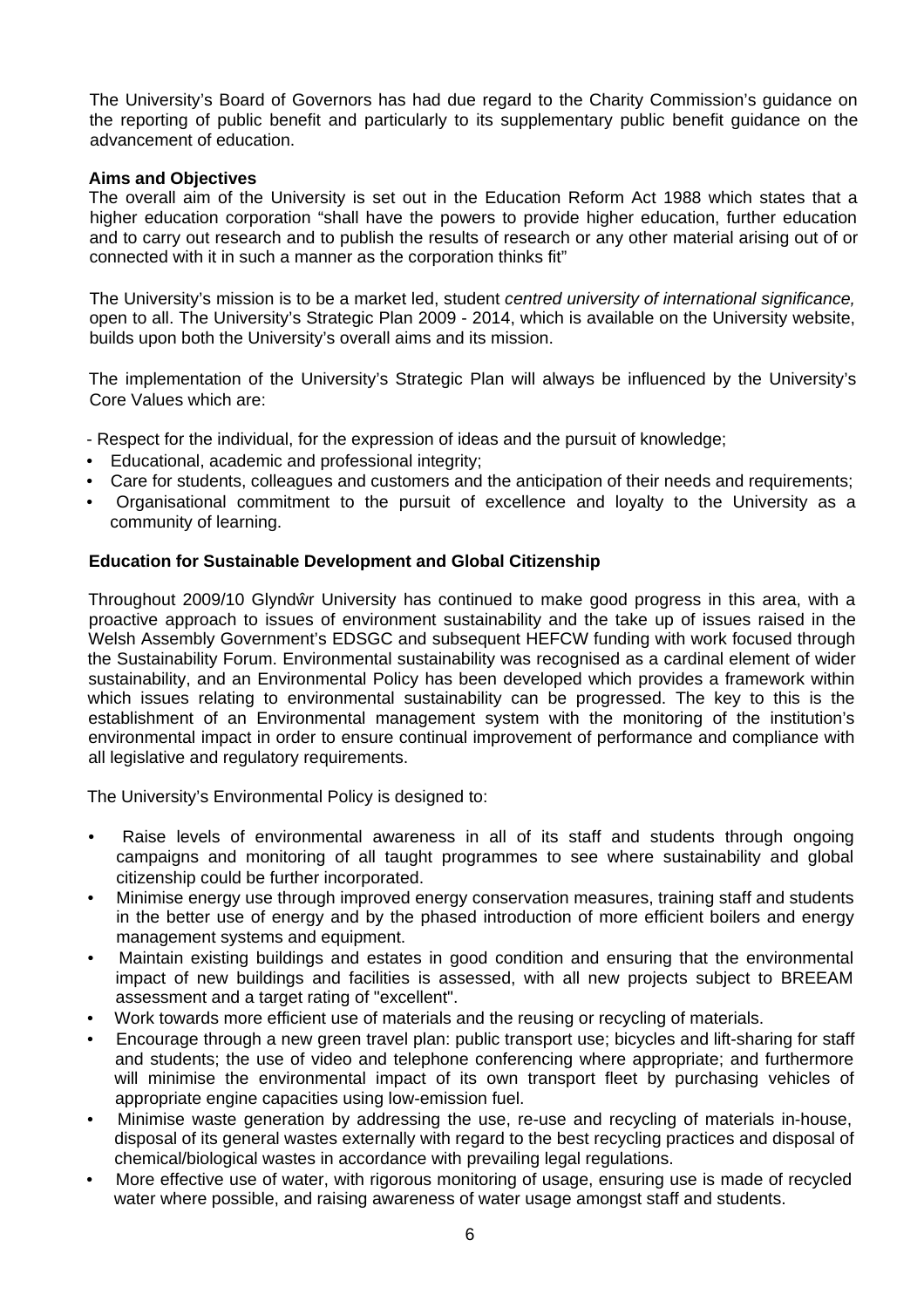The University's Board of Governors has had due regard to the Charity Commission's guidance on the reporting of public benefit and particularly to its supplementary public benefit guidance on the advancement of education.

**Aims and Objectives**

The overall aim of the University is set out in the Education Reform Act 1988 which states that a higher education corporation "shall have the powers to provide higher education, further education and to carry out research and to publish the results of research or any other material arising out of or connected with it in such a manner as the corporation thinks fit"

The University's mission is to be a market led, student *centred university of international significance,* open to all. The University's Strategic Plan 2009 - 2014, which is available on the University website, builds upon both the University's overall aims and its mission.

The implementation of the University's Strategic Plan will always be influenced by the University's Core Values which are:

- Respect for the individual, for the expression of ideas and the pursuit of knowledge;
- Educational, academic and professional integrity;
- Care for students, colleagues and customers and the anticipation of their needs and requirements;
- Organisational commitment to the pursuit of excellence and loyalty to the University as a community of learning.

**Education for Sustainable Development and Global Citizenship**

Throughout 2009/10 Glyndŵr University has continued to make good progress in this area, with a proactive approach to issues of environment sustainability and the take up of issues raised in the Welsh Assembly Government's EDSGC and subsequent HEFCW funding with work focused through the Sustainability Forum. Environmental sustainability was recognised as a cardinal element of wider sustainability, and an Environmental Policy has been developed which provides a framework within which issues relating to environmental sustainability can be progressed. The key to this is the establishment of an Environmental management system with the monitoring of the institution's environmental impact in order to ensure continual improvement of performance and compliance with all legislative and regulatory requirements.

The University's Environmental Policy is designed to:

- Raise levels of environmental awareness in all of its staff and students through ongoing campaigns and monitoring of all taught programmes to see where sustainability and global citizenship could be further incorporated.
- Minimise energy use through improved energy conservation measures, training staff and students in the better use of energy and by the phased introduction of more efficient boilers and energy management systems and equipment.
- Maintain existing buildings and estates in good condition and ensuring that the environmental impact of new buildings and facilities is assessed, with all new projects subject to BREEAM assessment and a target rating of "excellent".
- Work towards more efficient use of materials and the reusing or recycling of materials.
- Encourage through a new green travel plan: public transport use; bicycles and lift-sharing for staff and students; the use of video and telephone conferencing where appropriate; and furthermore will minimise the environmental impact of its own transport fleet by purchasing vehicles of appropriate engine capacities using low-emission fuel.
- Minimise waste generation by addressing the use, re-use and recycling of materials in-house, disposal of its general wastes externally with regard to the best recycling practices and disposal of chemical/biological wastes in accordance with prevailing legal regulations.
- More effective use of water, with rigorous monitoring of usage, ensuring use is made of recycled water where possible, and raising awareness of water usage amongst staff and students.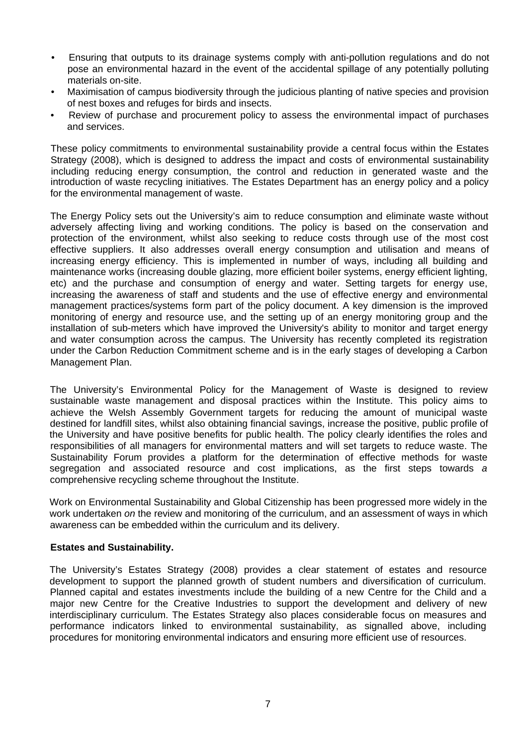- Ensuring that outputs to its drainage systems comply with anti-pollution regulations and do not pose an environmental hazard in the event of the accidental spillage of any potentially polluting materials on-site.
- Maximisation of campus biodiversity through the judicious planting of native species and provision of nest boxes and refuges for birds and insects.
- Review of purchase and procurement policy to assess the environmental impact of purchases and services.

These policy commitments to environmental sustainability provide a central focus within the Estates Strategy (2008), which is designed to address the impact and costs of environmental sustainability including reducing energy consumption, the control and reduction in generated waste and the introduction of waste recycling initiatives. The Estates Department has an energy policy and a policy for the environmental management of waste.

The Energy Policy sets out the University's aim to reduce consumption and eliminate waste without adversely affecting living and working conditions. The policy is based on the conservation and protection of the environment, whilst also seeking to reduce costs through use of the most cost effective suppliers. It also addresses overall energy consumption and utilisation and means of increasing energy efficiency. This is implemented in number of ways, including all building and maintenance works (increasing double glazing, more efficient boiler systems, energy efficient lighting, etc) and the purchase and consumption of energy and water. Setting targets for energy use, increasing the awareness of staff and students and the use of effective energy and environmental management practices/systems form part of the policy document. A key dimension is the improved monitoring of energy and resource use, and the setting up of an energy monitoring group and the installation of sub-meters which have improved the University's ability to monitor and target energy and water consumption across the campus. The University has recently completed its registration under the Carbon Reduction Commitment scheme and is in the early stages of developing a Carbon Management Plan.

The University's Environmental Policy for the Management of Waste is designed to review sustainable waste management and disposal practices within the Institute. This policy aims to achieve the Welsh Assembly Government targets for reducing the amount of municipal waste destined for landfill sites, whilst also obtaining financial savings, increase the positive, public profile of the University and have positive benefits for public health. The policy clearly identifies the roles and responsibilities of all managers for environmental matters and will set targets to reduce waste. The Sustainability Forum provides a platform for the determination of effective methods for waste segregation and associated resource and cost implications, as the first steps towards *a* comprehensive recycling scheme throughout the Institute.

Work on Environmental Sustainability and Global Citizenship has been progressed more widely in the work undertaken *on* the review and monitoring of the curriculum, and an assessment of ways in which awareness can be embedded within the curriculum and its delivery.

**Estates and Sustainability.**

The University's Estates Strategy (2008) provides a clear statement of estates and resource development to support the planned growth of student numbers and diversification of curriculum. Planned capital and estates investments include the building of a new Centre for the Child and a major new Centre for the Creative Industries to support the development and delivery of new interdisciplinary curriculum. The Estates Strategy also places considerable focus on measures and performance indicators linked to environmental sustainability, as signalled above, including procedures for monitoring environmental indicators and ensuring more efficient use of resources.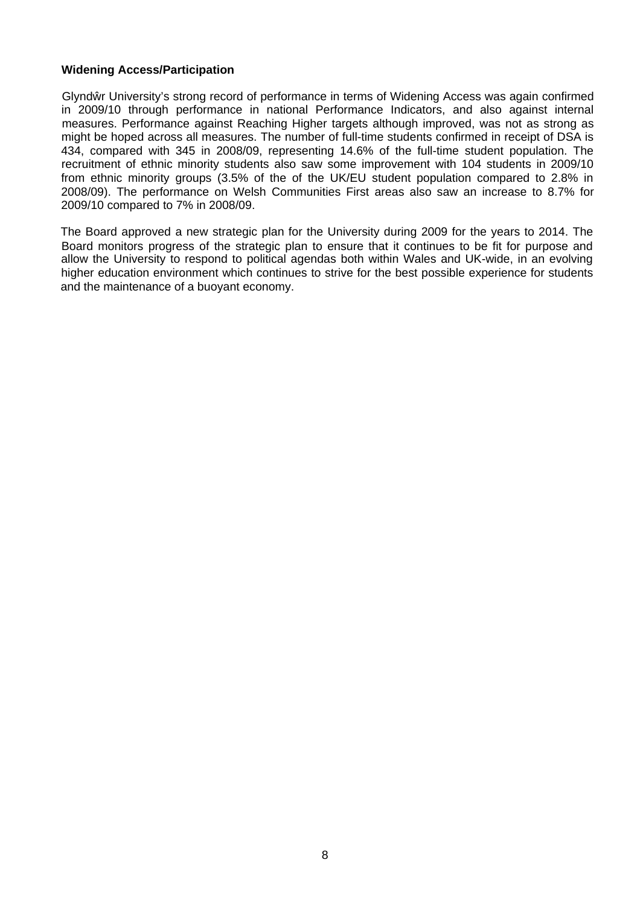**Widening Access/Participation**

Glyndŵr University's strong record of performance in terms of Widening Access was again confirmed in 2009/10 through performance in national Performance Indicators, and also against internal measures. Performance against Reaching Higher targets although improved, was not as strong as might be hoped across all measures. The number of full-time students confirmed in receipt of DSA is 434, compared with 345 in 2008/09, representing 14.6% of the full-time student population. The recruitment of ethnic minority students also saw some improvement with 104 students in 2009/10 from ethnic minority groups (3.5% of the of the UK/EU student population compared to 2.8% in 2008/09). The performance on Welsh Communities First areas also saw an increase to 8.7% for 2009/10 compared to 7% in 2008/09.

The Board approved a new strategic plan for the University during 2009 for the years to 2014. The Board monitors progress of the strategic plan to ensure that it continues to be fit for purpose and allow the University to respond to political agendas both within Wales and UK-wide, in an evolving higher education environment which continues to strive for the best possible experience for students and the maintenance of a buoyant economy.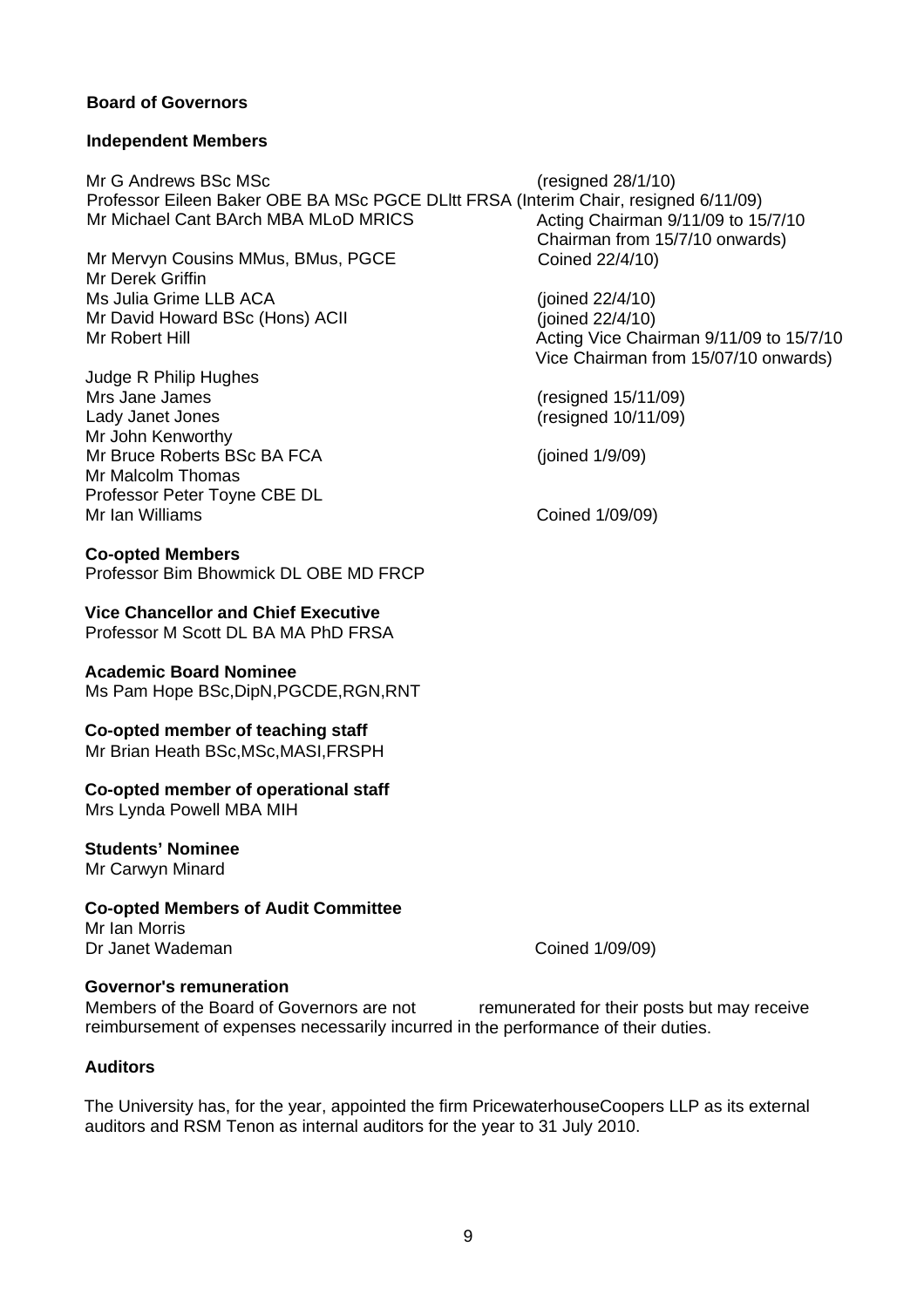**Board of Governors**

**Independent Members**

Mr G Andrews BSc MSc (resigned 28/1/10)
Professor Eileen Baker OBE BA MSc PGCE DLltt FRSA (Interim Chair, resigned 6/11/09)
Mr Michael Cant BArch MBA MLoD MRICS Acting Chairman 9/11/09 to 15/7/10 Chairman from 15/7/10 onwards)
Mr Mervyn Cousins MMus, BMus, PGCE Coined 22/4/10)
Mr Derek Griffin
Ms Julia Grime LLB ACA (joined 22/4/10)
Mr David Howard BSc (Hons) ACII (joined 22/4/10)
Mr Robert Hill Acting Vice Chairman 9/11/09 to 15/7/10 Vice Chairman from 15/07/10 onwards)
Judge R Philip Hughes
Mrs Jane James (resigned 15/11/09)
Lady Janet Jones (resigned 10/11/09)
Mr John Kenworthy
Mr Bruce Roberts BSc BA FCA (joined 1/9/09)
Mr Malcolm Thomas
Professor Peter Toyne CBE DL
Mr Ian Williams Coined 1/09/09)

**Co-opted Members**
Professor Bim Bhowmick DL OBE MD FRCP

**Vice Chancellor and Chief Executive**
Professor M Scott DL BA MA PhD FRSA

**Academic Board Nominee**
Ms Pam Hope BSc,DipN,PGCDE,RGN,RNT

**Co-opted member of teaching staff**
Mr Brian Heath BSc,MSc,MASI,FRSPH

**Co-opted member of operational staff**
Mrs Lynda Powell MBA MIH

**Students' Nominee**
Mr Carwyn Minard

**Co-opted Members of Audit Committee**
Mr Ian Morris
Dr Janet Wademan Coined 1/09/09)

**Governor's remuneration**
Members of the Board of Governors are not remunerated for their posts but may receive reimbursement of expenses necessarily incurred in the performance of their duties.

**Auditors**

The University has, for the year, appointed the firm PricewaterhouseCoopers LLP as its external auditors and RSM Tenon as internal auditors for the year to 31 July 2010.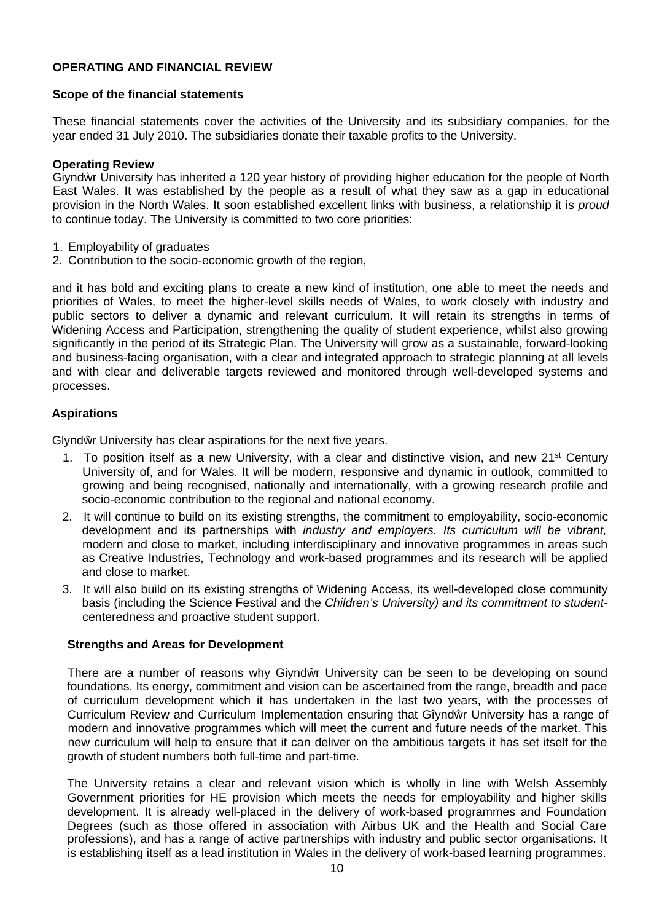**OPERATING AND FINANCIAL REVIEW**

**Scope of the financial statements**

These financial statements cover the activities of the University and its subsidiary companies, for the year ended 31 July 2010. The subsidiaries donate their taxable profits to the University.

**Operating Review**

Giyndŵr University has inherited a 120 year history of providing higher education for the people of North East Wales. It was established by the people as a result of what they saw as a gap in educational provision in the North Wales. It soon established excellent links with business, a relationship it is *proud* to continue today. The University is committed to two core priorities:

1. Employability of graduates
2. Contribution to the socio-economic growth of the region,

and it has bold and exciting plans to create a new kind of institution, one able to meet the needs and priorities of Wales, to meet the higher-level skills needs of Wales, to work closely with industry and public sectors to deliver a dynamic and relevant curriculum. It will retain its strengths in terms of Widening Access and Participation, strengthening the quality of student experience, whilst also growing significantly in the period of its Strategic Plan. The University will grow as a sustainable, forward-looking and business-facing organisation, with a clear and integrated approach to strategic planning at all levels and with clear and deliverable targets reviewed and monitored through well-developed systems and processes.

**Aspirations**

Glyndŵr University has clear aspirations for the next five years.

1. To position itself as a new University, with a clear and distinctive vision, and new 21st Century University of, and for Wales. It will be modern, responsive and dynamic in outlook, committed to growing and being recognised, nationally and internationally, with a growing research profile and socio-economic contribution to the regional and national economy.
2. It will continue to build on its existing strengths, the commitment to employability, socio-economic development and its partnerships with *industry and employers. Its curriculum will be vibrant,* modern and close to market, including interdisciplinary and innovative programmes in areas such as Creative Industries, Technology and work-based programmes and its research will be applied and close to market.
3. It will also build on its existing strengths of Widening Access, its well-developed close community basis (including the Science Festival and the *Children's University) and its commitment to student-*centeredness and proactive student support.

**Strengths and Areas for Development**

There are a number of reasons why Giyndŵr University can be seen to be developing on sound foundations. Its energy, commitment and vision can be ascertained from the range, breadth and pace of curriculum development which it has undertaken in the last two years, with the processes of Curriculum Review and Curriculum Implementation ensuring that Gîyndŵr University has a range of modern and innovative programmes which will meet the current and future needs of the market. This new curriculum will help to ensure that it can deliver on the ambitious targets it has set itself for the growth of student numbers both full-time and part-time.

The University retains a clear and relevant vision which is wholly in line with Welsh Assembly Government priorities for HE provision which meets the needs for employability and higher skills development. It is already well-placed in the delivery of work-based programmes and Foundation Degrees (such as those offered in association with Airbus UK and the Health and Social Care professions), and has a range of active partnerships with industry and public sector organisations. It is establishing itself as a lead institution in Wales in the delivery of work-based learning programmes.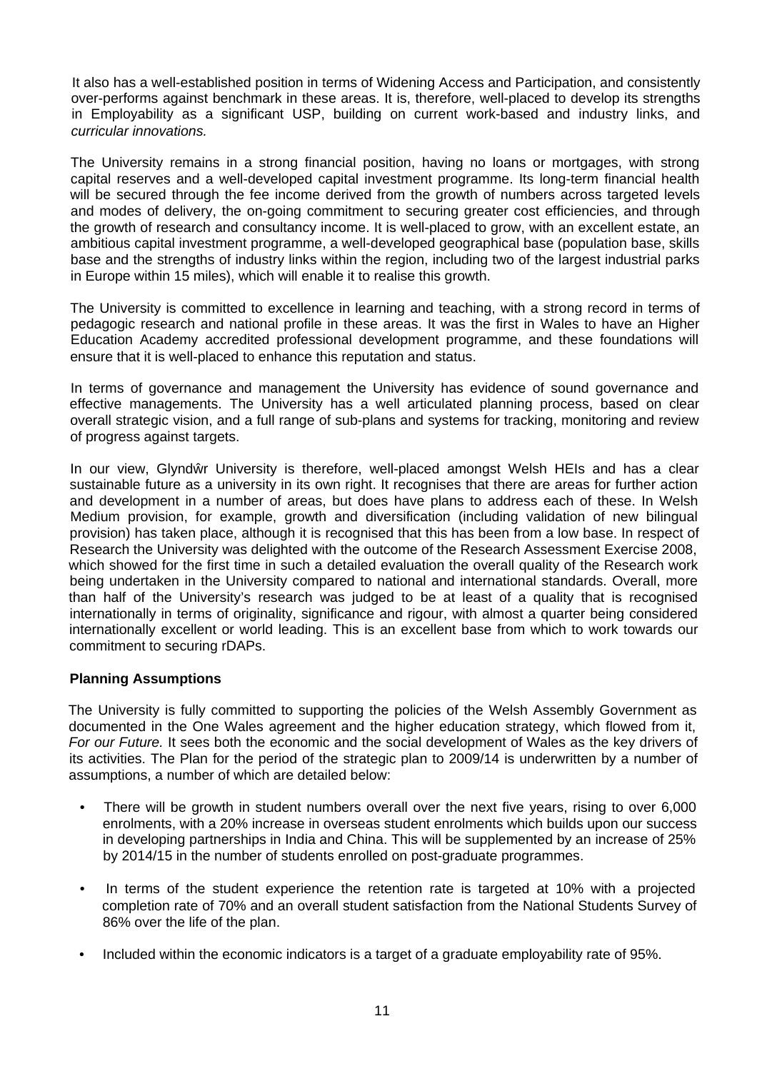It also has a well-established position in terms of Widening Access and Participation, and consistently over-performs against benchmark in these areas. It is, therefore, well-placed to develop its strengths in Employability as a significant USP, building on current work-based and industry links, and *curricular innovations.*

The University remains in a strong financial position, having no loans or mortgages, with strong capital reserves and a well-developed capital investment programme. Its long-term financial health will be secured through the fee income derived from the growth of numbers across targeted levels and modes of delivery, the on-going commitment to securing greater cost efficiencies, and through the growth of research and consultancy income. It is well-placed to grow, with an excellent estate, an ambitious capital investment programme, a well-developed geographical base (population base, skills base and the strengths of industry links within the region, including two of the largest industrial parks in Europe within 15 miles), which will enable it to realise this growth.

The University is committed to excellence in learning and teaching, with a strong record in terms of pedagogic research and national profile in these areas. It was the first in Wales to have an Higher Education Academy accredited professional development programme, and these foundations will ensure that it is well-placed to enhance this reputation and status.

In terms of governance and management the University has evidence of sound governance and effective managements. The University has a well articulated planning process, based on clear overall strategic vision, and a full range of sub-plans and systems for tracking, monitoring and review of progress against targets.

In our view, Glyndŵr University is therefore, well-placed amongst Welsh HEIs and has a clear sustainable future as a university in its own right. It recognises that there are areas for further action and development in a number of areas, but does have plans to address each of these. In Welsh Medium provision, for example, growth and diversification (including validation of new bilingual provision) has taken place, although it is recognised that this has been from a low base. In respect of Research the University was delighted with the outcome of the Research Assessment Exercise 2008, which showed for the first time in such a detailed evaluation the overall quality of the Research work being undertaken in the University compared to national and international standards. Overall, more than half of the University's research was judged to be at least of a quality that is recognised internationally in terms of originality, significance and rigour, with almost a quarter being considered internationally excellent or world leading. This is an excellent base from which to work towards our commitment to securing rDAPs.

**Planning Assumptions**

The University is fully committed to supporting the policies of the Welsh Assembly Government as documented in the One Wales agreement and the higher education strategy, which flowed from it, *For our Future.* It sees both the economic and the social development of Wales as the key drivers of its activities. The Plan for the period of the strategic plan to 2009/14 is underwritten by a number of assumptions, a number of which are detailed below:

- There will be growth in student numbers overall over the next five years, rising to over 6,000 enrolments, with a 20% increase in overseas student enrolments which builds upon our success in developing partnerships in India and China. This will be supplemented by an increase of 25% by 2014/15 in the number of students enrolled on post-graduate programmes.
- In terms of the student experience the retention rate is targeted at 10% with a projected completion rate of 70% and an overall student satisfaction from the National Students Survey of 86% over the life of the plan.
- Included within the economic indicators is a target of a graduate employability rate of 95%.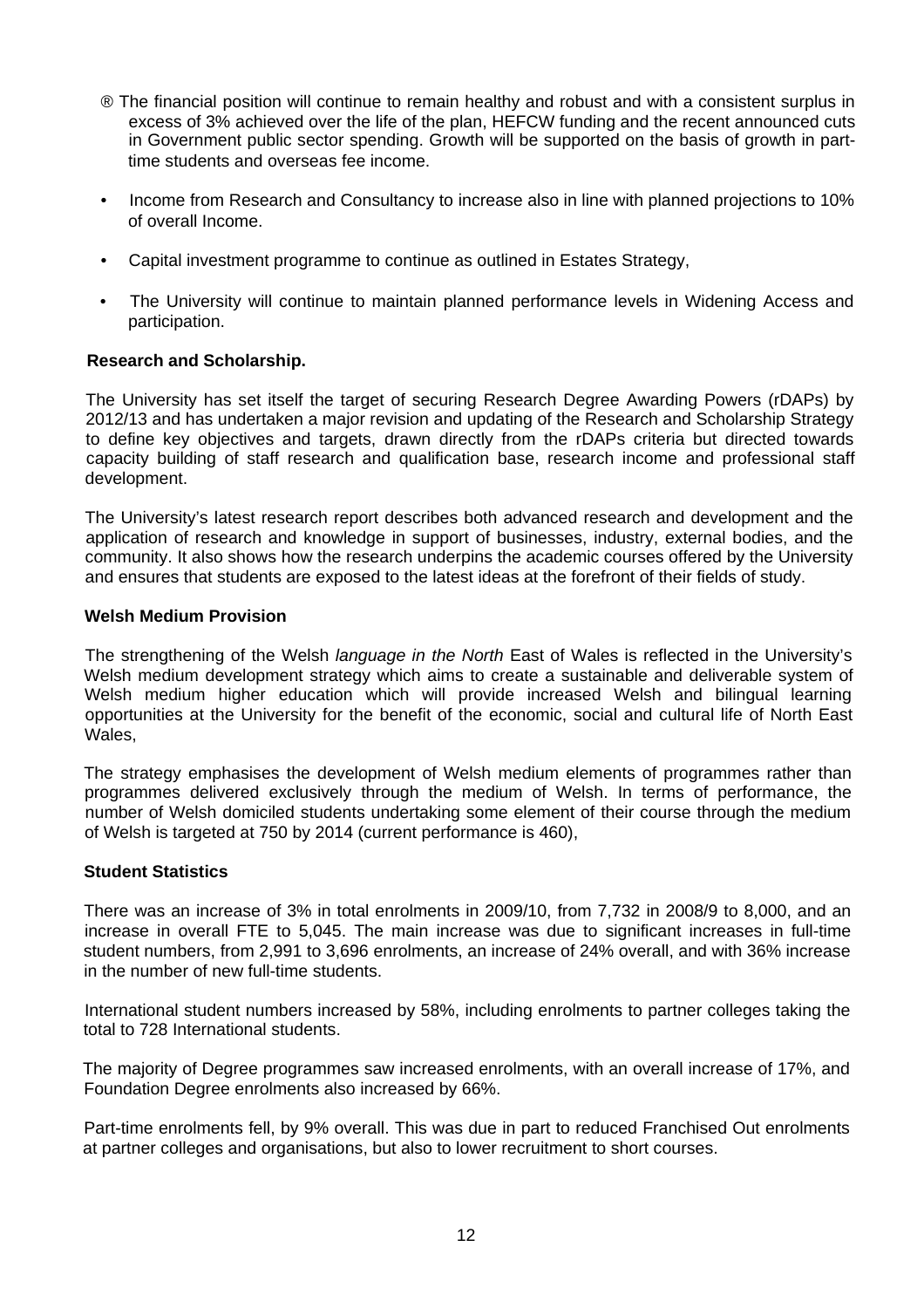- ® The financial position will continue to remain healthy and robust and with a consistent surplus in excess of 3% achieved over the life of the plan, HEFCW funding and the recent announced cuts in Government public sector spending. Growth will be supported on the basis of growth in part-time students and overseas fee income.
- Income from Research and Consultancy to increase also in line with planned projections to 10% of overall Income.
- Capital investment programme to continue as outlined in Estates Strategy,
- The University will continue to maintain planned performance levels in Widening Access and participation.

**Research and Scholarship.**

The University has set itself the target of securing Research Degree Awarding Powers (rDAPs) by 2012/13 and has undertaken a major revision and updating of the Research and Scholarship Strategy to define key objectives and targets, drawn directly from the rDAPs criteria but directed towards capacity building of staff research and qualification base, research income and professional staff development.

The University's latest research report describes both advanced research and development and the application of research and knowledge in support of businesses, industry, external bodies, and the community. It also shows how the research underpins the academic courses offered by the University and ensures that students are exposed to the latest ideas at the forefront of their fields of study.

**Welsh Medium Provision**

The strengthening of the Welsh *language in the North* East of Wales is reflected in the University's Welsh medium development strategy which aims to create a sustainable and deliverable system of Welsh medium higher education which will provide increased Welsh and bilingual learning opportunities at the University for the benefit of the economic, social and cultural life of North East Wales,

The strategy emphasises the development of Welsh medium elements of programmes rather than programmes delivered exclusively through the medium of Welsh. In terms of performance, the number of Welsh domiciled students undertaking some element of their course through the medium of Welsh is targeted at 750 by 2014 (current performance is 460),

**Student Statistics**

There was an increase of 3% in total enrolments in 2009/10, from 7,732 in 2008/9 to 8,000, and an increase in overall FTE to 5,045. The main increase was due to significant increases in full-time student numbers, from 2,991 to 3,696 enrolments, an increase of 24% overall, and with 36% increase in the number of new full-time students.

International student numbers increased by 58%, including enrolments to partner colleges taking the total to 728 International students.

The majority of Degree programmes saw increased enrolments, with an overall increase of 17%, and Foundation Degree enrolments also increased by 66%.

Part-time enrolments fell, by 9% overall. This was due in part to reduced Franchised Out enrolments at partner colleges and organisations, but also to lower recruitment to short courses.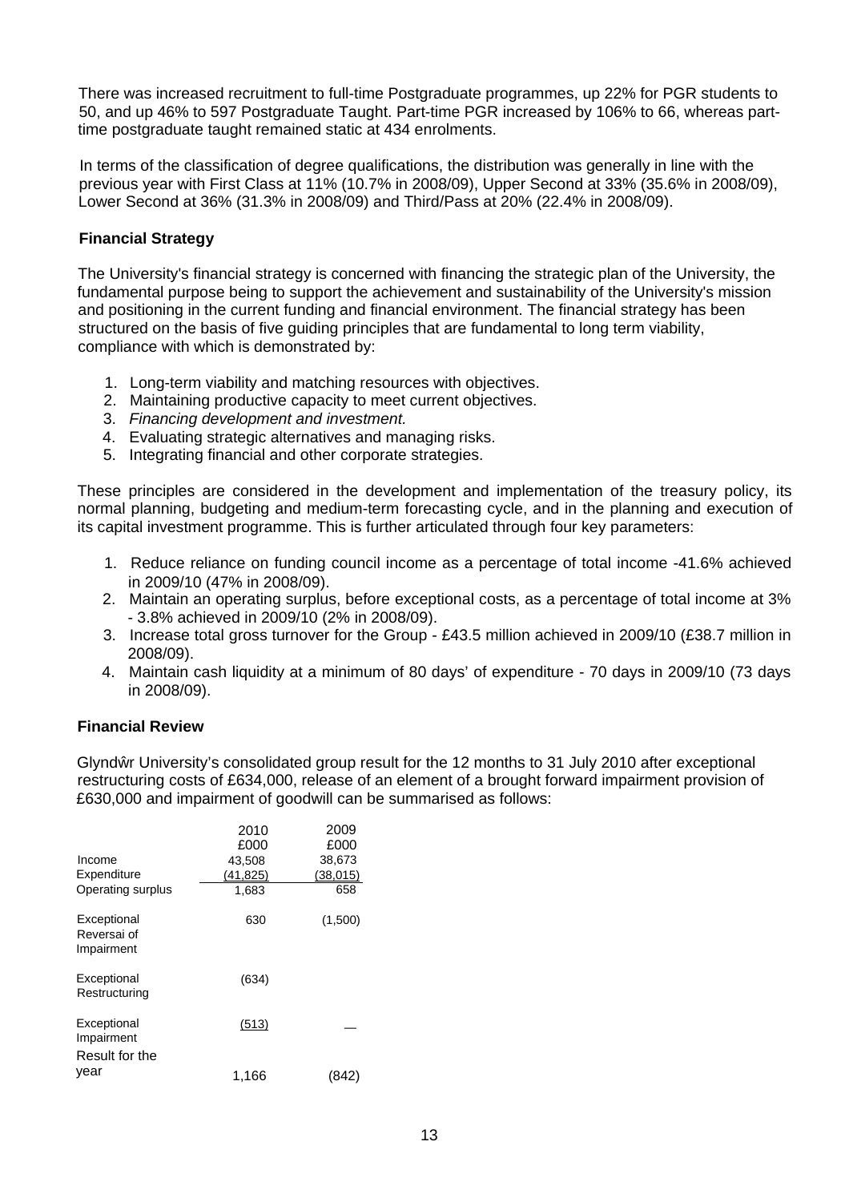There was increased recruitment to full-time Postgraduate programmes, up 22% for PGR students to 50, and up 46% to 597 Postgraduate Taught. Part-time PGR increased by 106% to 66, whereas part-time postgraduate taught remained static at 434 enrolments.

In terms of the classification of degree qualifications, the distribution was generally in line with the previous year with First Class at 11% (10.7% in 2008/09), Upper Second at 33% (35.6% in 2008/09), Lower Second at 36% (31.3% in 2008/09) and Third/Pass at 20% (22.4% in 2008/09).

## Financial Strategy

The University's financial strategy is concerned with financing the strategic plan of the University, the fundamental purpose being to support the achievement and sustainability of the University's mission and positioning in the current funding and financial environment. The financial strategy has been structured on the basis of five guiding principles that are fundamental to long term viability, compliance with which is demonstrated by:

1. Long-term viability and matching resources with objectives.
2. Maintaining productive capacity to meet current objectives.
3. *Financing development and investment.*
4. Evaluating strategic alternatives and managing risks.
5. Integrating financial and other corporate strategies.

These principles are considered in the development and implementation of the treasury policy, its normal planning, budgeting and medium-term forecasting cycle, and in the planning and execution of its capital investment programme. This is further articulated through four key parameters:

1. Reduce reliance on funding council income as a percentage of total income -41.6% achieved in 2009/10 (47% in 2008/09).
2. Maintain an operating surplus, before exceptional costs, as a percentage of total income at 3% - 3.8% achieved in 2009/10 (2% in 2008/09).
3. Increase total gross turnover for the Group - £43.5 million achieved in 2009/10 (£38.7 million in 2008/09).
4. Maintain cash liquidity at a minimum of 80 days' of expenditure - 70 days in 2009/10 (73 days in 2008/09).

## Financial Review

Glyndŵr University's consolidated group result for the 12 months to 31 July 2010 after exceptional restructuring costs of £634,000, release of an element of a brought forward impairment provision of £630,000 and impairment of goodwill can be summarised as follows:

| | 2010 £000 | 2009 £000 |
|---|---|---|
| Income | 43,508 | 38,673 |
| Expenditure | (41,825) | (38,015) |
| Operating surplus | 1,683 | 658 |
| Exceptional Reversai of Impairment | 630 | (1,500) |
| Exceptional Restructuring | (634) | |
| Exceptional Impairment | (513) | — |
| Result for the year | 1,166 | (842) |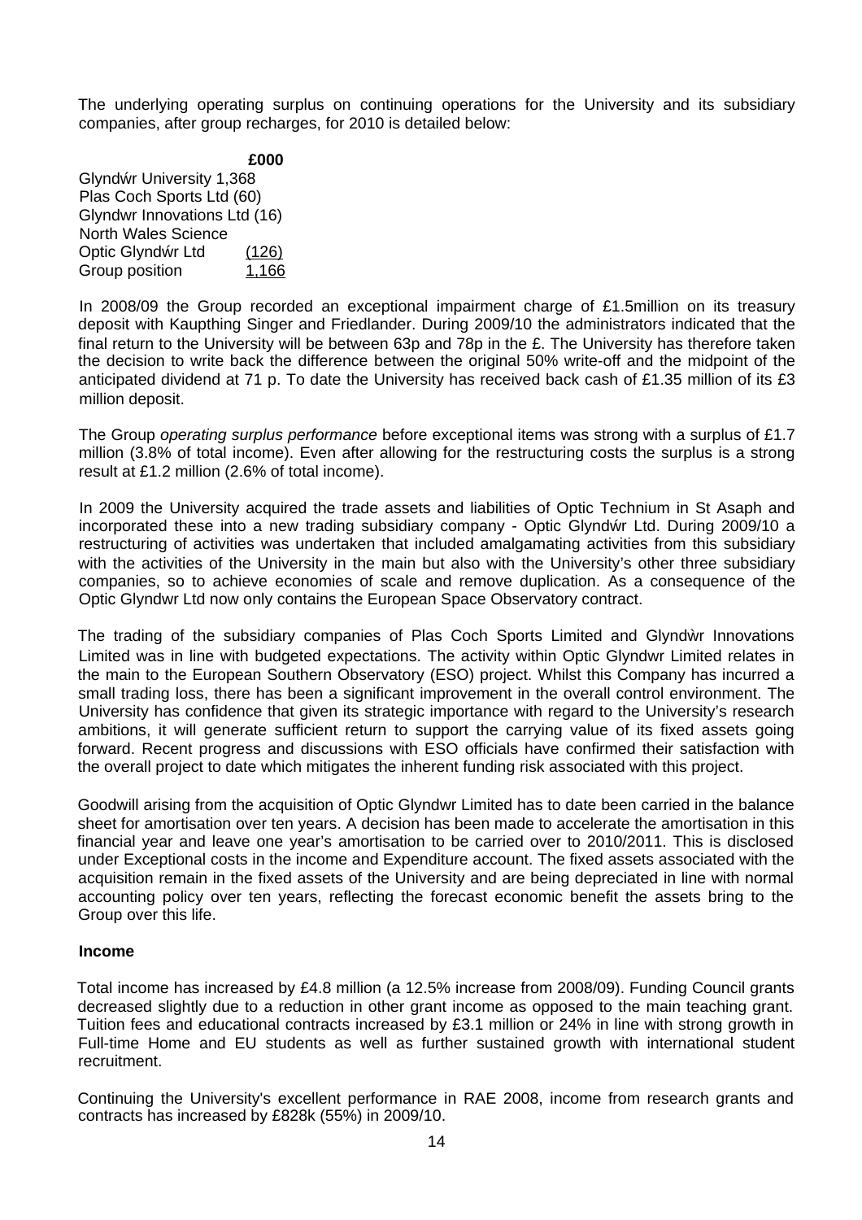The underlying operating surplus on continuing operations for the University and its subsidiary companies, after group recharges, for 2010 is detailed below:

| | £000 |
|---|---|
| Glyndŵr University | 1,368 |
| Plas Coch Sports Ltd | (60) |
| Glyndwr Innovations Ltd | (16) |
| North Wales Science | |
| Optic Glyndŵr Ltd | (126) |
| Group position | 1,166 |

In 2008/09 the Group recorded an exceptional impairment charge of £1.5million on its treasury deposit with Kaupthing Singer and Friedlander. During 2009/10 the administrators indicated that the final return to the University will be between 63p and 78p in the £. The University has therefore taken the decision to write back the difference between the original 50% write-off and the midpoint of the anticipated dividend at 71 p. To date the University has received back cash of £1.35 million of its £3 million deposit.

The Group *operating surplus performance* before exceptional items was strong with a surplus of £1.7 million (3.8% of total income). Even after allowing for the restructuring costs the surplus is a strong result at £1.2 million (2.6% of total income).

In 2009 the University acquired the trade assets and liabilities of Optic Technium in St Asaph and incorporated these into a new trading subsidiary company - Optic Glyndŵr Ltd. During 2009/10 a restructuring of activities was undertaken that included amalgamating activities from this subsidiary with the activities of the University in the main but also with the University's other three subsidiary companies, so to achieve economies of scale and remove duplication. As a consequence of the Optic Glyndwr Ltd now only contains the European Space Observatory contract.

The trading of the subsidiary companies of Plas Coch Sports Limited and Glyndŵr Innovations Limited was in line with budgeted expectations. The activity within Optic Glyndwr Limited relates in the main to the European Southern Observatory (ESO) project. Whilst this Company has incurred a small trading loss, there has been a significant improvement in the overall control environment. The University has confidence that given its strategic importance with regard to the University's research ambitions, it will generate sufficient return to support the carrying value of its fixed assets going forward. Recent progress and discussions with ESO officials have confirmed their satisfaction with the overall project to date which mitigates the inherent funding risk associated with this project.

Goodwill arising from the acquisition of Optic Glyndwr Limited has to date been carried in the balance sheet for amortisation over ten years. A decision has been made to accelerate the amortisation in this financial year and leave one year's amortisation to be carried over to 2010/2011. This is disclosed under Exceptional costs in the income and Expenditure account. The fixed assets associated with the acquisition remain in the fixed assets of the University and are being depreciated in line with normal accounting policy over ten years, reflecting the forecast economic benefit the assets bring to the Group over this life.

**Income**

Total income has increased by £4.8 million (a 12.5% increase from 2008/09). Funding Council grants decreased slightly due to a reduction in other grant income as opposed to the main teaching grant. Tuition fees and educational contracts increased by £3.1 million or 24% in line with strong growth in Full-time Home and EU students as well as further sustained growth with international student recruitment.

Continuing the University's excellent performance in RAE 2008, income from research grants and contracts has increased by £828k (55%) in 2009/10.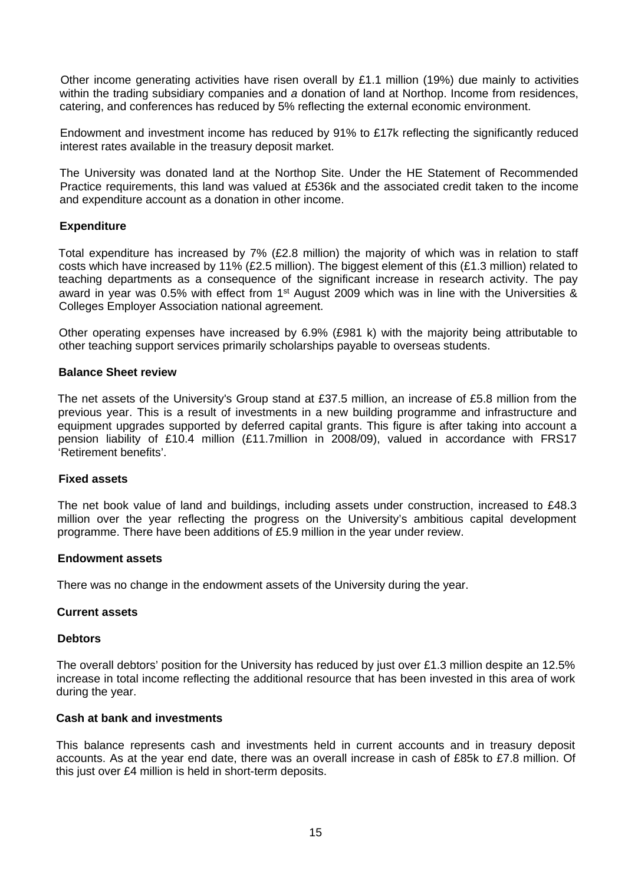Other income generating activities have risen overall by £1.1 million (19%) due mainly to activities within the trading subsidiary companies and *a* donation of land at Northop. Income from residences, catering, and conferences has reduced by 5% reflecting the external economic environment.

Endowment and investment income has reduced by 91% to £17k reflecting the significantly reduced interest rates available in the treasury deposit market.

The University was donated land at the Northop Site. Under the HE Statement of Recommended Practice requirements, this land was valued at £536k and the associated credit taken to the income and expenditure account as a donation in other income.

**Expenditure**

Total expenditure has increased by 7% (£2.8 million) the majority of which was in relation to staff costs which have increased by 11% (£2.5 million). The biggest element of this (£1.3 million) related to teaching departments as a consequence of the significant increase in research activity. The pay award in year was 0.5% with effect from 1st August 2009 which was in line with the Universities & Colleges Employer Association national agreement.

Other operating expenses have increased by 6.9% (£981 k) with the majority being attributable to other teaching support services primarily scholarships payable to overseas students.

**Balance Sheet review**

The net assets of the University's Group stand at £37.5 million, an increase of £5.8 million from the previous year. This is a result of investments in a new building programme and infrastructure and equipment upgrades supported by deferred capital grants. This figure is after taking into account a pension liability of £10.4 million (£11.7million in 2008/09), valued in accordance with FRS17 'Retirement benefits'.

**Fixed assets**

The net book value of land and buildings, including assets under construction, increased to £48.3 million over the year reflecting the progress on the University's ambitious capital development programme. There have been additions of £5.9 million in the year under review.

**Endowment assets**

There was no change in the endowment assets of the University during the year.

**Current assets**

**Debtors**

The overall debtors' position for the University has reduced by just over £1.3 million despite an 12.5% increase in total income reflecting the additional resource that has been invested in this area of work during the year.

**Cash at bank and investments**

This balance represents cash and investments held in current accounts and in treasury deposit accounts. As at the year end date, there was an overall increase in cash of £85k to £7.8 million. Of this just over £4 million is held in short-term deposits.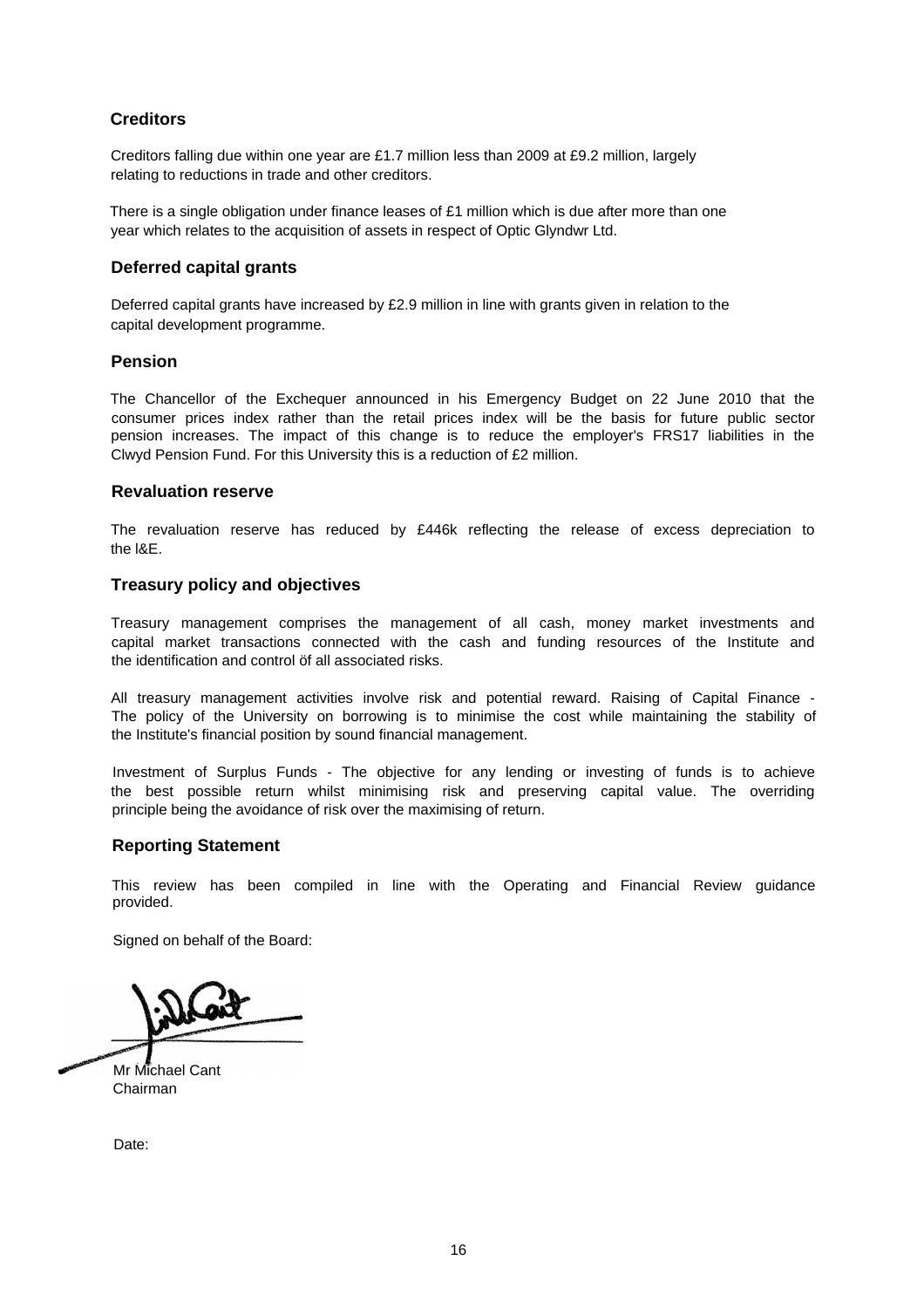## Creditors

Creditors falling due within one year are £1.7 million less than 2009 at £9.2 million, largely relating to reductions in trade and other creditors.

There is a single obligation under finance leases of £1 million which is due after more than one year which relates to the acquisition of assets in respect of Optic Glyndwr Ltd.

## Deferred capital grants

Deferred capital grants have increased by £2.9 million in line with grants given in relation to the capital development programme.

## Pension

The Chancellor of the Exchequer announced in his Emergency Budget on 22 June 2010 that the consumer prices index rather than the retail prices index will be the basis for future public sector pension increases. The impact of this change is to reduce the employer's FRS17 liabilities in the Clwyd Pension Fund. For this University this is a reduction of £2 million.

## Revaluation reserve

The revaluation reserve has reduced by £446k reflecting the release of excess depreciation to the I&E.

## Treasury policy and objectives

Treasury management comprises the management of all cash, money market investments and capital market transactions connected with the cash and funding resources of the Institute and the identification and control öf all associated risks.

All treasury management activities involve risk and potential reward. Raising of Capital Finance - The policy of the University on borrowing is to minimise the cost while maintaining the stability of the Institute's financial position by sound financial management.

Investment of Surplus Funds - The objective for any lending or investing of funds is to achieve the best possible return whilst minimising risk and preserving capital value. The overriding principle being the avoidance of risk over the maximising of return.

## Reporting Statement

This review has been compiled in line with the Operating and Financial Review guidance provided.

Signed on behalf of the Board:

Mr Michael Cant
Chairman

Date: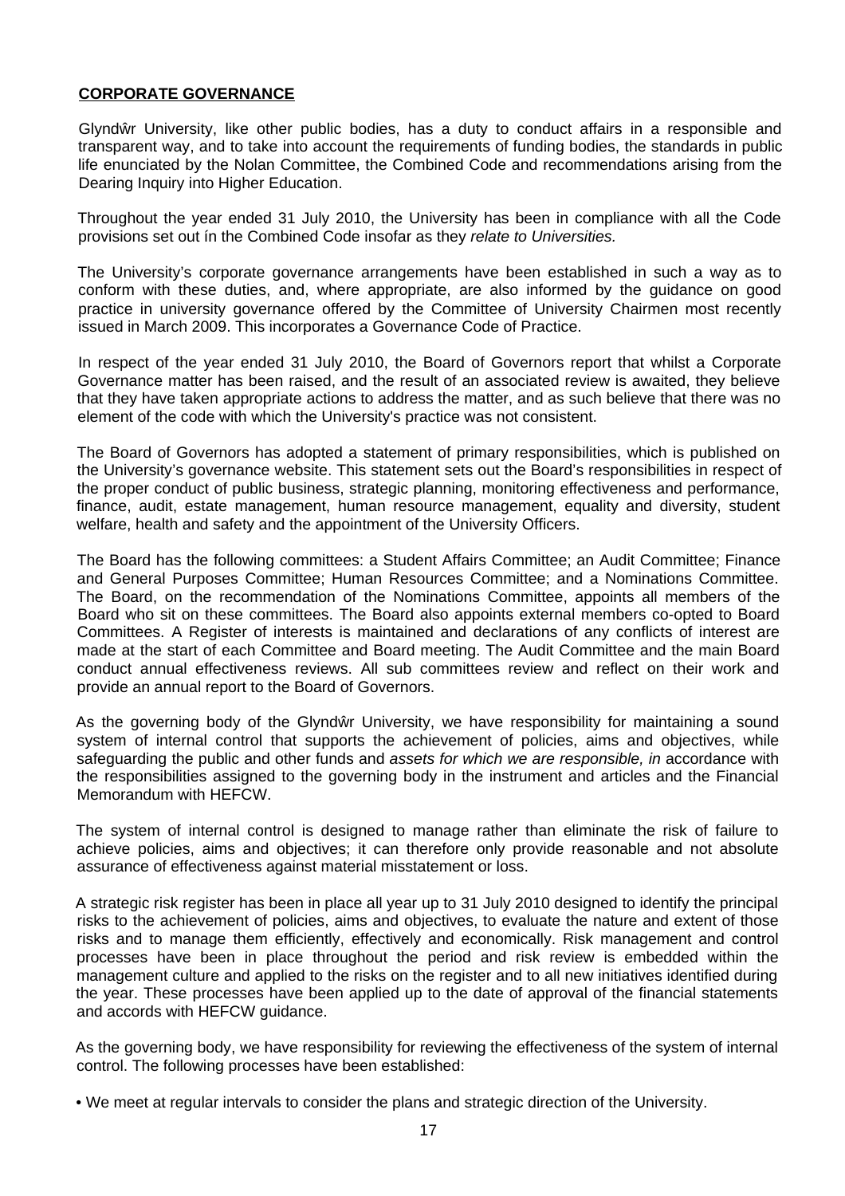## CORPORATE GOVERNANCE

Glyndŵr University, like other public bodies, has a duty to conduct affairs in a responsible and transparent way, and to take into account the requirements of funding bodies, the standards in public life enunciated by the Nolan Committee, the Combined Code and recommendations arising from the Dearing Inquiry into Higher Education.

Throughout the year ended 31 July 2010, the University has been in compliance with all the Code provisions set out ín the Combined Code insofar as they *relate to Universities.*

The University's corporate governance arrangements have been established in such a way as to conform with these duties, and, where appropriate, are also informed by the guidance on good practice in university governance offered by the Committee of University Chairmen most recently issued in March 2009. This incorporates a Governance Code of Practice.

In respect of the year ended 31 July 2010, the Board of Governors report that whilst a Corporate Governance matter has been raised, and the result of an associated review is awaited, they believe that they have taken appropriate actions to address the matter, and as such believe that there was no element of the code with which the University's practice was not consistent.

The Board of Governors has adopted a statement of primary responsibilities, which is published on the University's governance website. This statement sets out the Board's responsibilities in respect of the proper conduct of public business, strategic planning, monitoring effectiveness and performance, finance, audit, estate management, human resource management, equality and diversity, student welfare, health and safety and the appointment of the University Officers.

The Board has the following committees: a Student Affairs Committee; an Audit Committee; Finance and General Purposes Committee; Human Resources Committee; and a Nominations Committee. The Board, on the recommendation of the Nominations Committee, appoints all members of the Board who sit on these committees. The Board also appoints external members co-opted to Board Committees. A Register of interests is maintained and declarations of any conflicts of interest are made at the start of each Committee and Board meeting. The Audit Committee and the main Board conduct annual effectiveness reviews. All sub committees review and reflect on their work and provide an annual report to the Board of Governors.

As the governing body of the Glyndŵr University, we have responsibility for maintaining a sound system of internal control that supports the achievement of policies, aims and objectives, while safeguarding the public and other funds and *assets for which we are responsible, in* accordance with the responsibilities assigned to the governing body in the instrument and articles and the Financial Memorandum with HEFCW.

The system of internal control is designed to manage rather than eliminate the risk of failure to achieve policies, aims and objectives; it can therefore only provide reasonable and not absolute assurance of effectiveness against material misstatement or loss.

A strategic risk register has been in place all year up to 31 July 2010 designed to identify the principal risks to the achievement of policies, aims and objectives, to evaluate the nature and extent of those risks and to manage them efficiently, effectively and economically. Risk management and control processes have been in place throughout the period and risk review is embedded within the management culture and applied to the risks on the register and to all new initiatives identified during the year. These processes have been applied up to the date of approval of the financial statements and accords with HEFCW guidance.

As the governing body, we have responsibility for reviewing the effectiveness of the system of internal control. The following processes have been established:

- We meet at regular intervals to consider the plans and strategic direction of the University.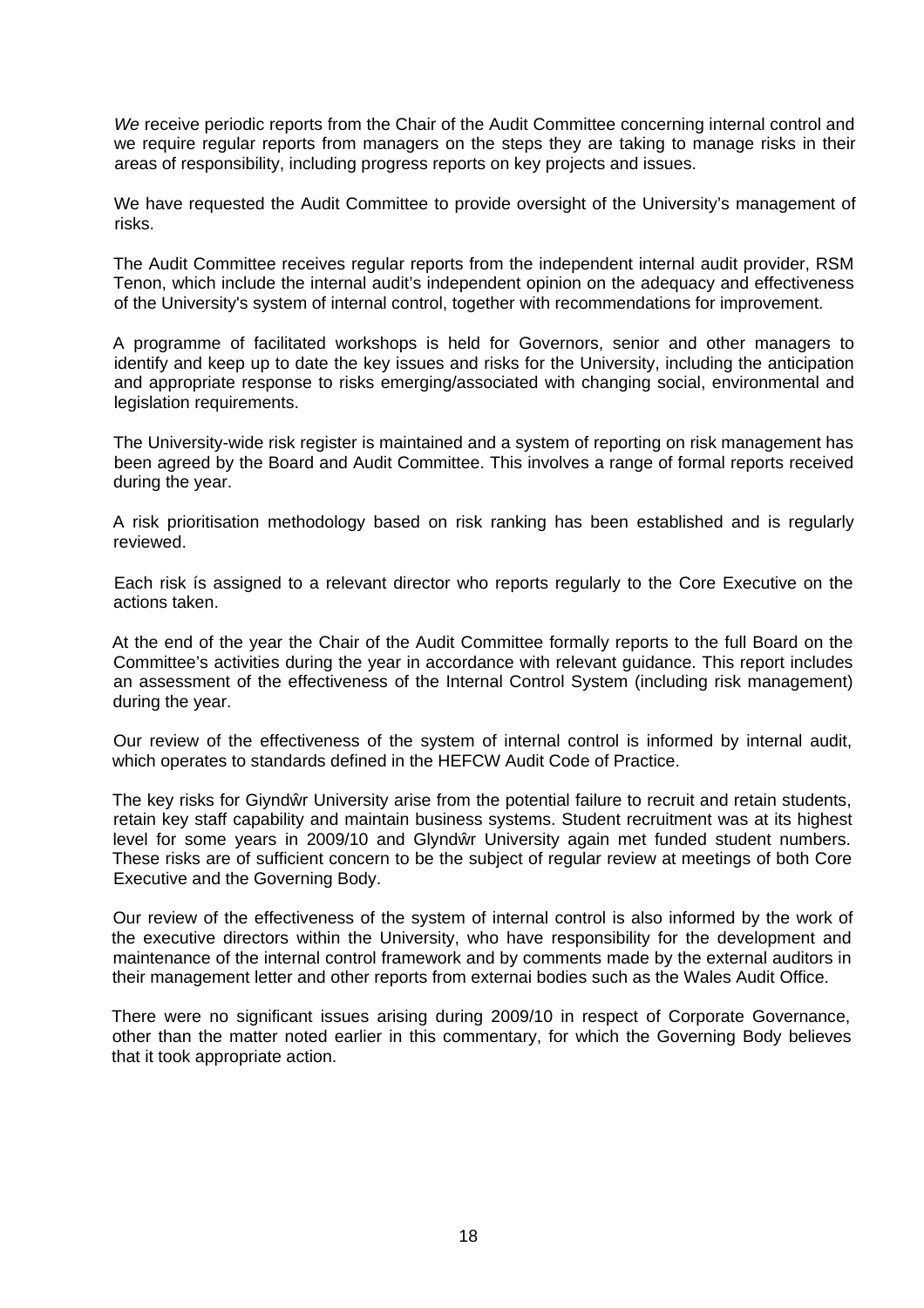*We* receive periodic reports from the Chair of the Audit Committee concerning internal control and we require regular reports from managers on the steps they are taking to manage risks in their areas of responsibility, including progress reports on key projects and issues.

We have requested the Audit Committee to provide oversight of the University's management of risks.

The Audit Committee receives regular reports from the independent internal audit provider, RSM Tenon, which include the internal audit's independent opinion on the adequacy and effectiveness of the University's system of internal control, together with recommendations for improvement.

A programme of facilitated workshops is held for Governors, senior and other managers to identify and keep up to date the key issues and risks for the University, including the anticipation and appropriate response to risks emerging/associated with changing social, environmental and legislation requirements.

The University-wide risk register is maintained and a system of reporting on risk management has been agreed by the Board and Audit Committee. This involves a range of formal reports received during the year.

A risk prioritisation methodology based on risk ranking has been established and is regularly reviewed.

Each risk ís assigned to a relevant director who reports regularly to the Core Executive on the actions taken.

At the end of the year the Chair of the Audit Committee formally reports to the full Board on the Committee's activities during the year in accordance with relevant guidance. This report includes an assessment of the effectiveness of the Internal Control System (including risk management) during the year.

Our review of the effectiveness of the system of internal control is informed by internal audit, which operates to standards defined in the HEFCW Audit Code of Practice.

The key risks for Giyndŵr University arise from the potential failure to recruit and retain students, retain key staff capability and maintain business systems. Student recruitment was at its highest level for some years in 2009/10 and Glyndŵr University again met funded student numbers. These risks are of sufficient concern to be the subject of regular review at meetings of both Core Executive and the Governing Body.

Our review of the effectiveness of the system of internal control is also informed by the work of the executive directors within the University, who have responsibility for the development and maintenance of the internal control framework and by comments made by the external auditors in their management letter and other reports from externai bodies such as the Wales Audit Office.

There were no significant issues arising during 2009/10 in respect of Corporate Governance, other than the matter noted earlier in this commentary, for which the Governing Body believes that it took appropriate action.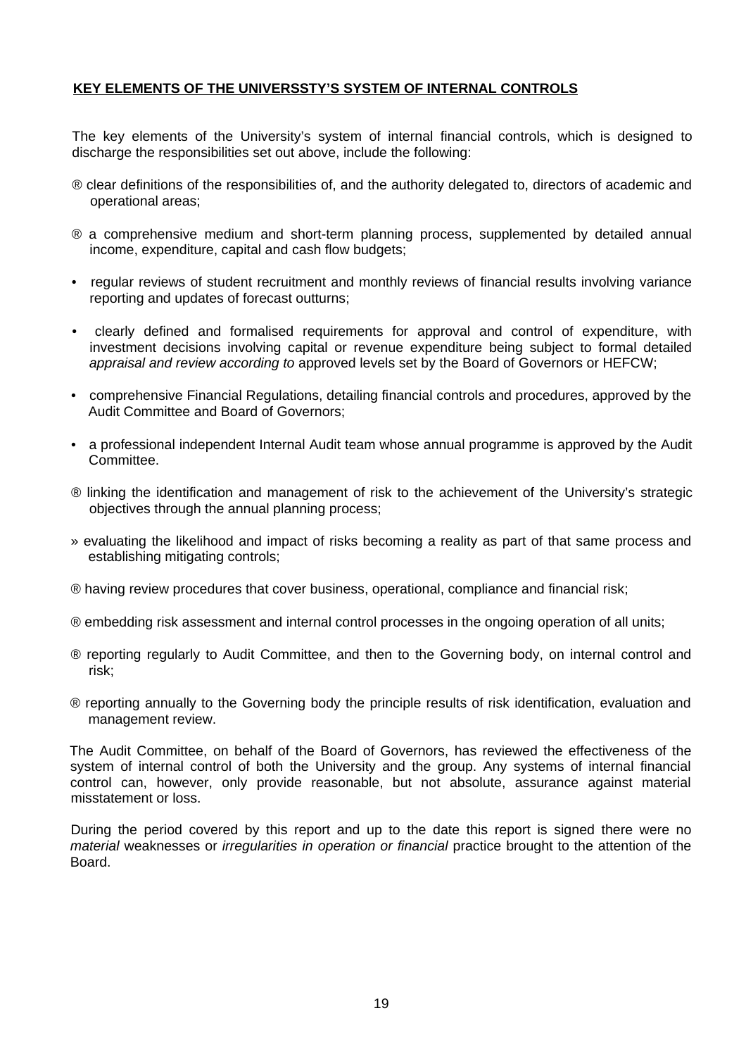**KEY ELEMENTS OF THE UNIVERSSTY'S SYSTEM OF INTERNAL CONTROLS**

The key elements of the University's system of internal financial controls, which is designed to discharge the responsibilities set out above, include the following:

- clear definitions of the responsibilities of, and the authority delegated to, directors of academic and operational areas;
- a comprehensive medium and short-term planning process, supplemented by detailed annual income, expenditure, capital and cash flow budgets;
- regular reviews of student recruitment and monthly reviews of financial results involving variance reporting and updates of forecast outturns;
- clearly defined and formalised requirements for approval and control of expenditure, with investment decisions involving capital or revenue expenditure being subject to formal detailed *appraisal and review according to* approved levels set by the Board of Governors or HEFCW;
- comprehensive Financial Regulations, detailing financial controls and procedures, approved by the Audit Committee and Board of Governors;
- a professional independent Internal Audit team whose annual programme is approved by the Audit Committee.
- linking the identification and management of risk to the achievement of the University's strategic objectives through the annual planning process;
- evaluating the likelihood and impact of risks becoming a reality as part of that same process and establishing mitigating controls;
- having review procedures that cover business, operational, compliance and financial risk;
- embedding risk assessment and internal control processes in the ongoing operation of all units;
- reporting regularly to Audit Committee, and then to the Governing body, on internal control and risk;
- reporting annually to the Governing body the principle results of risk identification, evaluation and management review.

The Audit Committee, on behalf of the Board of Governors, has reviewed the effectiveness of the system of internal control of both the University and the group. Any systems of internal financial control can, however, only provide reasonable, but not absolute, assurance against material misstatement or loss.

During the period covered by this report and up to the date this report is signed there were no *material* weaknesses or *irregularities in operation or financial* practice brought to the attention of the Board.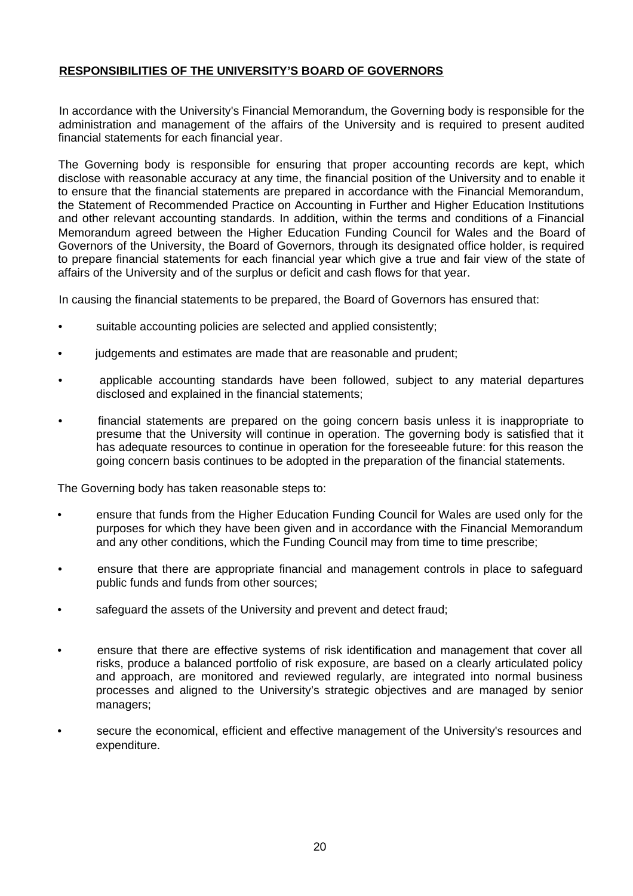## RESPONSIBILITIES OF THE UNIVERSITY'S BOARD OF GOVERNORS

In accordance with the University's Financial Memorandum, the Governing body is responsible for the administration and management of the affairs of the University and is required to present audited financial statements for each financial year.

The Governing body is responsible for ensuring that proper accounting records are kept, which disclose with reasonable accuracy at any time, the financial position of the University and to enable it to ensure that the financial statements are prepared in accordance with the Financial Memorandum, the Statement of Recommended Practice on Accounting in Further and Higher Education Institutions and other relevant accounting standards. In addition, within the terms and conditions of a Financial Memorandum agreed between the Higher Education Funding Council for Wales and the Board of Governors of the University, the Board of Governors, through its designated office holder, is required to prepare financial statements for each financial year which give a true and fair view of the state of affairs of the University and of the surplus or deficit and cash flows for that year.

In causing the financial statements to be prepared, the Board of Governors has ensured that:

- suitable accounting policies are selected and applied consistently;
- judgements and estimates are made that are reasonable and prudent;
- applicable accounting standards have been followed, subject to any material departures disclosed and explained in the financial statements;
- financial statements are prepared on the going concern basis unless it is inappropriate to presume that the University will continue in operation. The governing body is satisfied that it has adequate resources to continue in operation for the foreseeable future: for this reason the going concern basis continues to be adopted in the preparation of the financial statements.

The Governing body has taken reasonable steps to:

- ensure that funds from the Higher Education Funding Council for Wales are used only for the purposes for which they have been given and in accordance with the Financial Memorandum and any other conditions, which the Funding Council may from time to time prescribe;
- ensure that there are appropriate financial and management controls in place to safeguard public funds and funds from other sources;
- safeguard the assets of the University and prevent and detect fraud;
- ensure that there are effective systems of risk identification and management that cover all risks, produce a balanced portfolio of risk exposure, are based on a clearly articulated policy and approach, are monitored and reviewed regularly, are integrated into normal business processes and aligned to the University's strategic objectives and are managed by senior managers;
- secure the economical, efficient and effective management of the University's resources and expenditure.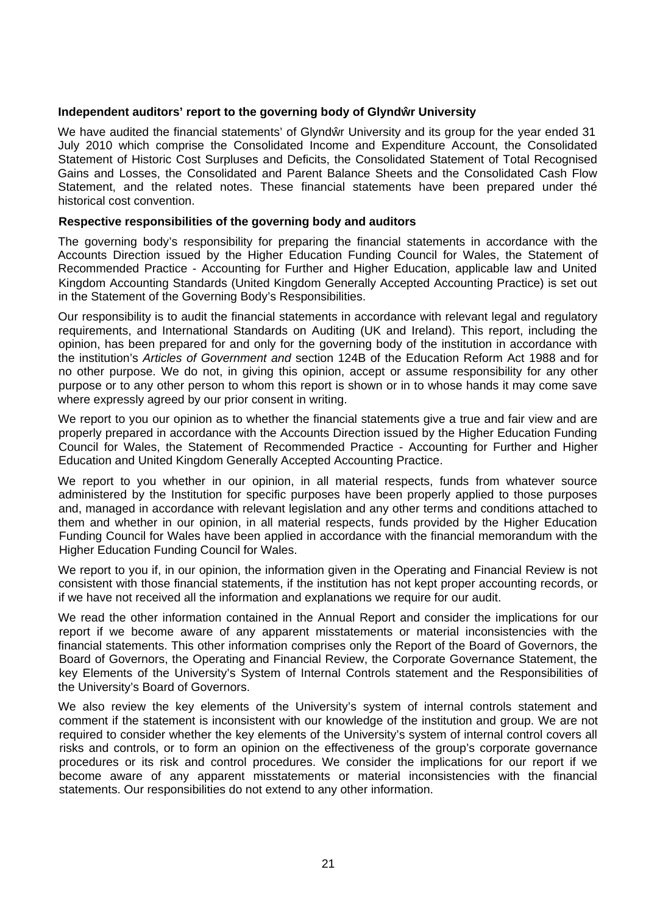**Independent auditors' report to the governing body of Glyndŵr University**

We have audited the financial statements' of Glyndŵr University and its group for the year ended 31 July 2010 which comprise the Consolidated Income and Expenditure Account, the Consolidated Statement of Historic Cost Surpluses and Deficits, the Consolidated Statement of Total Recognised Gains and Losses, the Consolidated and Parent Balance Sheets and the Consolidated Cash Flow Statement, and the related notes. These financial statements have been prepared under thé historical cost convention.

**Respective responsibilities of the governing body and auditors**

The governing body's responsibility for preparing the financial statements in accordance with the Accounts Direction issued by the Higher Education Funding Council for Wales, the Statement of Recommended Practice - Accounting for Further and Higher Education, applicable law and United Kingdom Accounting Standards (United Kingdom Generally Accepted Accounting Practice) is set out in the Statement of the Governing Body's Responsibilities.

Our responsibility is to audit the financial statements in accordance with relevant legal and regulatory requirements, and International Standards on Auditing (UK and Ireland). This report, including the opinion, has been prepared for and only for the governing body of the institution in accordance with the institution's *Articles of Government and* section 124B of the Education Reform Act 1988 and for no other purpose. We do not, in giving this opinion, accept or assume responsibility for any other purpose or to any other person to whom this report is shown or in to whose hands it may come save where expressly agreed by our prior consent in writing.

We report to you our opinion as to whether the financial statements give a true and fair view and are properly prepared in accordance with the Accounts Direction issued by the Higher Education Funding Council for Wales, the Statement of Recommended Practice - Accounting for Further and Higher Education and United Kingdom Generally Accepted Accounting Practice.

We report to you whether in our opinion, in all material respects, funds from whatever source administered by the Institution for specific purposes have been properly applied to those purposes and, managed in accordance with relevant legislation and any other terms and conditions attached to them and whether in our opinion, in all material respects, funds provided by the Higher Education Funding Council for Wales have been applied in accordance with the financial memorandum with the Higher Education Funding Council for Wales.

We report to you if, in our opinion, the information given in the Operating and Financial Review is not consistent with those financial statements, if the institution has not kept proper accounting records, or if we have not received all the information and explanations we require for our audit.

We read the other information contained in the Annual Report and consider the implications for our report if we become aware of any apparent misstatements or material inconsistencies with the financial statements. This other information comprises only the Report of the Board of Governors, the Board of Governors, the Operating and Financial Review, the Corporate Governance Statement, the key Elements of the University's System of Internal Controls statement and the Responsibilities of the University's Board of Governors.

We also review the key elements of the University's system of internal controls statement and comment if the statement is inconsistent with our knowledge of the institution and group. We are not required to consider whether the key elements of the University's system of internal control covers all risks and controls, or to form an opinion on the effectiveness of the group's corporate governance procedures or its risk and control procedures. We consider the implications for our report if we become aware of any apparent misstatements or material inconsistencies with the financial statements. Our responsibilities do not extend to any other information.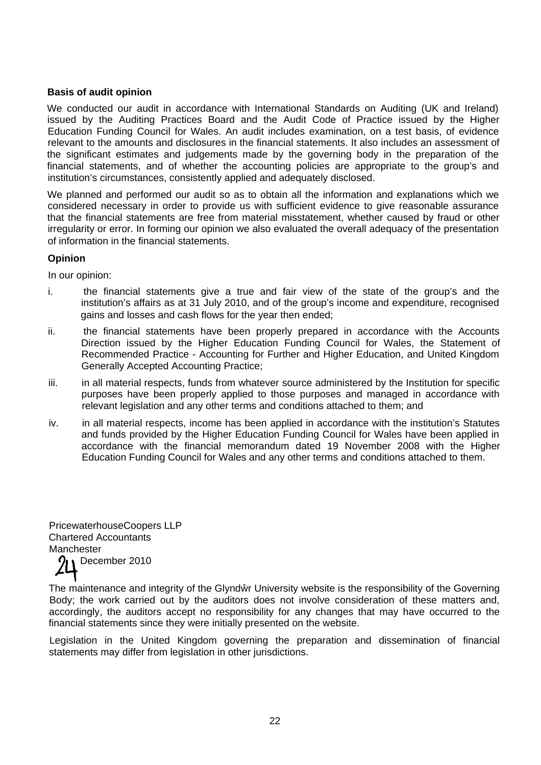**Basis of audit opinion**

We conducted our audit in accordance with International Standards on Auditing (UK and Ireland) issued by the Auditing Practices Board and the Audit Code of Practice issued by the Higher Education Funding Council for Wales. An audit includes examination, on a test basis, of evidence relevant to the amounts and disclosures in the financial statements. It also includes an assessment of the significant estimates and judgements made by the governing body in the preparation of the financial statements, and of whether the accounting policies are appropriate to the group's and institution's circumstances, consistently applied and adequately disclosed.

We planned and performed our audit so as to obtain all the information and explanations which we considered necessary in order to provide us with sufficient evidence to give reasonable assurance that the financial statements are free from material misstatement, whether caused by fraud or other irregularity or error. In forming our opinion we also evaluated the overall adequacy of the presentation of information in the financial statements.

**Opinion**

In our opinion:

i. the financial statements give a true and fair view of the state of the group's and the institution's affairs as at 31 July 2010, and of the group's income and expenditure, recognised gains and losses and cash flows for the year then ended;

ii. the financial statements have been properly prepared in accordance with the Accounts Direction issued by the Higher Education Funding Council for Wales, the Statement of Recommended Practice - Accounting for Further and Higher Education, and United Kingdom Generally Accepted Accounting Practice;

iii. in all material respects, funds from whatever source administered by the Institution for specific purposes have been properly applied to those purposes and managed in accordance with relevant legislation and any other terms and conditions attached to them; and

iv. in all material respects, income has been applied in accordance with the institution's Statutes and funds provided by the Higher Education Funding Council for Wales have been applied in accordance with the financial memorandum dated 19 November 2008 with the Higher Education Funding Council for Wales and any other terms and conditions attached to them.

PricewaterhouseCoopers LLP
Chartered Accountants
Manchester
24 December 2010

The maintenance and integrity of the Glyndŵr University website is the responsibility of the Governing Body; the work carried out by the auditors does not involve consideration of these matters and, accordingly, the auditors accept no responsibility for any changes that may have occurred to the financial statements since they were initially presented on the website.

Legislation in the United Kingdom governing the preparation and dissemination of financial statements may differ from legislation in other jurisdictions.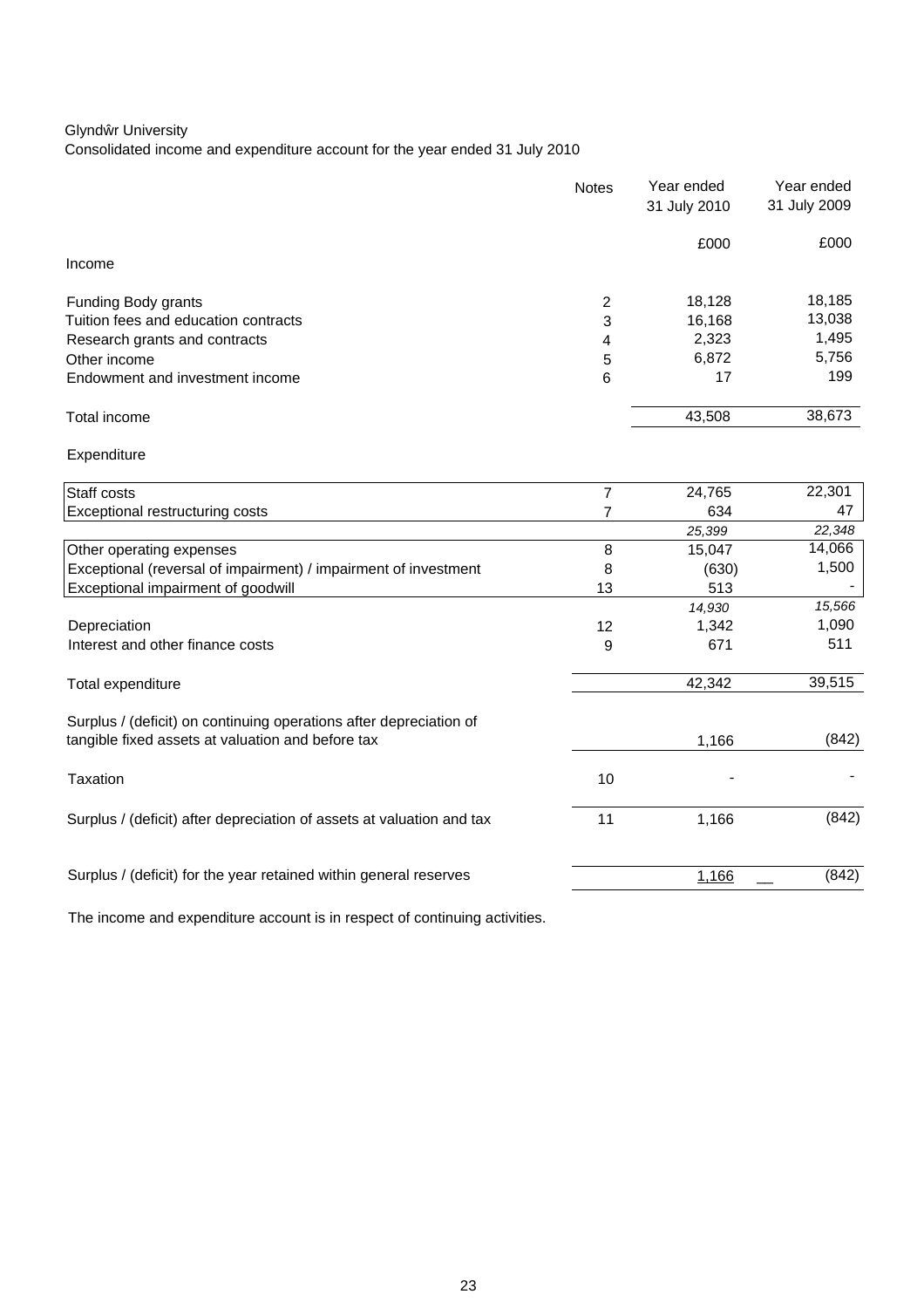Glyndŵr University

Consolidated income and expenditure account for the year ended 31 July 2010

| | Notes | Year ended 31 July 2010 | Year ended 31 July 2009 |
|---|---|---|---|
| | | £000 | £000 |
| **Income** | | | |
| Funding Body grants | 2 | 18,128 | 18,185 |
| Tuition fees and education contracts | 3 | 16,168 | 13,038 |
| Research grants and contracts | 4 | 2,323 | 1,495 |
| Other income | 5 | 6,872 | 5,756 |
| Endowment and investment income | 6 | 17 | 199 |
| Total income | | 43,508 | 38,673 |
| **Expenditure** | | | |
| Staff costs | 7 | 24,765 | 22,301 |
| Exceptional restructuring costs | 7 | 634 | 47 |
| | | *25,399* | *22,348* |
| Other operating expenses | 8 | 15,047 | 14,066 |
| Exceptional (reversal of impairment) / impairment of investment | 8 | (630) | 1,500 |
| Exceptional impairment of goodwill | 13 | 513 | - |
| | | *14,930* | *15,566* |
| Depreciation | 12 | 1,342 | 1,090 |
| Interest and other finance costs | 9 | 671 | 511 |
| Total expenditure | | 42,342 | 39,515 |
| Surplus / (deficit) on continuing operations after depreciation of tangible fixed assets at valuation and before tax | | 1,166 | (842) |
| Taxation | 10 | - | - |
| Surplus / (deficit) after depreciation of assets at valuation and tax | 11 | 1,166 | (842) |
| Surplus / (deficit) for the year retained within general reserves | | 1,166 | (842) |

The income and expenditure account is in respect of continuing activities.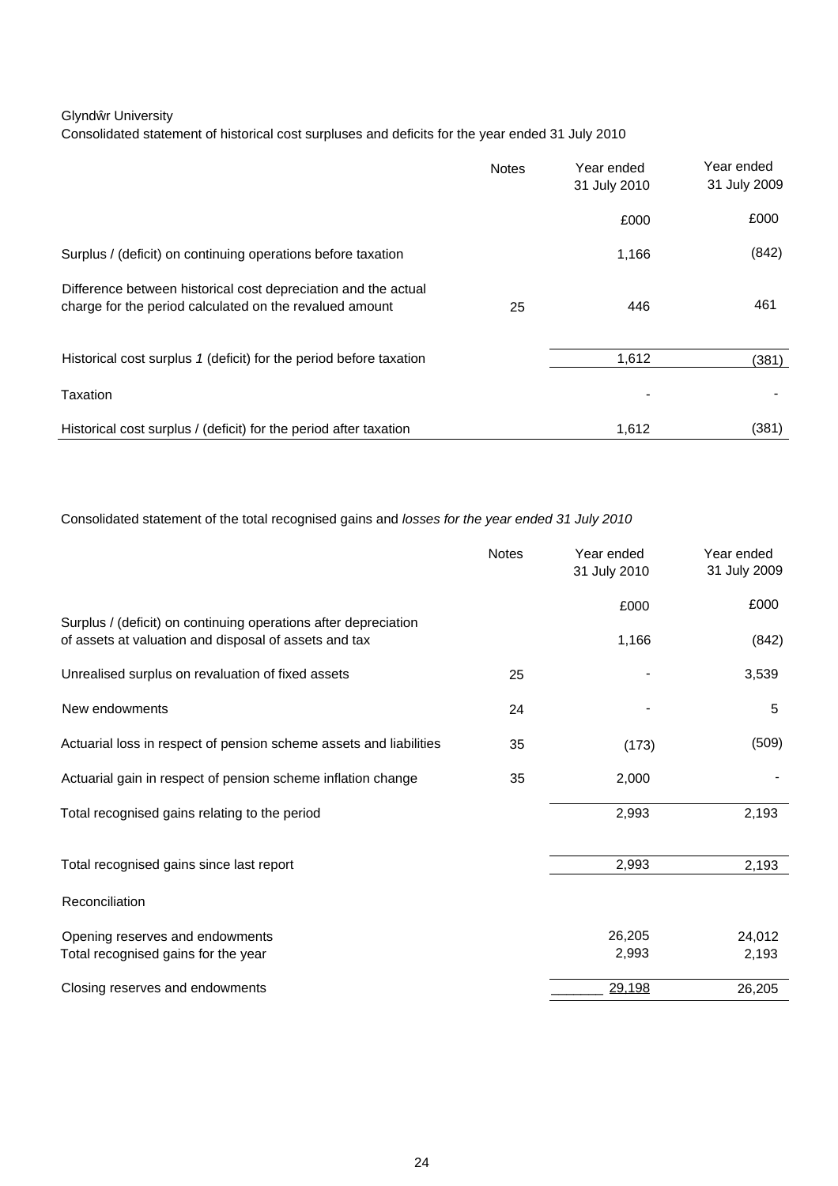Glyndŵr University

Consolidated statement of historical cost surpluses and deficits for the year ended 31 July 2010

| | Notes | Year ended 31 July 2010 | Year ended 31 July 2009 |
|---|---|---|---|
| | | £000 | £000 |
| Surplus / (deficit) on continuing operations before taxation | | 1,166 | (842) |
| Difference between historical cost depreciation and the actual charge for the period calculated on the revalued amount | 25 | 446 | 461 |
| Historical cost surplus *1* (deficit) for the period before taxation | | 1,612 | (381) |
| Taxation | | - | - |
| Historical cost surplus / (deficit) for the period after taxation | | 1,612 | (381) |

Consolidated statement of the total recognised gains and *losses for the year ended 31 July 2010*

| | Notes | Year ended 31 July 2010 | Year ended 31 July 2009 |
|---|---|---|---|
| | | £000 | £000 |
| Surplus / (deficit) on continuing operations after depreciation of assets at valuation and disposal of assets and tax | | 1,166 | (842) |
| Unrealised surplus on revaluation of fixed assets | 25 | - | 3,539 |
| New endowments | 24 | - | 5 |
| Actuarial loss in respect of pension scheme assets and liabilities | 35 | (173) | (509) |
| Actuarial gain in respect of pension scheme inflation change | 35 | 2,000 | - |
| Total recognised gains relating to the period | | 2,993 | 2,193 |
| Total recognised gains since last report | | 2,993 | 2,193 |
| Reconciliation | | | |
| Opening reserves and endowments | | 26,205 | 24,012 |
| Total recognised gains for the year | | 2,993 | 2,193 |
| Closing reserves and endowments | | 29,198 | 26,205 |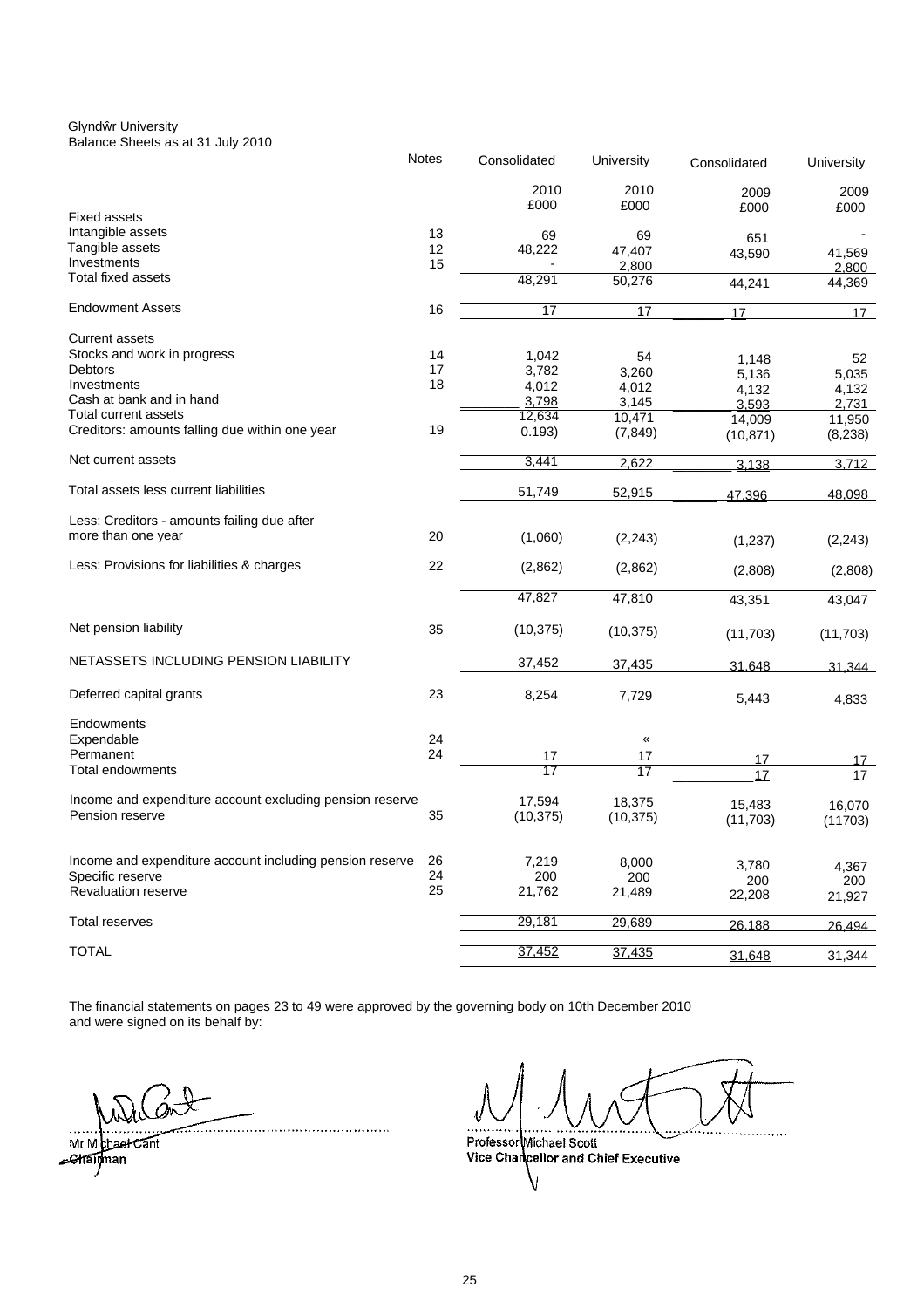Glyndŵr University
Balance Sheets as at 31 July 2010

| | Notes | Consolidated | University | Consolidated | University |
|---|---|---|---|---|---|
| | | 2010 | 2010 | 2009 | 2009 |
| | | £000 | £000 | £000 | £000 |
| Fixed assets | | | | | |
| Intangible assets | 13 | 69 | 69 | 651 | - |
| Tangible assets | 12 | 48,222 | 47,407 | 43,590 | 41,569 |
| Investments | 15 | - | 2,800 | | 2,800 |
| Total fixed assets | | 48,291 | 50,276 | 44,241 | 44,369 |
| Endowment Assets | 16 | 17 | 17 | 17 | 17 |
| Current assets | | | | | |
| Stocks and work in progress | 14 | 1,042 | 54 | 1,148 | 52 |
| Debtors | 17 | 3,782 | 3,260 | 5,136 | 5,035 |
| Investments | 18 | 4,012 | 4,012 | 4,132 | 4,132 |
| Cash at bank and in hand | | 3,798 | 3,145 | 3,593 | 2,731 |
| Total current assets | | 12,634 | 10,471 | 14,009 | 11,950 |
| Creditors: amounts falling due within one year | 19 | 0.193) | (7,849) | (10,871) | (8,238) |
| Net current assets | | 3,441 | 2,622 | 3,138 | 3,712 |
| Total assets less current liabilities | | 51,749 | 52,915 | 47,396 | 48,098 |
| Less: Creditors - amounts failing due after more than one year | 20 | (1,060) | (2,243) | (1,237) | (2,243) |
| Less: Provisions for liabilities & charges | 22 | (2,862) | (2,862) | (2,808) | (2,808) |
| | | 47,827 | 47,810 | 43,351 | 43,047 |
| Net pension liability | 35 | (10,375) | (10,375) | (11,703) | (11,703) |
| NETASSETS INCLUDING PENSION LIABILITY | | 37,452 | 37,435 | 31,648 | 31,344 |
| Deferred capital grants | 23 | 8,254 | 7,729 | 5,443 | 4,833 |
| Endowments | | | | | |
| Expendable | 24 | | « | | |
| Permanent | 24 | 17 | 17 | 17 | 17 |
| Total endowments | | 17 | 17 | 17 | 17 |
| Income and expenditure account excluding pension reserve | | 17,594 | 18,375 | 15,483 | 16,070 |
| Pension reserve | 35 | (10,375) | (10,375) | (11,703) | (11703) |
| Income and expenditure account including pension reserve | 26 | 7,219 | 8,000 | 3,780 | 4,367 |
| Specific reserve | 24 | 200 | 200 | 200 | 200 |
| Revaluation reserve | 25 | 21,762 | 21,489 | 22,208 | 21,927 |
| Total reserves | | 29,181 | 29,689 | 26,188 | 26,494 |
| TOTAL | | 37,452 | 37,435 | 31,648 | 31,344 |

The financial statements on pages 23 to 49 were approved by the governing body on 10th December 2010 and were signed on its behalf by:

Mr Michael Cant
Chairman

Professor Michael Scott
Vice Chancellor and Chief Executive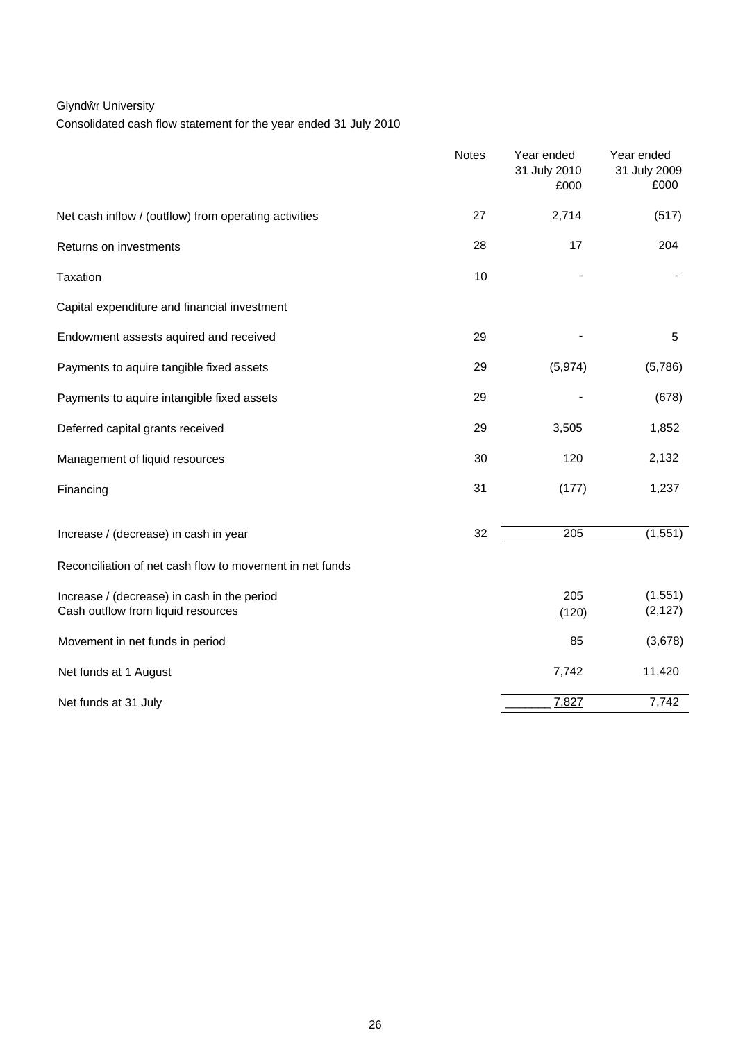Glyndŵr University

Consolidated cash flow statement for the year ended 31 July 2010

| | Notes | Year ended 31 July 2010 £000 | Year ended 31 July 2009 £000 |
|---|---|---|---|
| Net cash inflow / (outflow) from operating activities | 27 | 2,714 | (517) |
| Returns on investments | 28 | 17 | 204 |
| Taxation | 10 | - | - |
| Capital expenditure and financial investment | | | |
| Endowment assests aquired and received | 29 | - | 5 |
| Payments to aquire tangible fixed assets | 29 | (5,974) | (5,786) |
| Payments to aquire intangible fixed assets | 29 | - | (678) |
| Deferred capital grants received | 29 | 3,505 | 1,852 |
| Management of liquid resources | 30 | 120 | 2,132 |
| Financing | 31 | (177) | 1,237 |
| Increase / (decrease) in cash in year | 32 | 205 | (1,551) |
| Reconciliation of net cash flow to movement in net funds | | | |
| Increase / (decrease) in cash in the period | | 205 | (1,551) |
| Cash outflow from liquid resources | | (120) | (2,127) |
| Movement in net funds in period | | 85 | (3,678) |
| Net funds at 1 August | | 7,742 | 11,420 |
| Net funds at 31 July | | 7,827 | 7,742 |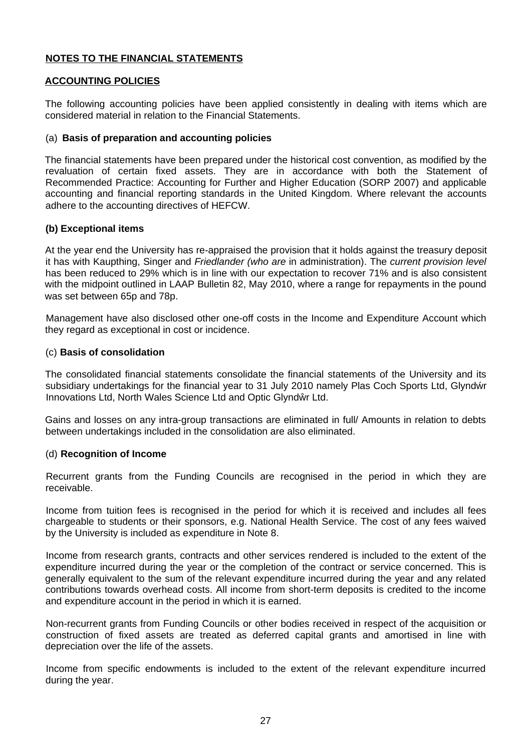**NOTES TO THE FINANCIAL STATEMENTS**

**ACCOUNTING POLICIES**

The following accounting policies have been applied consistently in dealing with items which are considered material in relation to the Financial Statements.

(a) **Basis of preparation and accounting policies**

The financial statements have been prepared under the historical cost convention, as modified by the revaluation of certain fixed assets. They are in accordance with both the Statement of Recommended Practice: Accounting for Further and Higher Education (SORP 2007) and applicable accounting and financial reporting standards in the United Kingdom. Where relevant the accounts adhere to the accounting directives of HEFCW.

**(b) Exceptional items**

At the year end the University has re-appraised the provision that it holds against the treasury deposit it has with Kaupthing, Singer and *Friedlander (who are* in administration). The *current provision level* has been reduced to 29% which is in line with our expectation to recover 71% and is also consistent with the midpoint outlined in LAAP Bulletin 82, May 2010, where a range for repayments in the pound was set between 65p and 78p.

Management have also disclosed other one-off costs in the Income and Expenditure Account which they regard as exceptional in cost or incidence.

(c) **Basis of consolidation**

The consolidated financial statements consolidate the financial statements of the University and its subsidiary undertakings for the financial year to 31 July 2010 namely Plas Coch Sports Ltd, Glyndŵr Innovations Ltd, North Wales Science Ltd and Optic Glyndŵr Ltd.

Gains and losses on any intra-group transactions are eliminated in full/ Amounts in relation to debts between undertakings included in the consolidation are also eliminated.

(d) **Recognition of Income**

Recurrent grants from the Funding Councils are recognised in the period in which they are receivable.

Income from tuition fees is recognised in the period for which it is received and includes all fees chargeable to students or their sponsors, e.g. National Health Service. The cost of any fees waived by the University is included as expenditure in Note 8.

Income from research grants, contracts and other services rendered is included to the extent of the expenditure incurred during the year or the completion of the contract or service concerned. This is generally equivalent to the sum of the relevant expenditure incurred during the year and any related contributions towards overhead costs. All income from short-term deposits is credited to the income and expenditure account in the period in which it is earned.

Non-recurrent grants from Funding Councils or other bodies received in respect of the acquisition or construction of fixed assets are treated as deferred capital grants and amortised in line with depreciation over the life of the assets.

Income from specific endowments is included to the extent of the relevant expenditure incurred during the year.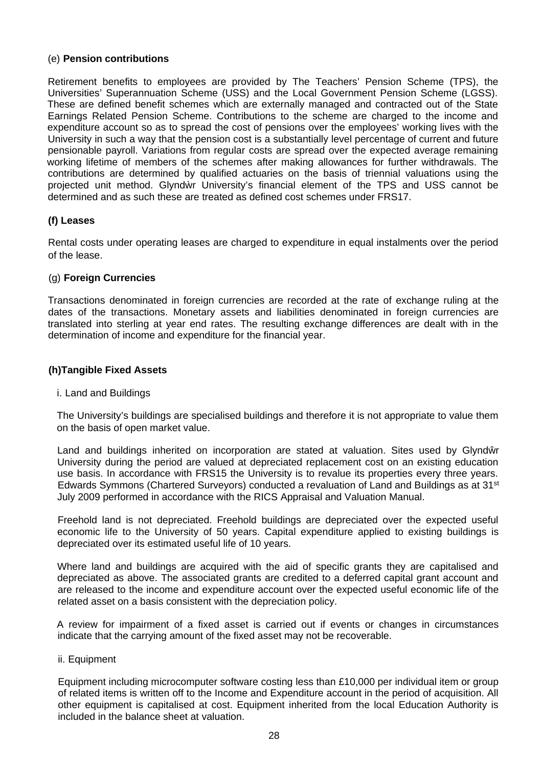(e) **Pension contributions**

Retirement benefits to employees are provided by The Teachers' Pension Scheme (TPS), the Universities' Superannuation Scheme (USS) and the Local Government Pension Scheme (LGSS). These are defined benefit schemes which are externally managed and contracted out of the State Earnings Related Pension Scheme. Contributions to the scheme are charged to the income and expenditure account so as to spread the cost of pensions over the employees' working lives with the University in such a way that the pension cost is a substantially level percentage of current and future pensionable payroll. Variations from regular costs are spread over the expected average remaining working lifetime of members of the schemes after making allowances for further withdrawals. The contributions are determined by qualified actuaries on the basis of triennial valuations using the projected unit method. Glyndẁr University's financial element of the TPS and USS cannot be determined and as such these are treated as defined cost schemes under FRS17.

**(f) Leases**

Rental costs under operating leases are charged to expenditure in equal instalments over the period of the lease.

(g) **Foreign Currencies**

Transactions denominated in foreign currencies are recorded at the rate of exchange ruling at the dates of the transactions. Monetary assets and liabilities denominated in foreign currencies are translated into sterling at year end rates. The resulting exchange differences are dealt with in the determination of income and expenditure for the financial year.

**(h)Tangible Fixed Assets**

i. Land and Buildings

The University's buildings are specialised buildings and therefore it is not appropriate to value them on the basis of open market value.

Land and buildings inherited on incorporation are stated at valuation. Sites used by Glyndŵr University during the period are valued at depreciated replacement cost on an existing education use basis. In accordance with FRS15 the University is to revalue its properties every three years. Edwards Symmons (Chartered Surveyors) conducted a revaluation of Land and Buildings as at 31st July 2009 performed in accordance with the RICS Appraisal and Valuation Manual.

Freehold land is not depreciated. Freehold buildings are depreciated over the expected useful economic life to the University of 50 years. Capital expenditure applied to existing buildings is depreciated over its estimated useful life of 10 years.

Where land and buildings are acquired with the aid of specific grants they are capitalised and depreciated as above. The associated grants are credited to a deferred capital grant account and are released to the income and expenditure account over the expected useful economic life of the related asset on a basis consistent with the depreciation policy.

A review for impairment of a fixed asset is carried out if events or changes in circumstances indicate that the carrying amount of the fixed asset may not be recoverable.

ii. Equipment

Equipment including microcomputer software costing less than £10,000 per individual item or group of related items is written off to the Income and Expenditure account in the period of acquisition. All other equipment is capitalised at cost. Equipment inherited from the local Education Authority is included in the balance sheet at valuation.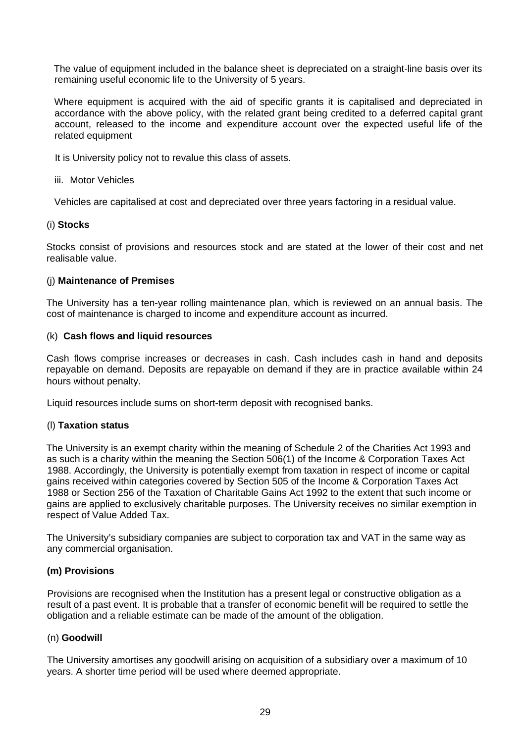The value of equipment included in the balance sheet is depreciated on a straight-line basis over its remaining useful economic life to the University of 5 years.

Where equipment is acquired with the aid of specific grants it is capitalised and depreciated in accordance with the above policy, with the related grant being credited to a deferred capital grant account, released to the income and expenditure account over the expected useful life of the related equipment

It is University policy not to revalue this class of assets.

iii. Motor Vehicles

Vehicles are capitalised at cost and depreciated over three years factoring in a residual value.

(i) **Stocks**

Stocks consist of provisions and resources stock and are stated at the lower of their cost and net realisable value.

(j) **Maintenance of Premises**

The University has a ten-year rolling maintenance plan, which is reviewed on an annual basis. The cost of maintenance is charged to income and expenditure account as incurred.

(k) **Cash flows and liquid resources**

Cash flows comprise increases or decreases in cash. Cash includes cash in hand and deposits repayable on demand. Deposits are repayable on demand if they are in practice available within 24 hours without penalty.

Liquid resources include sums on short-term deposit with recognised banks.

(l) **Taxation status**

The University is an exempt charity within the meaning of Schedule 2 of the Charities Act 1993 and as such is a charity within the meaning the Section 506(1) of the Income & Corporation Taxes Act 1988. Accordingly, the University is potentially exempt from taxation in respect of income or capital gains received within categories covered by Section 505 of the Income & Corporation Taxes Act 1988 or Section 256 of the Taxation of Charitable Gains Act 1992 to the extent that such income or gains are applied to exclusively charitable purposes. The University receives no similar exemption in respect of Value Added Tax.

The University's subsidiary companies are subject to corporation tax and VAT in the same way as any commercial organisation.

**(m) Provisions**

Provisions are recognised when the Institution has a present legal or constructive obligation as a result of a past event. It is probable that a transfer of economic benefit will be required to settle the obligation and a reliable estimate can be made of the amount of the obligation.

(n) **Goodwill**

The University amortises any goodwill arising on acquisition of a subsidiary over a maximum of 10 years. A shorter time period will be used where deemed appropriate.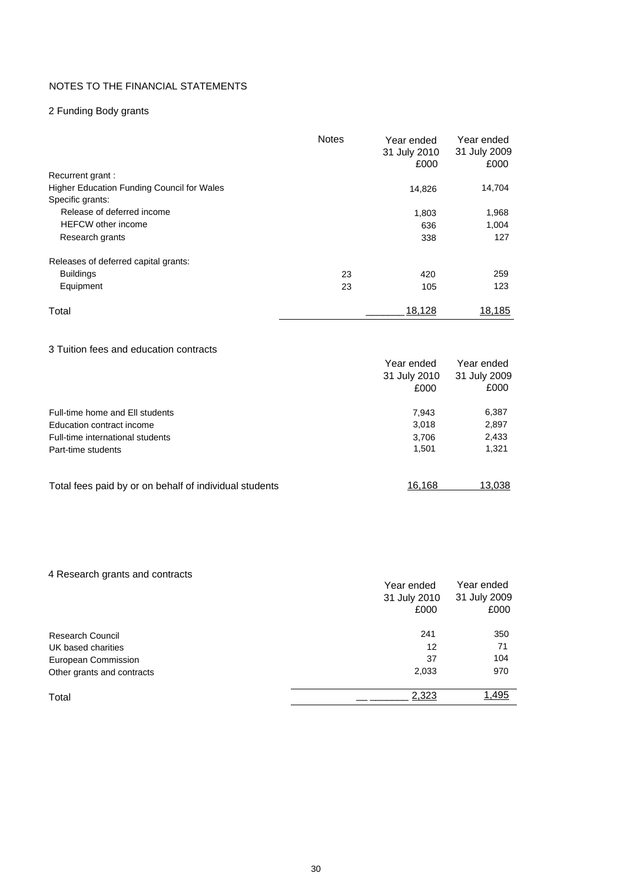NOTES TO THE FINANCIAL STATEMENTS

## 2 Funding Body grants

| | Notes | Year ended 31 July 2010 £000 | Year ended 31 July 2009 £000 |
|---|---|---|---|
| Recurrent grant : | | | |
| Higher Education Funding Council for Wales | | 14,826 | 14,704 |
| Specific grants: | | | |
| Release of deferred income | | 1,803 | 1,968 |
| HEFCW other income | | 636 | 1,004 |
| Research grants | | 338 | 127 |
| Releases of deferred capital grants: | | | |
| Buildings | 23 | 420 | 259 |
| Equipment | 23 | 105 | 123 |
| Total | | 18,128 | 18,185 |

## 3 Tuition fees and education contracts

| | Year ended 31 July 2010 £000 | Year ended 31 July 2009 £000 |
|---|---|---|
| Full-time home and EU students | 7,943 | 6,387 |
| Education contract income | 3,018 | 2,897 |
| Full-time international students | 3,706 | 2,433 |
| Part-time students | 1,501 | 1,321 |
| Total fees paid by or on behalf of individual students | 16,168 | 13,038 |

## 4 Research grants and contracts

| | Year ended 31 July 2010 £000 | Year ended 31 July 2009 £000 |
|---|---|---|
| Research Council | 241 | 350 |
| UK based charities | 12 | 71 |
| European Commission | 37 | 104 |
| Other grants and contracts | 2,033 | 970 |
| Total | 2,323 | 1,495 |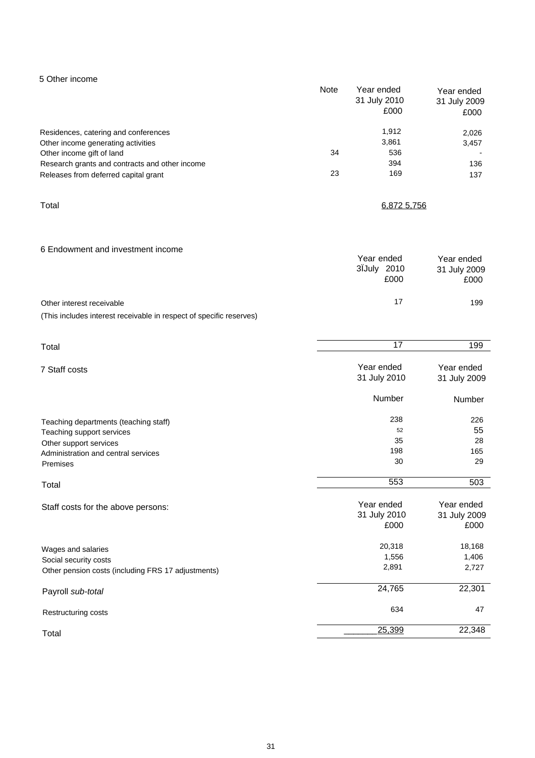## 5 Other income

| | Note | Year ended 31 July 2010 £000 | Year ended 31 July 2009 £000 |
|---|---|---|---|
| Residences, catering and conferences | | 1,912 | 2,026 |
| Other income generating activities | | 3,861 | 3,457 |
| Other income gift of land | 34 | 536 | - |
| Research grants and contracts and other income | | 394 | 136 |
| Releases from deferred capital grant | 23 | 169 | 137 |
| Total | | 6,872 | 5,756 |

## 6 Endowment and investment income

| | Year ended 3ÏJuly 2010 £000 | Year ended 31 July 2009 £000 |
|---|---|---|
| Other interest receivable | 17 | 199 |
| (This includes interest receivable in respect of specific reserves) | | |
| Total | 17 | 199 |

## 7 Staff costs

| | Year ended 31 July 2010 Number | Year ended 31 July 2009 Number |
|---|---|---|
| Teaching departments (teaching staff) | 238 | 226 |
| Teaching support services | 52 | 55 |
| Other support services | 35 | 28 |
| Administration and central services | 198 | 165 |
| Premises | 30 | 29 |
| Total | 553 | 503 |

Staff costs for the above persons:

| | Year ended 31 July 2010 £000 | Year ended 31 July 2009 £000 |
|---|---|---|
| Wages and salaries | 20,318 | 18,168 |
| Social security costs | 1,556 | 1,406 |
| Other pension costs (including FRS 17 adjustments) | 2,891 | 2,727 |
| Payroll *sub-total* | 24,765 | 22,301 |
| Restructuring costs | 634 | 47 |
| Total | 25,399 | 22,348 |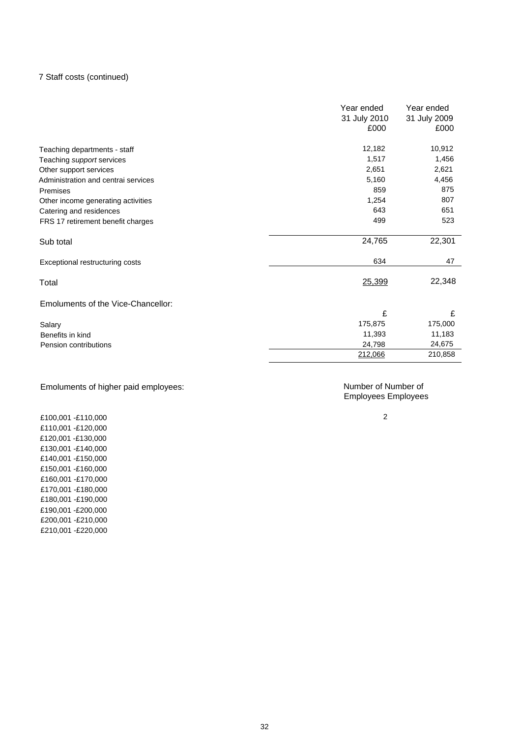7 Staff costs (continued)

| | Year ended 31 July 2010 £000 | Year ended 31 July 2009 £000 |
|---|---|---|
| Teaching departments - staff | 12,182 | 10,912 |
| Teaching *support* services | 1,517 | 1,456 |
| Other support services | 2,651 | 2,621 |
| Administration and centrai services | 5,160 | 4,456 |
| Premises | 859 | 875 |
| Other income generating activities | 1,254 | 807 |
| Catering and residences | 643 | 651 |
| FRS 17 retirement benefit charges | 499 | 523 |
| Sub total | 24,765 | 22,301 |
| Exceptional restructuring costs | 634 | 47 |
| Total | 25,399 | 22,348 |

Emoluments of the Vice-Chancellor:

| | £ | £ |
|---|---|---|
| Salary | 175,875 | 175,000 |
| Benefits in kind | 11,393 | 11,183 |
| Pension contributions | 24,798 | 24,675 |
| | 212,066 | 210,858 |

Emoluments of higher paid employees:

| | Number of Employees | Number of Employees |
|---|---|---|
| £100,001 -£110,000 | 2 | |
| £110,001 -£120,000 | | |
| £120,001 -£130,000 | | |
| £130,001 -£140,000 | | |
| £140,001 -£150,000 | | |
| £150,001 -£160,000 | | |
| £160,001 -£170,000 | | |
| £170,001 -£180,000 | | |
| £180,001 -£190,000 | | |
| £190,001 -£200,000 | | |
| £200,001 -£210,000 | | |
| £210,001 -£220,000 | | |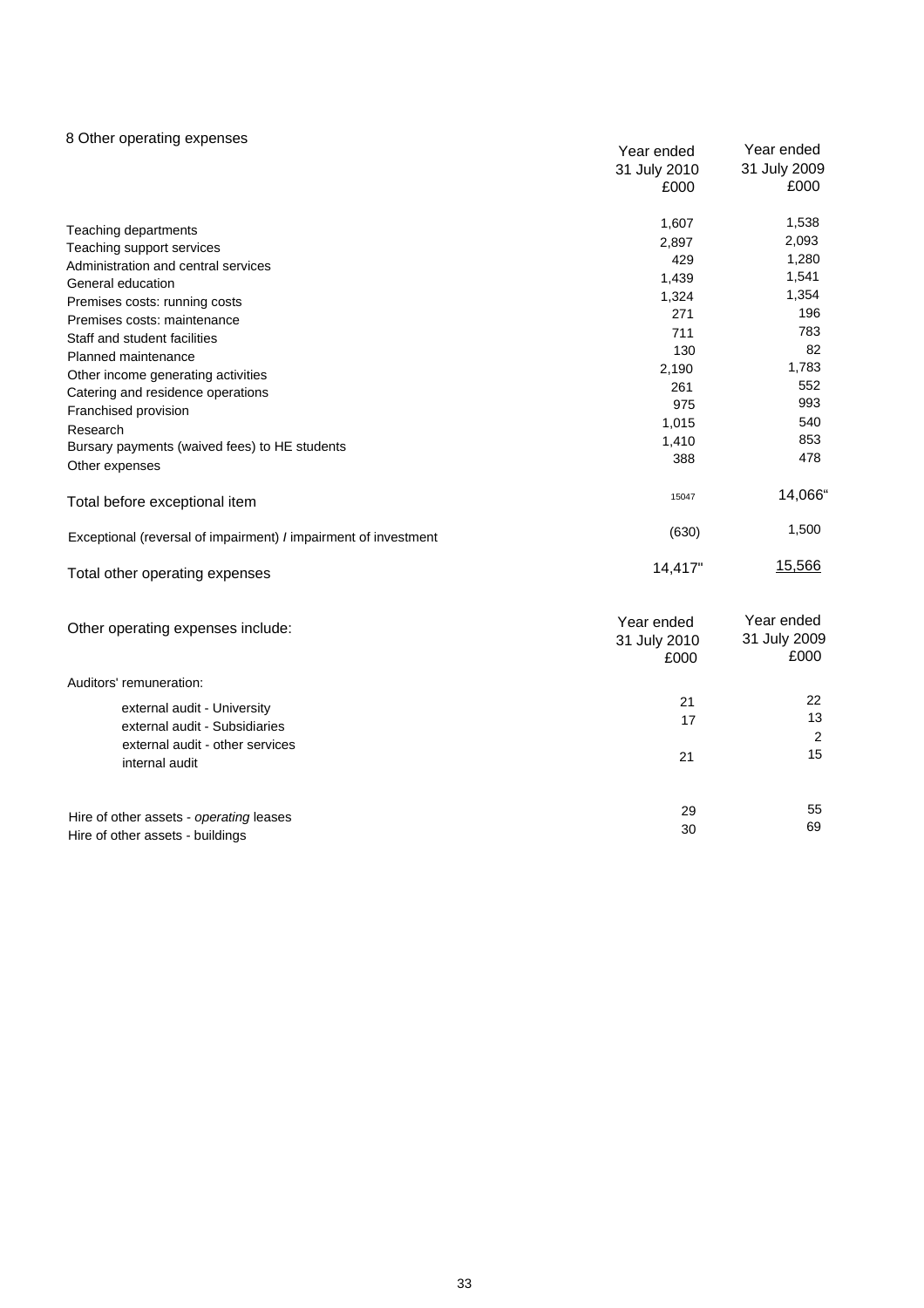## 8 Other operating expenses

| | Year ended 31 July 2010 £000 | Year ended 31 July 2009 £000 |
|---|---|---|
| Teaching departments | 1,607 | 1,538 |
| Teaching support services | 2,897 | 2,093 |
| Administration and central services | 429 | 1,280 |
| General education | 1,439 | 1,541 |
| Premises costs: running costs | 1,324 | 1,354 |
| Premises costs: maintenance | 271 | 196 |
| Staff and student facilities | 711 | 783 |
| Planned maintenance | 130 | 82 |
| Other income generating activities | 2,190 | 1,783 |
| Catering and residence operations | 261 | 552 |
| Franchised provision | 975 | 993 |
| Research | 1,015 | 540 |
| Bursary payments (waived fees) to HE students | 1,410 | 853 |
| Other expenses | 388 | 478 |
| Total before exceptional item | 15047 | 14,066" |
| Exceptional (reversal of impairment) / impairment of investment | (630) | 1,500 |
| Total other operating expenses | 14,417" | 15,566 |

| Other operating expenses include: | Year ended 31 July 2010 £000 | Year ended 31 July 2009 £000 |
|---|---|---|
| Auditors' remuneration: | | |
| external audit - University | 21 | 22 |
| external audit - Subsidiaries | 17 | 13 |
| external audit - other services | | 2 |
| internal audit | 21 | 15 |
| Hire of other assets - *operating* leases | 29 | 55 |
| Hire of other assets - buildings | 30 | 69 |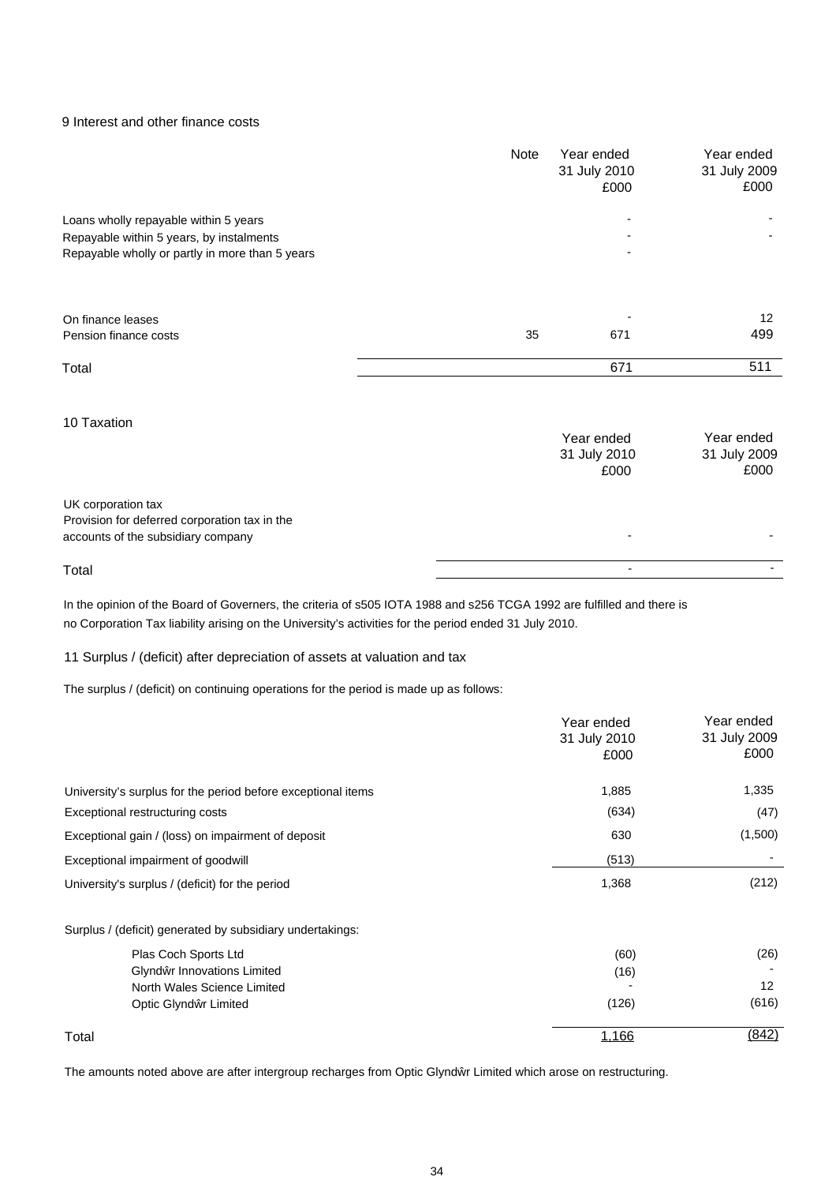## 9 Interest and other finance costs

| | Note | Year ended 31 July 2010 £000 | Year ended 31 July 2009 £000 |
|---|---|---|---|
| Loans wholly repayable within 5 years | | - | - |
| Repayable within 5 years, by instalments | | - | - |
| Repayable wholly or partly in more than 5 years | | - | |
| | | | |
| On finance leases | | - | 12 |
| Pension finance costs | 35 | 671 | 499 |
| Total | | 671 | 511 |

## 10 Taxation

| | Year ended 31 July 2010 £000 | Year ended 31 July 2009 £000 |
|---|---|---|
| UK corporation tax | | |
| Provision for deferred corporation tax in the accounts of the subsidiary company | - | - |
| Total | - | - |

In the opinion of the Board of Governers, the criteria of s505 IOTA 1988 and s256 TCGA 1992 are fulfilled and there is no Corporation Tax liability arising on the University's activities for the period ended 31 July 2010.

## 11 Surplus / (deficit) after depreciation of assets at valuation and tax

The surplus / (deficit) on continuing operations for the period is made up as follows:

| | Year ended 31 July 2010 £000 | Year ended 31 July 2009 £000 |
|---|---|---|
| University's surplus for the period before exceptional items | 1,885 | 1,335 |
| Exceptional restructuring costs | (634) | (47) |
| Exceptional gain / (loss) on impairment of deposit | 630 | (1,500) |
| Exceptional impairment of goodwill | (513) | - |
| University's surplus / (deficit) for the period | 1,368 | (212) |
| | | |
| Surplus / (deficit) generated by subsidiary undertakings: | | |
| Plas Coch Sports Ltd | (60) | (26) |
| Glyndŵr Innovations Limited | (16) | - |
| North Wales Science Limited | - | 12 |
| Optic Glyndŵr Limited | (126) | (616) |
| Total | 1,166 | (842) |

The amounts noted above are after intergroup recharges from Optic Glyndŵr Limited which arose on restructuring.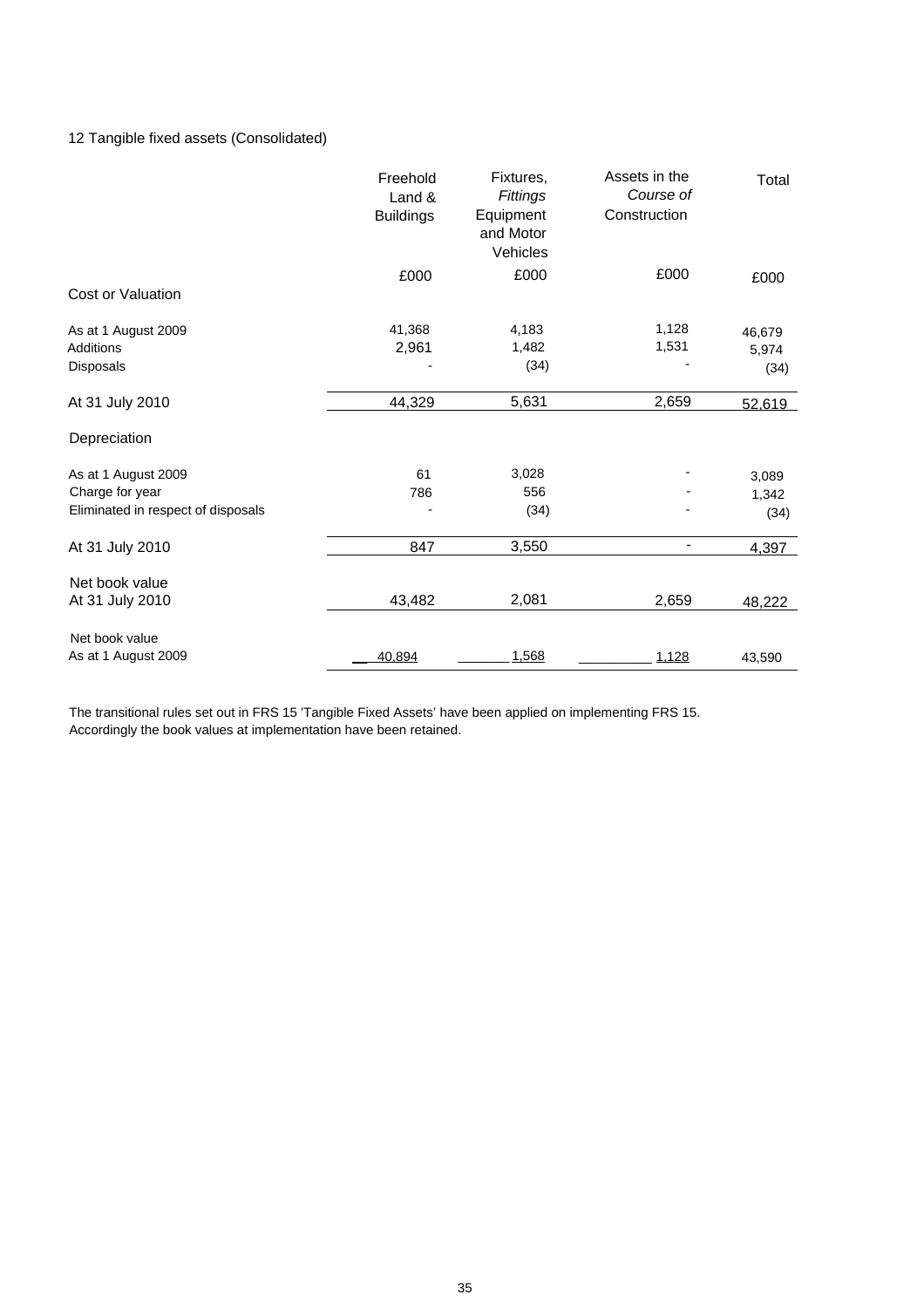12 Tangible fixed assets (Consolidated)

| | Freehold Land & Buildings | Fixtures, *Fittings* Equipment and Motor Vehicles | Assets in the *Course of* Construction | Total |
|---|---|---|---|---|
| | £000 | £000 | £000 | £000 |
| **Cost or Valuation** | | | | |
| As at 1 August 2009 | 41,368 | 4,183 | 1,128 | 46,679 |
| Additions | 2,961 | 1,482 | 1,531 | 5,974 |
| Disposals | - | (34) | - | (34) |
| At 31 July 2010 | 44,329 | 5,631 | 2,659 | 52,619 |
| **Depreciation** | | | | |
| As at 1 August 2009 | 61 | 3,028 | - | 3,089 |
| Charge for year | 786 | 556 | - | 1,342 |
| Eliminated in respect of disposals | - | (34) | - | (34) |
| At 31 July 2010 | 847 | 3,550 | - | 4,397 |
| **Net book value** | | | | |
| At 31 July 2010 | 43,482 | 2,081 | 2,659 | 48,222 |
| **Net book value** | | | | |
| As at 1 August 2009 | 40,894 | 1,568 | 1,128 | 43,590 |

The transitional rules set out in FRS 15 'Tangible Fixed Assets' have been applied on implementing FRS 15. Accordingly the book values at implementation have been retained.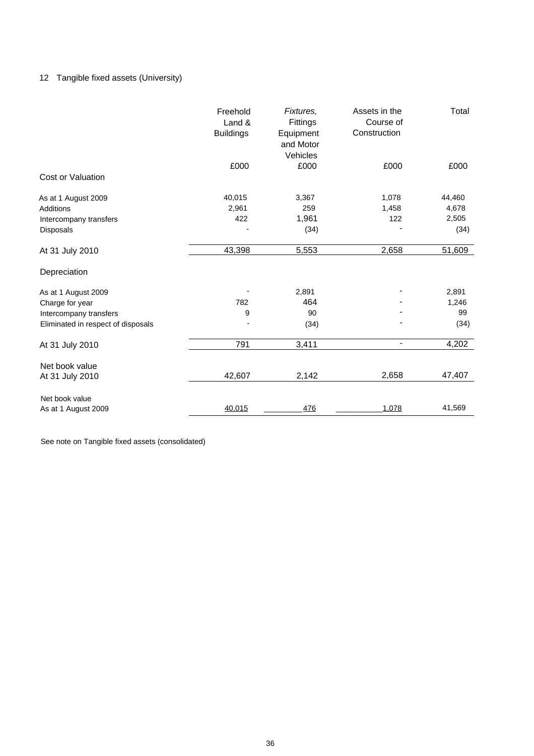## 12 Tangible fixed assets (University)

| | Freehold Land & Buildings | *Fixtures,* Fittings Equipment and Motor Vehicles | Assets in the Course of Construction | Total |
|---|---|---|---|---|
| | £000 | £000 | £000 | £000 |
| **Cost or Valuation** | | | | |
| As at 1 August 2009 | 40,015 | 3,367 | 1,078 | 44,460 |
| Additions | 2,961 | 259 | 1,458 | 4,678 |
| Intercompany transfers | 422 | 1,961 | 122 | 2,505 |
| Disposals | - | (34) | - | (34) |
| At 31 July 2010 | 43,398 | 5,553 | 2,658 | 51,609 |
| **Depreciation** | | | | |
| As at 1 August 2009 | - | 2,891 | - | 2,891 |
| Charge for year | 782 | 464 | - | 1,246 |
| Intercompany transfers | 9 | 90 | - | 99 |
| Eliminated in respect of disposals | - | (34) | - | (34) |
| At 31 July 2010 | 791 | 3,411 | - | 4,202 |
| Net book value At 31 July 2010 | 42,607 | 2,142 | 2,658 | 47,407 |
| Net book value As at 1 August 2009 | 40,015 | 476 | 1,078 | 41,569 |

See note on Tangible fixed assets (consolidated)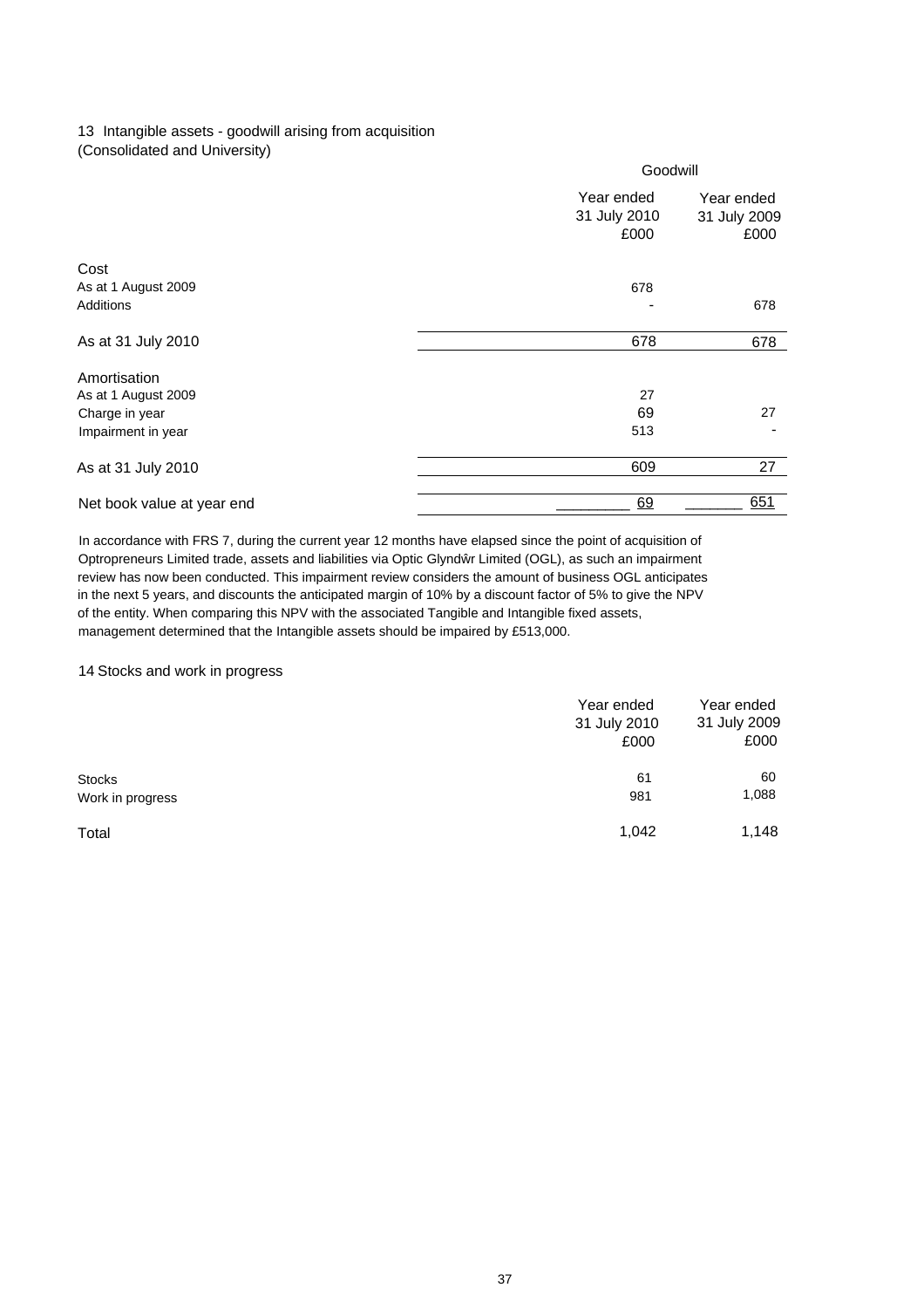## 13 Intangible assets - goodwill arising from acquisition

(Consolidated and University)

| | Goodwill | |
|---|---|---|
| | Year ended 31 July 2010 £000 | Year ended 31 July 2009 £000 |
| **Cost** | | |
| As at 1 August 2009 | 678 | |
| Additions | - | 678 |
| As at 31 July 2010 | 678 | 678 |
| **Amortisation** | | |
| As at 1 August 2009 | 27 | |
| Charge in year | 69 | 27 |
| Impairment in year | 513 | - |
| As at 31 July 2010 | 609 | 27 |
| Net book value at year end | 69 | 651 |

In accordance with FRS 7, during the current year 12 months have elapsed since the point of acquisition of Optropreneurs Limited trade, assets and liabilities via Optic Glyndŵr Limited (OGL), as such an impairment review has now been conducted. This impairment review considers the amount of business OGL anticipates in the next 5 years, and discounts the anticipated margin of 10% by a discount factor of 5% to give the NPV of the entity. When comparing this NPV with the associated Tangible and Intangible fixed assets, management determined that the Intangible assets should be impaired by £513,000.

## 14 Stocks and work in progress

| | Year ended 31 July 2010 £000 | Year ended 31 July 2009 £000 |
|---|---|---|
| Stocks | 61 | 60 |
| Work in progress | 981 | 1,088 |
| Total | 1,042 | 1,148 |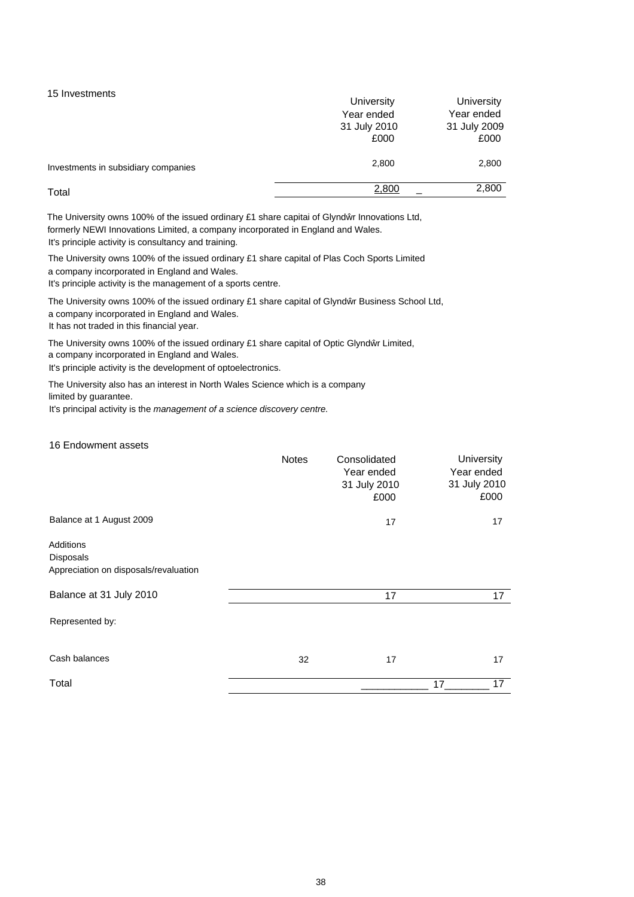## 15 Investments

| | University Year ended 31 July 2010 £000 | University Year ended 31 July 2009 £000 |
|---|---|---|
| Investments in subsidiary companies | 2,800 | 2,800 |
| Total | 2,800 | 2,800 |

The University owns 100% of the issued ordinary £1 share capitai of Glyndŵr Innovations Ltd, formerly NEWI Innovations Limited, a company incorporated in England and Wales.
It's principle activity is consultancy and training.

The University owns 100% of the issued ordinary £1 share capital of Plas Coch Sports Limited a company incorporated in England and Wales.
It's principle activity is the management of a sports centre.

The University owns 100% of the issued ordinary £1 share capital of Glyndŵr Business School Ltd, a company incorporated in England and Wales.
It has not traded in this financial year.

The University owns 100% of the issued ordinary £1 share capital of Optic Glyndŵr Limited, a company incorporated in England and Wales.
It's principle activity is the development of optoelectronics.

The University also has an interest in North Wales Science which is a company limited by guarantee.
It's principal activity is the *management of a science discovery centre.*

## 16 Endowment assets

| | Notes | Consolidated Year ended 31 July 2010 £000 | University Year ended 31 July 2010 £000 |
|---|---|---|---|
| Balance at 1 August 2009 | | 17 | 17 |
| Additions | | | |
| Disposals | | | |
| Appreciation on disposals/revaluation | | | |
| Balance at 31 July 2010 | | 17 | 17 |
| Represented by: | | | |
| Cash balances | 32 | 17 | 17 |
| Total | | 17 | 17 |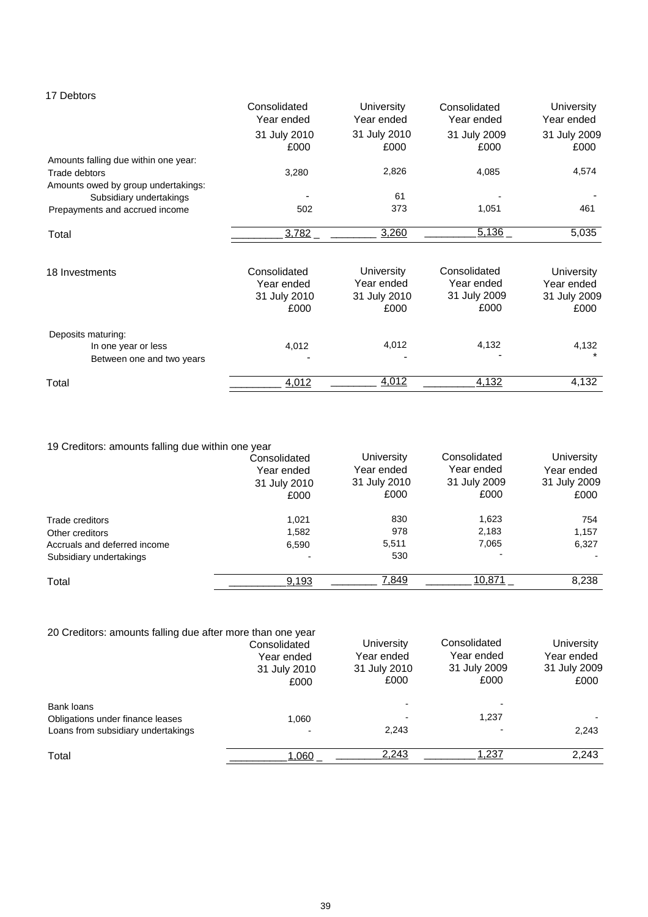## 17 Debtors

| | Consolidated Year ended 31 July 2010 £000 | University Year ended 31 July 2010 £000 | Consolidated Year ended 31 July 2009 £000 | University Year ended 31 July 2009 £000 |
|---|---|---|---|---|
| Amounts falling due within one year: | | | | |
| Trade debtors | 3,280 | 2,826 | 4,085 | 4,574 |
| Amounts owed by group undertakings: | | | | |
| Subsidiary undertakings | - | 61 | - | - |
| Prepayments and accrued income | 502 | 373 | 1,051 | 461 |
| Total | 3,782 | 3,260 | 5,136 | 5,035 |

## 18 Investments

| | Consolidated Year ended 31 July 2010 £000 | University Year ended 31 July 2010 £000 | Consolidated Year ended 31 July 2009 £000 | University Year ended 31 July 2009 £000 |
|---|---|---|---|---|
| Deposits maturing: | | | | |
| In one year or less | 4,012 | 4,012 | 4,132 | 4,132 |
| Between one and two years | - | - | - | * |
| Total | 4,012 | 4,012 | 4,132 | 4,132 |

## 19 Creditors: amounts falling due within one year

| | Consolidated Year ended 31 July 2010 £000 | University Year ended 31 July 2010 £000 | Consolidated Year ended 31 July 2009 £000 | University Year ended 31 July 2009 £000 |
|---|---|---|---|---|
| Trade creditors | 1,021 | 830 | 1,623 | 754 |
| Other creditors | 1,582 | 978 | 2,183 | 1,157 |
| Accruals and deferred income | 6,590 | 5,511 | 7,065 | 6,327 |
| Subsidiary undertakings | - | 530 | - | - |
| Total | 9,193 | 7,849 | 10,871 | 8,238 |

## 20 Creditors: amounts falling due after more than one year

| | Consolidated Year ended 31 July 2010 £000 | University Year ended 31 July 2010 £000 | Consolidated Year ended 31 July 2009 £000 | University Year ended 31 July 2009 £000 |
|---|---|---|---|---|
| Bank loans | | - | - | |
| Obligations under finance leases | 1,060 | - | 1,237 | - |
| Loans from subsidiary undertakings | - | 2,243 | - | 2,243 |
| Total | 1,060 | 2,243 | 1,237 | 2,243 |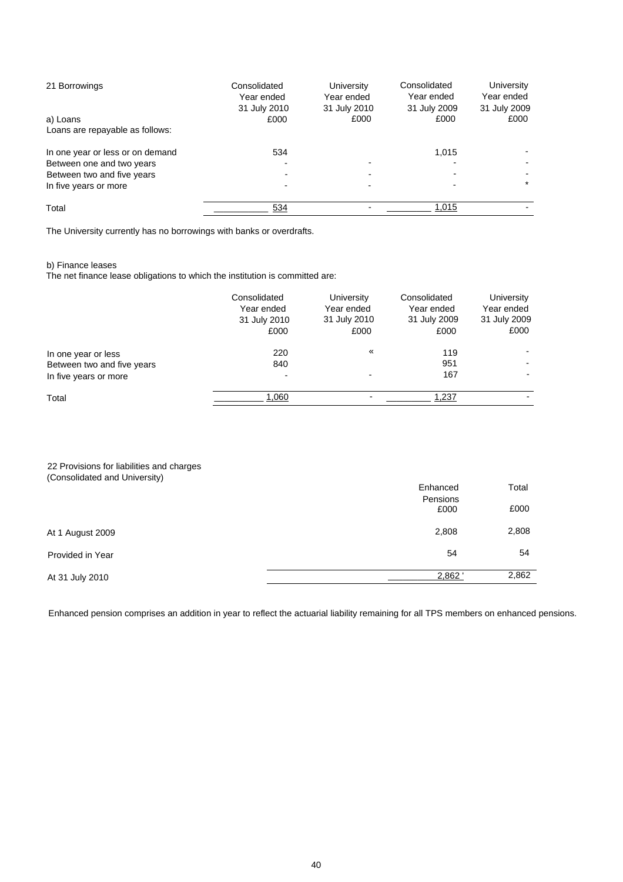## 21 Borrowings

| a) Loans<br>Loans are repayable as follows: | Consolidated<br>Year ended<br>31 July 2010<br>£000 | University<br>Year ended<br>31 July 2010<br>£000 | Consolidated<br>Year ended<br>31 July 2009<br>£000 | University<br>Year ended<br>31 July 2009<br>£000 |
|---|---|---|---|---|
| In one year or less or on demand | 534 | | 1,015 | - |
| Between one and two years | - | - | - | - |
| Between two and five years | - | - | - | - |
| In five years or more | - | - | - | * |
| Total | 534 | - | 1,015 | - |

The University currently has no borrowings with banks or overdrafts.

b) Finance leases

The net finance lease obligations to which the institution is committed are:

| | Consolidated<br>Year ended<br>31 July 2010<br>£000 | University<br>Year ended<br>31 July 2010<br>£000 | Consolidated<br>Year ended<br>31 July 2009<br>£000 | University<br>Year ended<br>31 July 2009<br>£000 |
|---|---|---|---|---|
| In one year or less | 220 | « | 119 | - |
| Between two and five years | 840 | | 951 | - |
| In five years or more | - | - | 167 | - |
| Total | 1,060 | - | 1,237 | - |

## 22 Provisions for liabilities and charges
(Consolidated and University)

| | Enhanced Pensions<br>£000 | Total<br>£000 |
|---|---|---|
| At 1 August 2009 | 2,808 | 2,808 |
| Provided in Year | 54 | 54 |
| At 31 July 2010 | 2,862 ' | 2,862 |

Enhanced pension comprises an addition in year to reflect the actuarial liability remaining for all TPS members on enhanced pensions.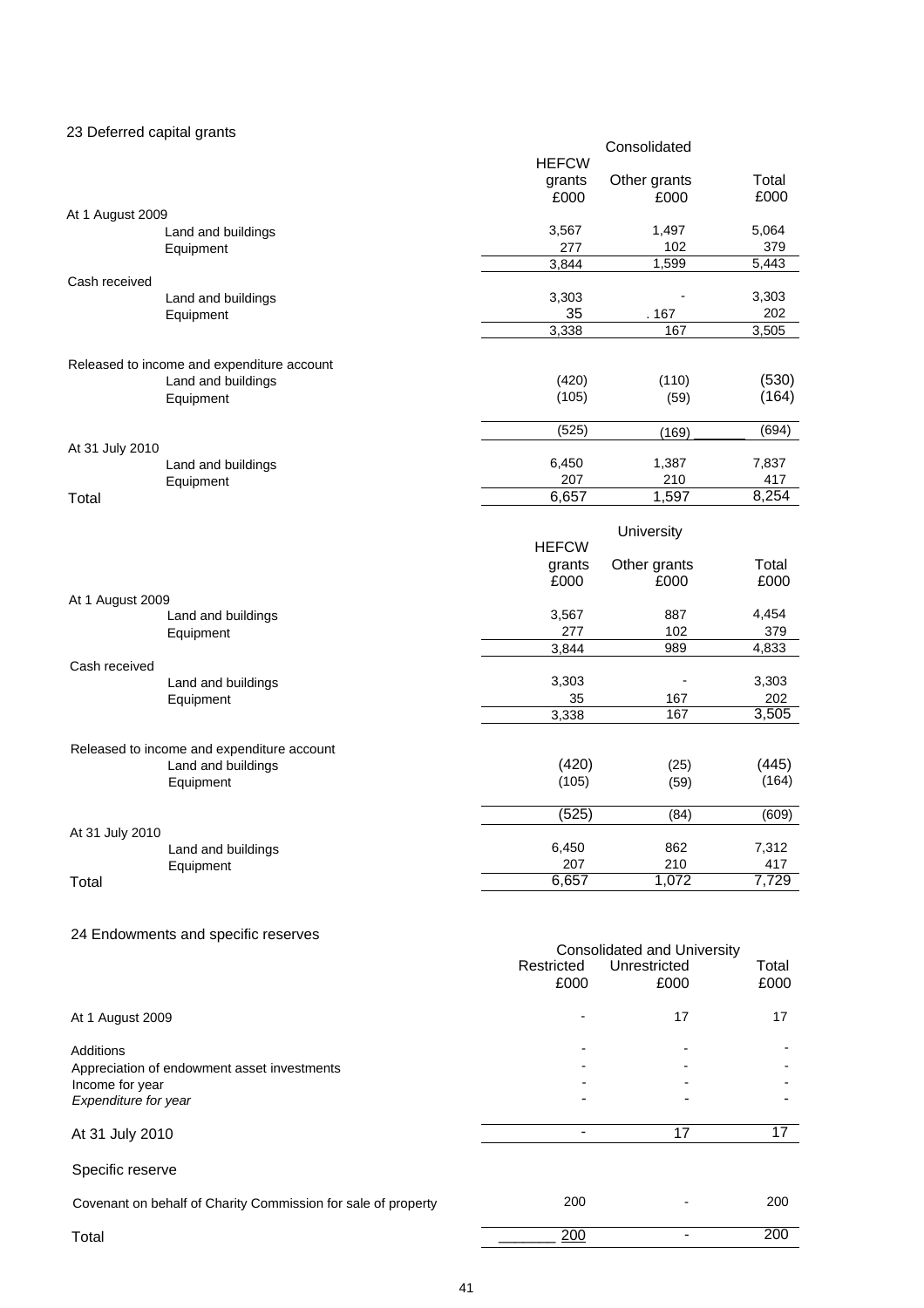## 23 Deferred capital grants

| | Consolidated | | |
|---|---|---|---|
| | HEFCW grants £000 | Other grants £000 | Total £000 |
| **At 1 August 2009** | | | |
| Land and buildings | 3,567 | 1,497 | 5,064 |
| Equipment | 277 | 102 | 379 |
| | 3,844 | 1,599 | 5,443 |
| **Cash received** | | | |
| Land and buildings | 3,303 | - | 3,303 |
| Equipment | 35 | . 167 | 202 |
| | 3,338 | 167 | 3,505 |
| **Released to income and expenditure account** | | | |
| Land and buildings | (420) | (110) | (530) |
| Equipment | (105) | (59) | (164) |
| | (525) | (169) | (694) |
| **At 31 July 2010** | | | |
| Land and buildings | 6,450 | 1,387 | 7,837 |
| Equipment | 207 | 210 | 417 |
| **Total** | 6,657 | 1,597 | 8,254 |

| | University | | |
|---|---|---|---|
| | HEFCW grants £000 | Other grants £000 | Total £000 |
| **At 1 August 2009** | | | |
| Land and buildings | 3,567 | 887 | 4,454 |
| Equipment | 277 | 102 | 379 |
| | 3,844 | 989 | 4,833 |
| **Cash received** | | | |
| Land and buildings | 3,303 | - | 3,303 |
| Equipment | 35 | 167 | 202 |
| | 3,338 | 167 | 3,505 |
| **Released to income and expenditure account** | | | |
| Land and buildings | (420) | (25) | (445) |
| Equipment | (105) | (59) | (164) |
| | (525) | (84) | (609) |
| **At 31 July 2010** | | | |
| Land and buildings | 6,450 | 862 | 7,312 |
| Equipment | 207 | 210 | 417 |
| **Total** | 6,657 | 1,072 | 7,729 |

## 24 Endowments and specific reserves

| | Consolidated and University | | |
|---|---|---|---|
| | Restricted £000 | Unrestricted £000 | Total £000 |
| At 1 August 2009 | - | 17 | 17 |
| Additions | - | - | - |
| Appreciation of endowment asset investments | - | - | - |
| Income for year | - | - | - |
| *Expenditure for year* | - | - | - |
| At 31 July 2010 | - | 17 | 17 |
| Specific reserve | | | |
| Covenant on behalf of Charity Commission for sale of property | 200 | - | 200 |
| Total | 200 | - | 200 |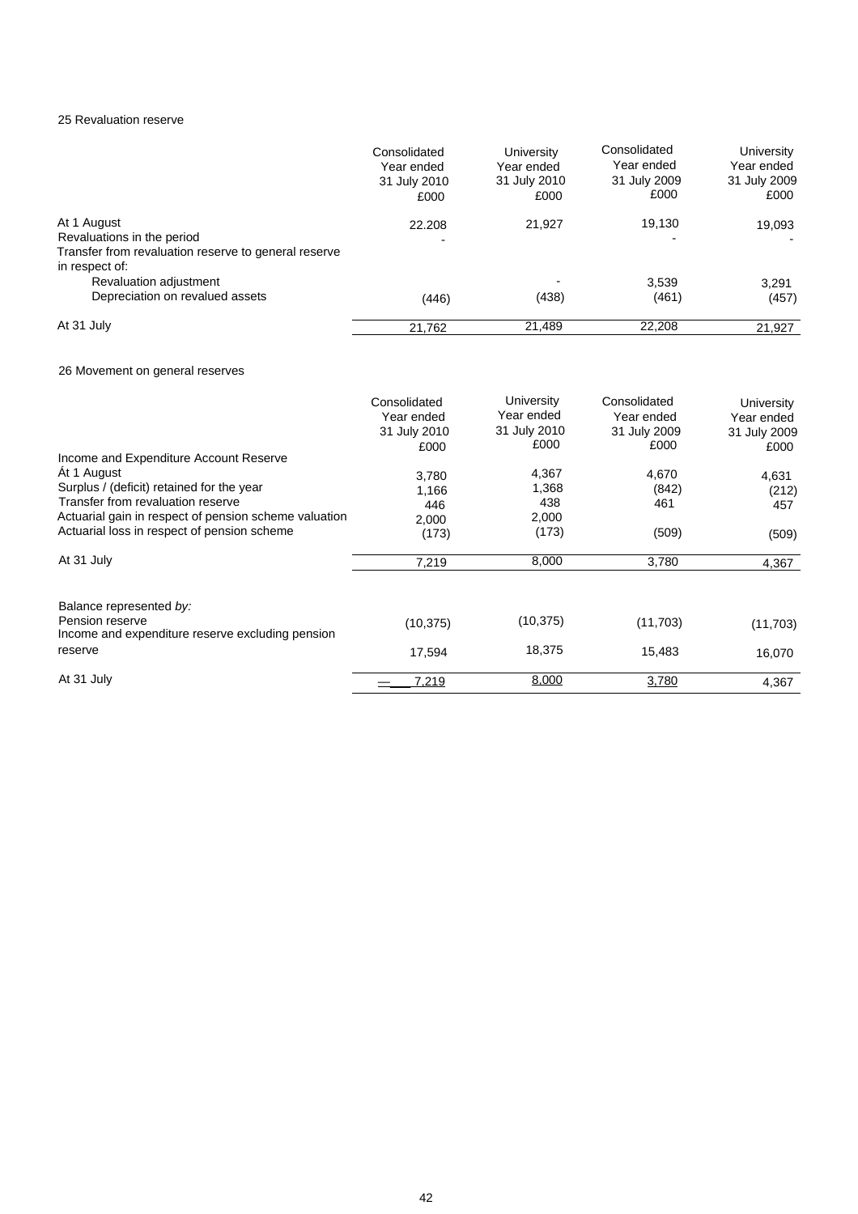25 Revaluation reserve

| | Consolidated Year ended 31 July 2010 £000 | University Year ended 31 July 2010 £000 | Consolidated Year ended 31 July 2009 £000 | University Year ended 31 July 2009 £000 |
|---|---|---|---|---|
| At 1 August | 22.208 | 21,927 | 19,130 | 19,093 |
| Revaluations in the period | - | | - | - |
| Transfer from revaluation reserve to general reserve in respect of: | | | | |
| Revaluation adjustment | | - | 3,539 | 3,291 |
| Depreciation on revalued assets | (446) | (438) | (461) | (457) |
| At 31 July | 21,762 | 21,489 | 22,208 | 21,927 |

26 Movement on general reserves

| | Consolidated Year ended 31 July 2010 £000 | University Year ended 31 July 2010 £000 | Consolidated Year ended 31 July 2009 £000 | University Year ended 31 July 2009 £000 |
|---|---|---|---|---|
| Income and Expenditure Account Reserve | | | | |
| Át 1 August | 3,780 | 4,367 | 4,670 | 4,631 |
| Surplus / (deficit) retained for the year | 1,166 | 1,368 | (842) | (212) |
| Transfer from revaluation reserve | 446 | 438 | 461 | 457 |
| Actuarial gain in respect of pension scheme valuation | 2,000 | 2,000 | | |
| Actuarial loss in respect of pension scheme | (173) | (173) | (509) | (509) |
| At 31 July | 7,219 | 8,000 | 3,780 | 4,367 |
| | | | | |
| Balance represented *by:* | | | | |
| Pension reserve | (10,375) | (10,375) | (11,703) | (11,703) |
| Income and expenditure reserve excluding pension reserve | 17,594 | 18,375 | 15,483 | 16,070 |
| At 31 July | 7,219 | 8,000 | 3,780 | 4,367 |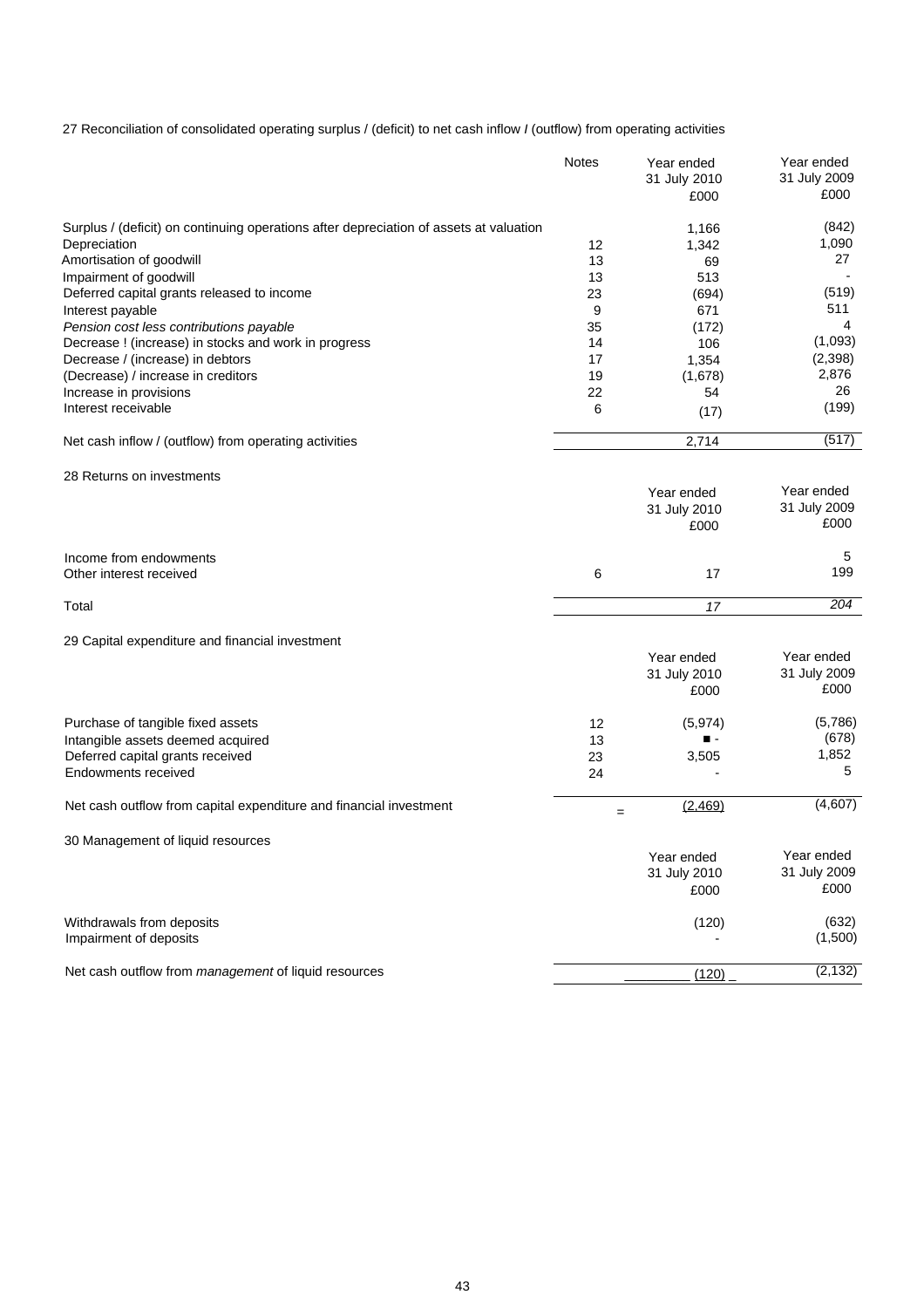## 27 Reconciliation of consolidated operating surplus / (deficit) to net cash inflow / (outflow) from operating activities

| | Notes | Year ended 31 July 2010 £000 | Year ended 31 July 2009 £000 |
|---|---|---|---|
| Surplus / (deficit) on continuing operations after depreciation of assets at valuation | | 1,166 | (842) |
| Depreciation | 12 | 1,342 | 1,090 |
| Amortisation of goodwill | 13 | 69 | 27 |
| Impairment of goodwill | 13 | 513 | - |
| Deferred capital grants released to income | 23 | (694) | (519) |
| Interest payable | 9 | 671 | 511 |
| *Pension cost less contributions payable* | 35 | (172) | 4 |
| Decrease ! (increase) in stocks and work in progress | 14 | 106 | (1,093) |
| Decrease / (increase) in debtors | 17 | 1,354 | (2,398) |
| (Decrease) / increase in creditors | 19 | (1,678) | 2,876 |
| Increase in provisions | 22 | 54 | 26 |
| Interest receivable | 6 | (17) | (199) |
| Net cash inflow / (outflow) from operating activities | | 2,714 | (517) |

## 28 Returns on investments

| | | Year ended 31 July 2010 £000 | Year ended 31 July 2009 £000 |
|---|---|---|---|
| Income from endowments | | | 5 |
| Other interest received | 6 | 17 | 199 |
| Total | | *17* | *204* |

## 29 Capital expenditure and financial investment

| | | Year ended 31 July 2010 £000 | Year ended 31 July 2009 £000 |
|---|---|---|---|
| Purchase of tangible fixed assets | 12 | (5,974) | (5,786) |
| Intangible assets deemed acquired | 13 | ■ - | (678) |
| Deferred capital grants received | 23 | 3,505 | 1,852 |
| Endowments received | 24 | - | 5 |
| Net cash outflow from capital expenditure and financial investment | = | (2,469) | (4,607) |

## 30 Management of liquid resources

| | Year ended 31 July 2010 £000 | Year ended 31 July 2009 £000 |
|---|---|---|
| Withdrawals from deposits | (120) | (632) |
| Impairment of deposits | - | (1,500) |
| Net cash outflow from *management* of liquid resources | (120) | (2,132) |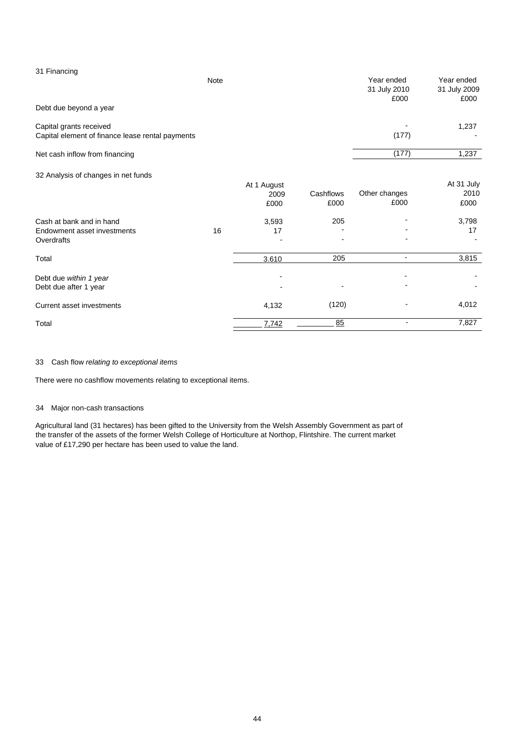31 Financing

| | Note | Year ended 31 July 2010 £000 | Year ended 31 July 2009 £000 |
|---|---|---|---|
| Debt due beyond a year | | | |
| Capital grants received | | - | 1,237 |
| Capital element of finance lease rental payments | | (177) | - |
| Net cash inflow from financing | | (177) | 1,237 |

32 Analysis of changes in net funds

| | Note | At 1 August 2009 £000 | Cashflows £000 | Other changes £000 | At 31 July 2010 £000 |
|---|---|---|---|---|---|
| Cash at bank and in hand | | 3,593 | 205 | - | 3,798 |
| Endowment asset investments | 16 | 17 | - | - | 17 |
| Overdrafts | | - | - | - | - |
| Total | | 3.610 | 205 | - | 3,815 |
| Debt due *within 1 year* | | - | | - | - |
| Debt due after 1 year | | - | - | - | - |
| Current asset investments | | 4,132 | (120) | - | 4,012 |
| Total | | 7,742 | 85 | - | 7,827 |

33 Cash flow *relating to exceptional items*

There were no cashflow movements relating to exceptional items.

34 Major non-cash transactions

Agricultural land (31 hectares) has been gifted to the University from the Welsh Assembly Government as part of the transfer of the assets of the former Welsh College of Horticulture at Northop, Flintshire. The current market value of £17,290 per hectare has been used to value the land.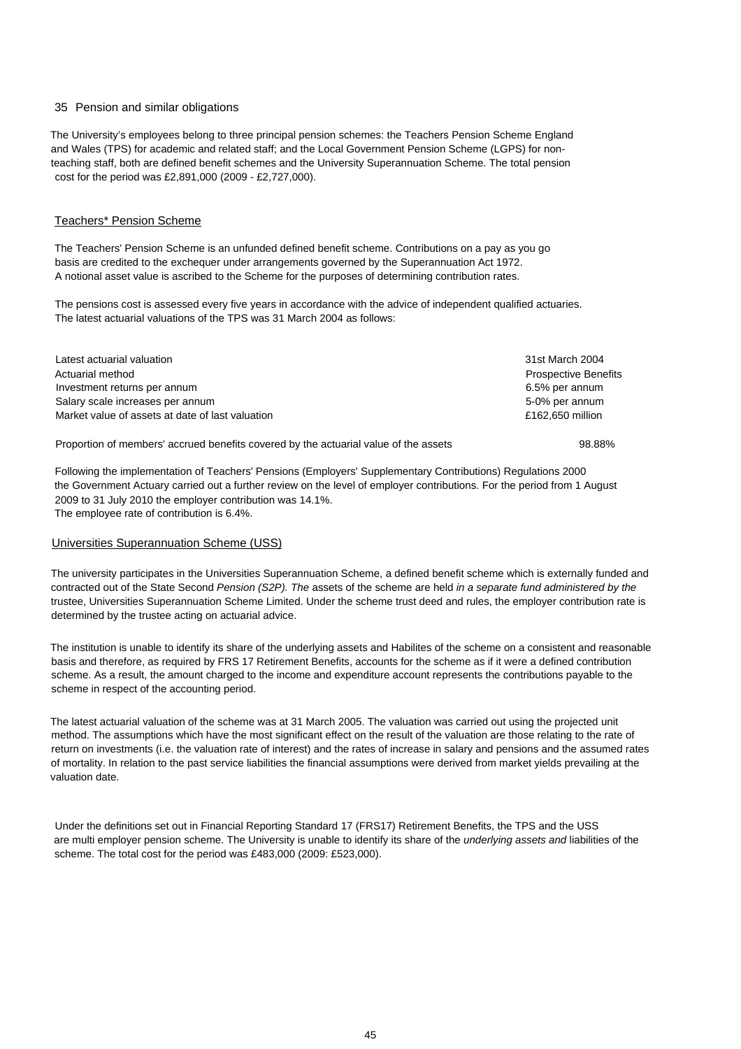## 35 Pension and similar obligations

The University's employees belong to three principal pension schemes: the Teachers Pension Scheme England and Wales (TPS) for academic and related staff; and the Local Government Pension Scheme (LGPS) for non-teaching staff, both are defined benefit schemes and the University Superannuation Scheme. The total pension cost for the period was £2,891,000 (2009 - £2,727,000).

### Teachers* Pension Scheme

The Teachers' Pension Scheme is an unfunded defined benefit scheme. Contributions on a pay as you go basis are credited to the exchequer under arrangements governed by the Superannuation Act 1972. A notional asset value is ascribed to the Scheme for the purposes of determining contribution rates.

The pensions cost is assessed every five years in accordance with the advice of independent qualified actuaries. The latest actuarial valuations of the TPS was 31 March 2004 as follows:

| | |
|---|---|
| Latest actuarial valuation | 31st March 2004 |
| Actuarial method | Prospective Benefits |
| Investment returns per annum | 6.5% per annum |
| Salary scale increases per annum | 5-0% per annum |
| Market value of assets at date of last valuation | £162,650 million |
| Proportion of members' accrued benefits covered by the actuarial value of the assets | 98.88% |

Following the implementation of Teachers' Pensions (Employers' Supplementary Contributions) Regulations 2000 the Government Actuary carried out a further review on the level of employer contributions. For the period from 1 August 2009 to 31 July 2010 the employer contribution was 14.1%.
The employee rate of contribution is 6.4%.

### Universities Superannuation Scheme (USS)

The university participates in the Universities Superannuation Scheme, a defined benefit scheme which is externally funded and contracted out of the State Second *Pension (S2P). The* assets of the scheme are held *in a separate fund administered by the* trustee, Universities Superannuation Scheme Limited. Under the scheme trust deed and rules, the employer contribution rate is determined by the trustee acting on actuarial advice.

The institution is unable to identify its share of the underlying assets and Habilites of the scheme on a consistent and reasonable basis and therefore, as required by FRS 17 Retirement Benefits, accounts for the scheme as if it were a defined contribution scheme. As a result, the amount charged to the income and expenditure account represents the contributions payable to the scheme in respect of the accounting period.

The latest actuarial valuation of the scheme was at 31 March 2005. The valuation was carried out using the projected unit method. The assumptions which have the most significant effect on the result of the valuation are those relating to the rate of return on investments (i.e. the valuation rate of interest) and the rates of increase in salary and pensions and the assumed rates of mortality. In relation to the past service liabilities the financial assumptions were derived from market yields prevailing at the valuation date.

Under the definitions set out in Financial Reporting Standard 17 (FRS17) Retirement Benefits, the TPS and the USS are multi employer pension scheme. The University is unable to identify its share of the *underlying assets and* liabilities of the scheme. The total cost for the period was £483,000 (2009: £523,000).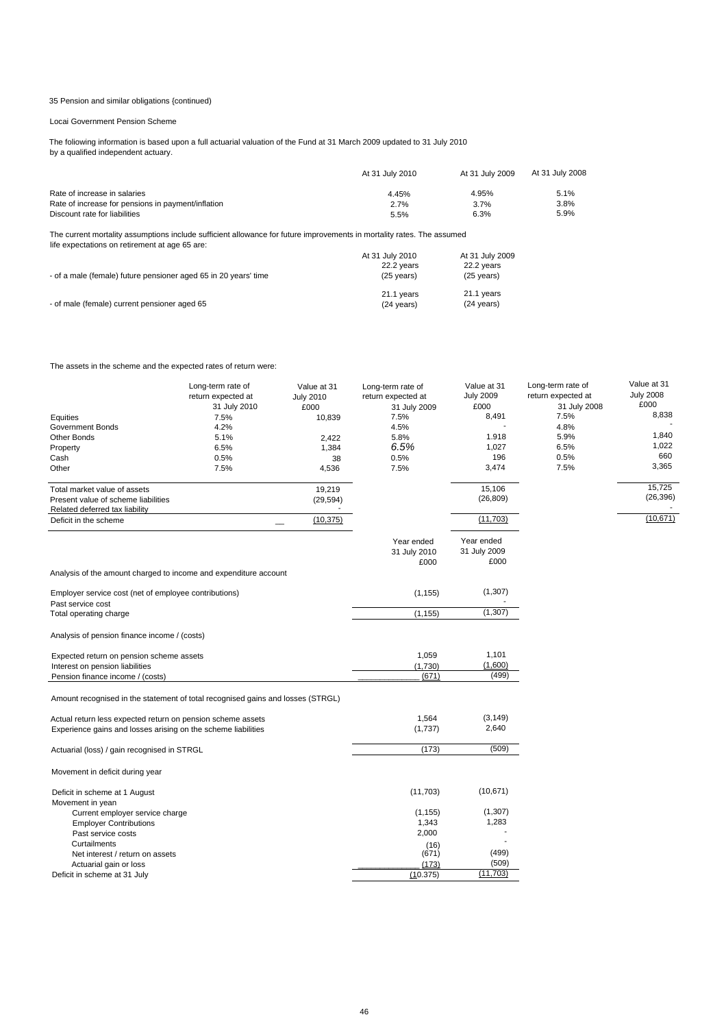35 Pension and similar obligations (continued)

Locai Government Pension Scheme

The foliowing information is based upon a full actuarial valuation of the Fund at 31 March 2009 updated to 31 July 2010 by a qualified independent actuary.

| | At 31 July 2010 | At 31 July 2009 | At 31 July 2008 |
|---|---|---|---|
| Rate of increase in salaries | 4.45% | 4.95% | 5.1% |
| Rate of increase for pensions in payment/inflation | 2.7% | 3.7% | 3.8% |
| Discount rate for liabilities | 5.5% | 6.3% | 5.9% |

The current mortality assumptions include sufficient allowance for future improvements in mortality rates. The assumed life expectations on retirement at age 65 are:

| | At 31 July 2010 | At 31 July 2009 |
|---|---|---|
| - of a male (female) future pensioner aged 65 in 20 years' time | 22.2 years (25 years) | 22.2 years (25 years) |
| - of male (female) current pensioner aged 65 | 21.1 years (24 years) | 21.1 years (24 years) |

The assets in the scheme and the expected rates of return were:

| | Long-term rate of return expected at 31 July 2010 | Value at 31 July 2010 £000 | Long-term rate of return expected at 31 July 2009 | Value at 31 July 2009 £000 | Long-term rate of return expected at 31 July 2008 | Value at 31 July 2008 £000 |
|---|---|---|---|---|---|---|
| Equities | 7.5% | 10,839 | 7.5% | 8,491 | 7.5% | 8,838 |
| Government Bonds | 4.2% | | 4.5% | - | 4.8% | - |
| Other Bonds | 5.1% | 2,422 | 5.8% | 1,918 | 5.9% | 1,840 |
| Property | 6.5% | 1,384 | *6.5%* | 1,027 | 6.5% | 1,022 |
| Cash | 0.5% | 38 | 0.5% | 196 | 0.5% | 660 |
| Other | 7.5% | 4,536 | 7.5% | 3,474 | 7.5% | 3,365 |
| Total market value of assets | | 19,219 | | 15,106 | | 15,725 |
| Present value of scheme liabilities | | (29,594) | | (26,809) | | (26,396) |
| Related deferred tax liability | | - | | | | - |
| Deficit in the scheme | | (10,375) | | (11,703) | | (10,671) |

| | Year ended 31 July 2010 £000 | Year ended 31 July 2009 £000 |
|---|---|---|
| **Analysis of the amount charged to income and expenditure account** | | |
| Employer service cost (net of employee contributions) | (1,155) | (1,307) |
| Past service cost | | - |
| Total operating charge | (1,155) | (1,307) |
| **Analysis of pension finance income / (costs)** | | |
| Expected return on pension scheme assets | 1,059 | 1,101 |
| Interest on pension liabilities | (1,730) | (1,600) |
| Pension finance income / (costs) | (671) | (499) |
| **Amount recognised in the statement of total recognised gains and losses (STRGL)** | | |
| Actual return less expected return on pension scheme assets | 1,564 | (3,149) |
| Experience gains and losses arising on the scheme liabilities | (1,737) | 2,640 |
| Actuarial (loss) / gain recognised in STRGL | (173) | (509) |
| **Movement in deficit during year** | | |
| Deficit in scheme at 1 August | (11,703) | (10,671) |
| Movement in yean | | |
| Current employer service charge | (1,155) | (1,307) |
| Employer Contributions | 1,343 | 1,283 |
| Past service costs | 2,000 | - |
| Curtailments | (16) | - |
| Net interest / return on assets | (671) | (499) |
| Actuarial gain or loss | (173) | (509) |
| Deficit in scheme at 31 July | (10,375) | (11,703) |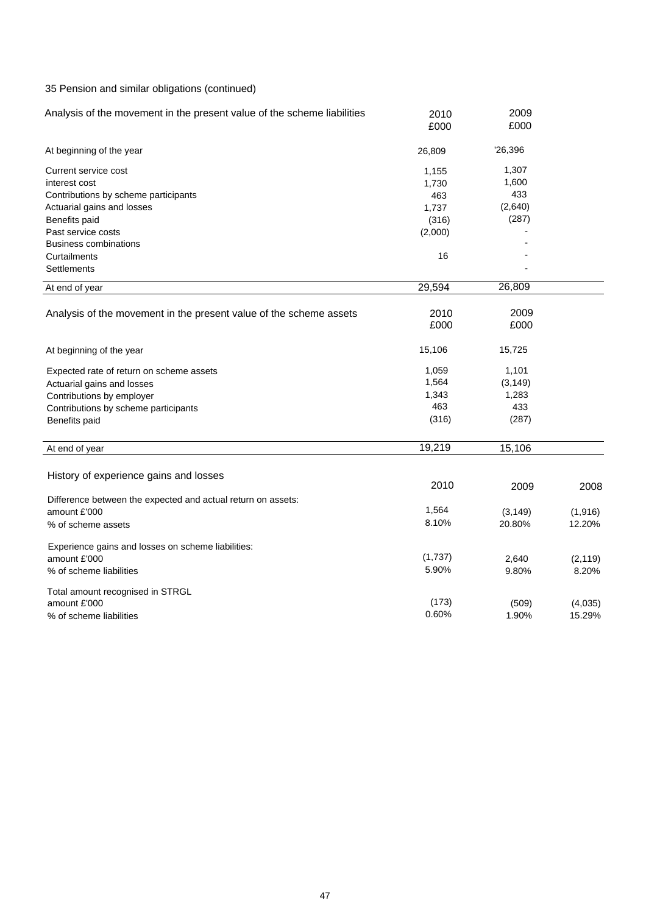35 Pension and similar obligations (continued)

| Analysis of the movement in the present value of the scheme liabilities | 2010 £000 | 2009 £000 |
|---|---|---|
| At beginning of the year | 26,809 | '26,396 |
| Current service cost | 1,155 | 1,307 |
| interest cost | 1,730 | 1,600 |
| Contributions by scheme participants | 463 | 433 |
| Actuarial gains and losses | 1,737 | (2,640) |
| Benefits paid | (316) | (287) |
| Past service costs | (2,000) | - |
| Business combinations | | - |
| Curtailments | 16 | - |
| Settlements | | - |
| At end of year | 29,594 | 26,809 |

| Analysis of the movement in the present value of the scheme assets | 2010 £000 | 2009 £000 |
|---|---|---|
| At beginning of the year | 15,106 | 15,725 |
| Expected rate of return on scheme assets | 1,059 | 1,101 |
| Actuarial gains and losses | 1,564 | (3,149) |
| Contributions by employer | 1,343 | 1,283 |
| Contributions by scheme participants | 463 | 433 |
| Benefits paid | (316) | (287) |
| At end of year | 19,219 | 15,106 |

| History of experience gains and losses | 2010 | 2009 | 2008 |
|---|---|---|---|
| Difference between the expected and actual return on assets: | | | |
| amount £'000 | 1,564 | (3,149) | (1,916) |
| % of scheme assets | 8.10% | 20.80% | 12.20% |
| Experience gains and losses on scheme liabilities: | | | |
| amount £'000 | (1,737) | 2,640 | (2,119) |
| % of scheme liabilities | 5.90% | 9.80% | 8.20% |
| Total amount recognised in STRGL | | | |
| amount £'000 | (173) | (509) | (4,035) |
| % of scheme liabilities | 0.60% | 1.90% | 15.29% |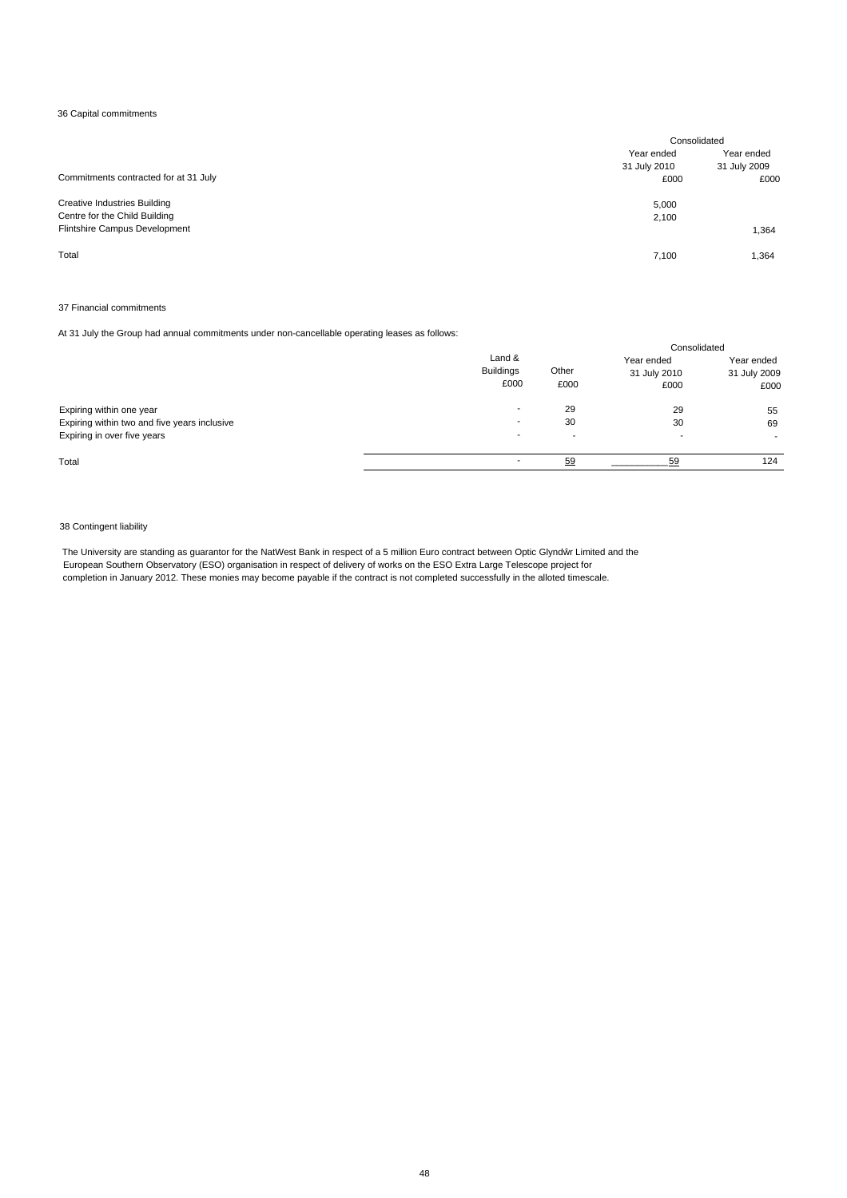## 36 Capital commitments

| Commitments contracted for at 31 July | Consolidated Year ended 31 July 2010 £000 | Year ended 31 July 2009 £000 |
|---|---|---|
| Creative Industries Building | 5,000 | |
| Centre for the Child Building | 2,100 | |
| Flintshire Campus Development | | 1,364 |
| Total | 7,100 | 1,364 |

## 37 Financial commitments

At 31 July the Group had annual commitments under non-cancellable operating leases as follows:

| | Land & Buildings £000 | Other £000 | Consolidated Year ended 31 July 2010 £000 | Year ended 31 July 2009 £000 |
|---|---|---|---|---|
| Expiring within one year | - | 29 | 29 | 55 |
| Expiring within two and five years inclusive | - | 30 | 30 | 69 |
| Expiring in over five years | - | - | - | - |
| Total | - | 59 | 59 | 124 |

## 38 Contingent liability

The University are standing as guarantor for the NatWest Bank in respect of a 5 million Euro contract between Optic Glyndŵr Limited and the European Southern Observatory (ESO) organisation in respect of delivery of works on the ESO Extra Large Telescope project for completion in January 2012. These monies may become payable if the contract is not completed successfully in the alloted timescale.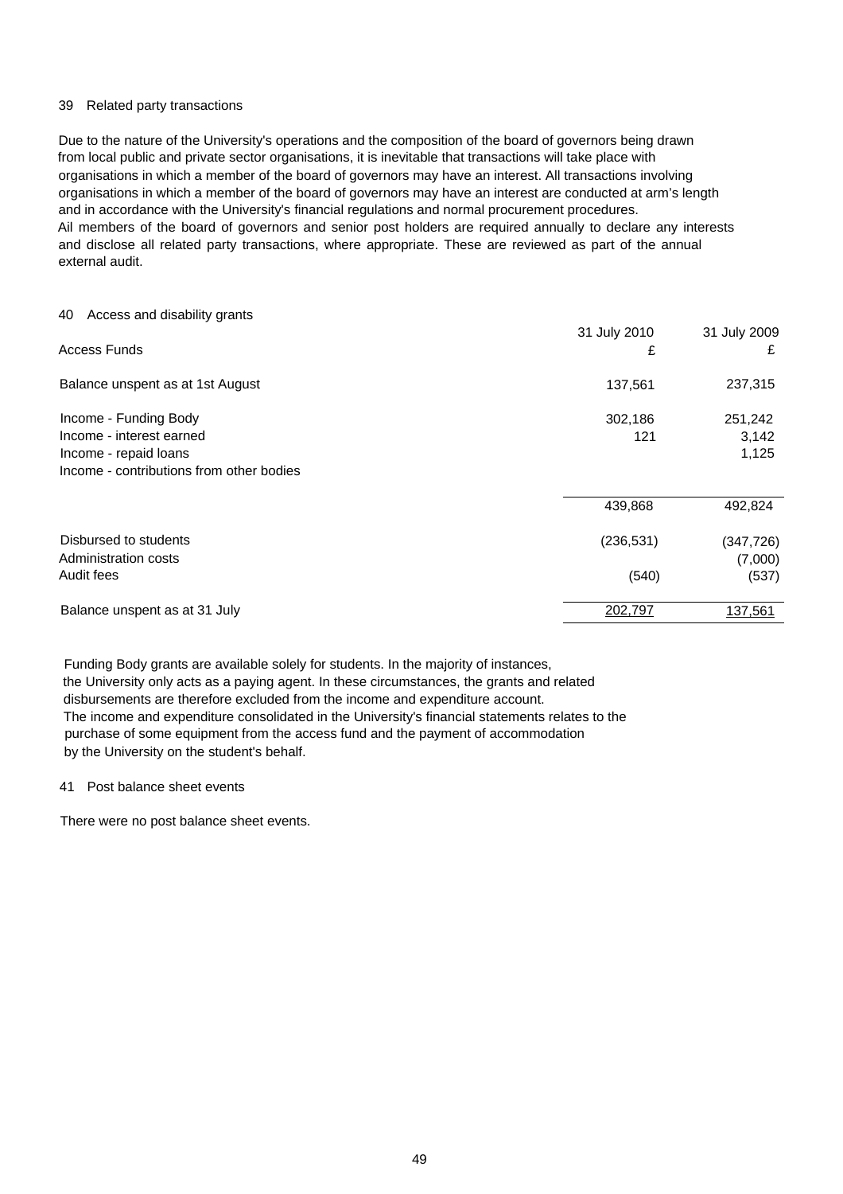## 39 Related party transactions

Due to the nature of the University's operations and the composition of the board of governors being drawn from local public and private sector organisations, it is inevitable that transactions will take place with organisations in which a member of the board of governors may have an interest. All transactions involving organisations in which a member of the board of governors may have an interest are conducted at arm's length and in accordance with the University's financial regulations and normal procurement procedures. Ail members of the board of governors and senior post holders are required annually to declare any interests and disclose all related party transactions, where appropriate. These are reviewed as part of the annual external audit.

## 40 Access and disability grants

| Access Funds | 31 July 2010 £ | 31 July 2009 £ |
|---|---|---|
| Balance unspent as at 1st August | 137,561 | 237,315 |
| Income - Funding Body | 302,186 | 251,242 |
| Income - interest earned | 121 | 3,142 |
| Income - repaid loans | | 1,125 |
| Income - contributions from other bodies | | |
| | 439,868 | 492,824 |
| Disbursed to students | (236,531) | (347,726) |
| Administration costs | | (7,000) |
| Audit fees | (540) | (537) |
| Balance unspent as at 31 July | 202,797 | 137,561 |

Funding Body grants are available solely for students. In the majority of instances, the University only acts as a paying agent. In these circumstances, the grants and related disbursements are therefore excluded from the income and expenditure account. The income and expenditure consolidated in the University's financial statements relates to the purchase of some equipment from the access fund and the payment of accommodation by the University on the student's behalf.

## 41 Post balance sheet events

There were no post balance sheet events.